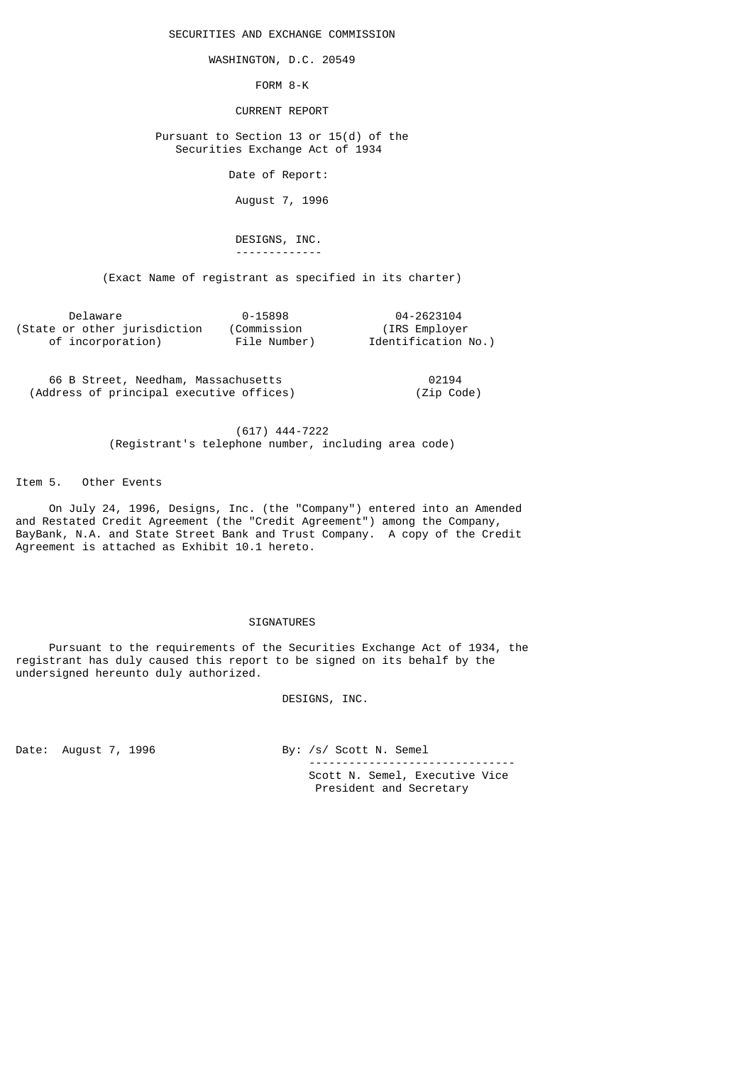SECURITIES AND EXCHANGE COMMISSION

WASHINGTON, D.C. 20549

FORM 8-K

CURRENT REPORT

Pursuant to Section 13 or 15(d) of the Securities Exchange Act of 1934

Date of Report:

August 7, 1996

**DESIGNS, INC.**

(Exact Name of registrant as specified in its charter)

| Delaware | 0-15898 | 04-2623104 |
|---|---|---|
| (State or other jurisdiction of incorporation) | (Commission File Number) | (IRS Employer Identification No.) |

| 66 B Street, Needham, Massachusetts | 02194 |
|---|---|
| (Address of principal executive offices) | (Zip Code) |

(617) 444-7222
(Registrant's telephone number, including area code)

Item 5. Other Events

On July 24, 1996, Designs, Inc. (the "Company") entered into an Amended and Restated Credit Agreement (the "Credit Agreement") among the Company, BayBank, N.A. and State Street Bank and Trust Company. A copy of the Credit Agreement is attached as Exhibit 10.1 hereto.

SIGNATURES

Pursuant to the requirements of the Securities Exchange Act of 1934, the registrant has duly caused this report to be signed on its behalf by the undersigned hereunto duly authorized.

DESIGNS, INC.

Date: August 7, 1996

By: /s/ Scott N. Semel
Scott N. Semel, Executive Vice President and Secretary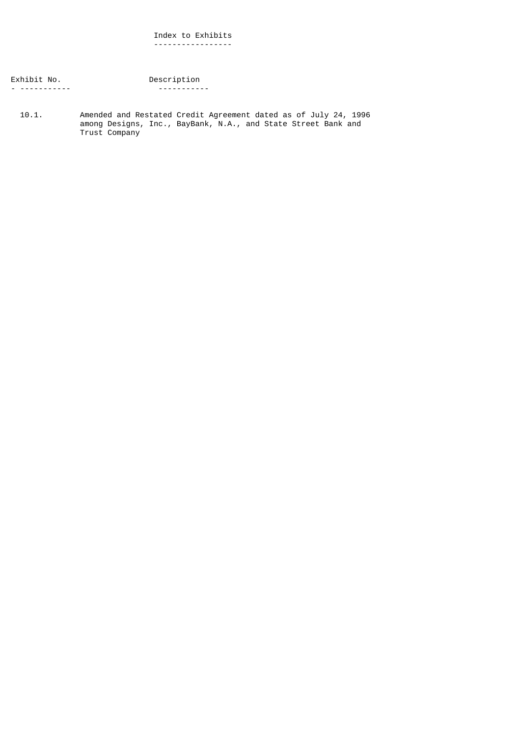# Index to Exhibits

| Exhibit No. | Description |
| --- | --- |
| 10.1. | Amended and Restated Credit Agreement dated as of July 24, 1996 among Designs, Inc., BayBank, N.A., and State Street Bank and Trust Company |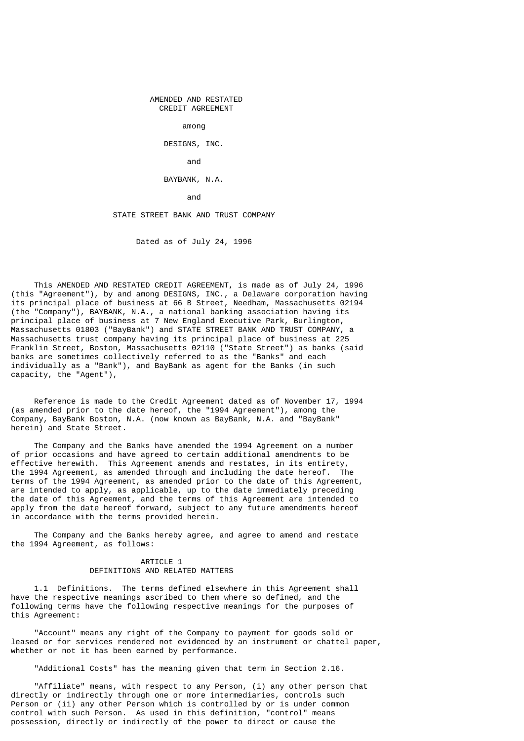AMENDED AND RESTATED
CREDIT AGREEMENT

among

DESIGNS, INC.

and

BAYBANK, N.A.

and

STATE STREET BANK AND TRUST COMPANY

Dated as of July 24, 1996

This AMENDED AND RESTATED CREDIT AGREEMENT, is made as of July 24, 1996 (this "Agreement"), by and among DESIGNS, INC., a Delaware corporation having its principal place of business at 66 B Street, Needham, Massachusetts 02194 (the "Company"), BAYBANK, N.A., a national banking association having its principal place of business at 7 New England Executive Park, Burlington, Massachusetts 01803 ("BayBank") and STATE STREET BANK AND TRUST COMPANY, a Massachusetts trust company having its principal place of business at 225 Franklin Street, Boston, Massachusetts 02110 ("State Street") as banks (said banks are sometimes collectively referred to as the "Banks" and each individually as a "Bank"), and BayBank as agent for the Banks (in such capacity, the "Agent"),

Reference is made to the Credit Agreement dated as of November 17, 1994 (as amended prior to the date hereof, the "1994 Agreement"), among the Company, BayBank Boston, N.A. (now known as BayBank, N.A. and "BayBank" herein) and State Street.

The Company and the Banks have amended the 1994 Agreement on a number of prior occasions and have agreed to certain additional amendments to be effective herewith. This Agreement amends and restates, in its entirety, the 1994 Agreement, as amended through and including the date hereof. The terms of the 1994 Agreement, as amended prior to the date of this Agreement, are intended to apply, as applicable, up to the date immediately preceding the date of this Agreement, and the terms of this Agreement are intended to apply from the date hereof forward, subject to any future amendments hereof in accordance with the terms provided herein.

The Company and the Banks hereby agree, and agree to amend and restate the 1994 Agreement, as follows:

## ARTICLE 1
## DEFINITIONS AND RELATED MATTERS

1.1 Definitions. The terms defined elsewhere in this Agreement shall have the respective meanings ascribed to them where so defined, and the following terms have the following respective meanings for the purposes of this Agreement:

"Account" means any right of the Company to payment for goods sold or leased or for services rendered not evidenced by an instrument or chattel paper, whether or not it has been earned by performance.

"Additional Costs" has the meaning given that term in Section 2.16.

"Affiliate" means, with respect to any Person, (i) any other person that directly or indirectly through one or more intermediaries, controls such Person or (ii) any other Person which is controlled by or is under common control with such Person. As used in this definition, "control" means possession, directly or indirectly of the power to direct or cause the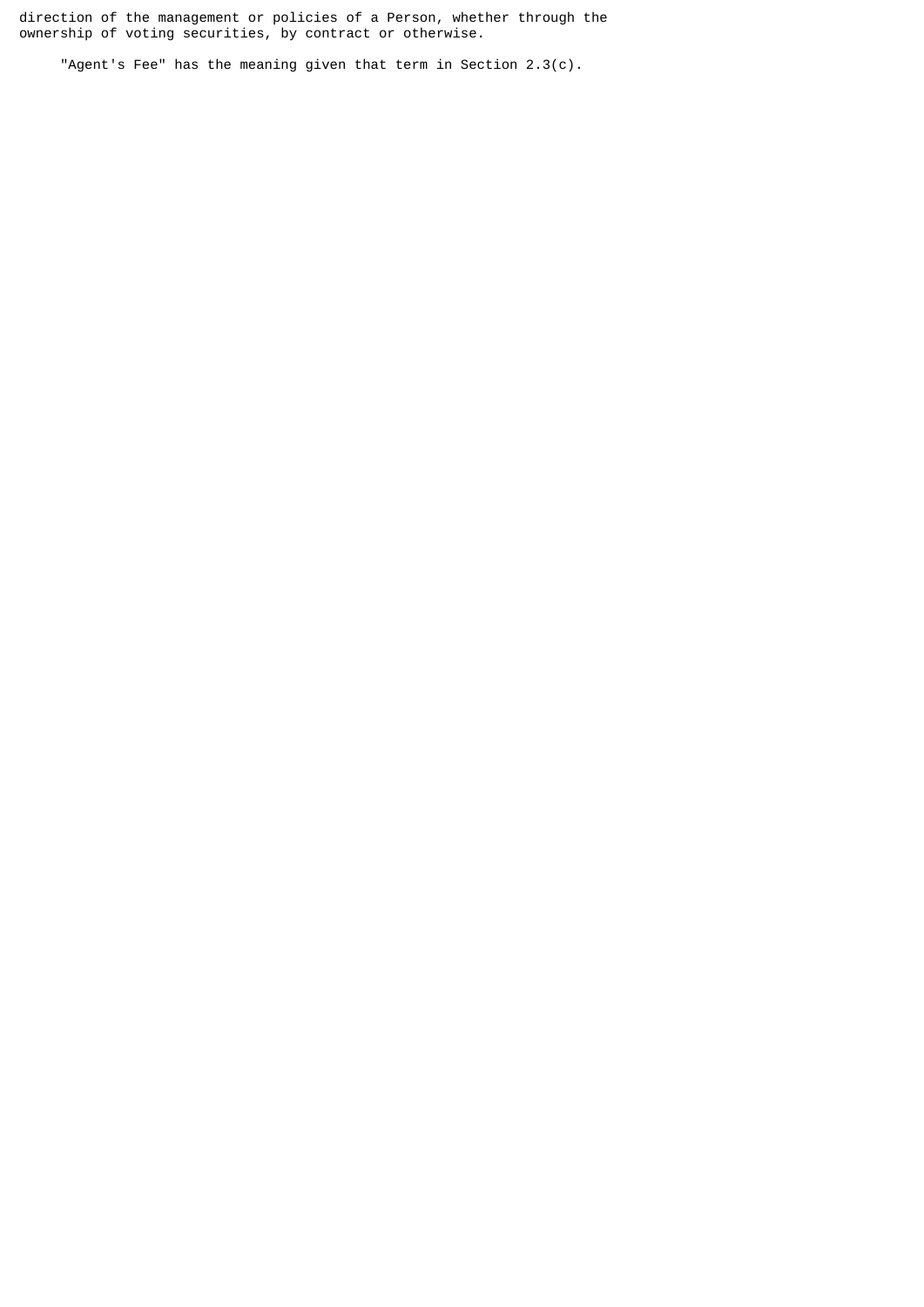direction of the management or policies of a Person, whether through the ownership of voting securities, by contract or otherwise.

"Agent's Fee" has the meaning given that term in Section 2.3(c).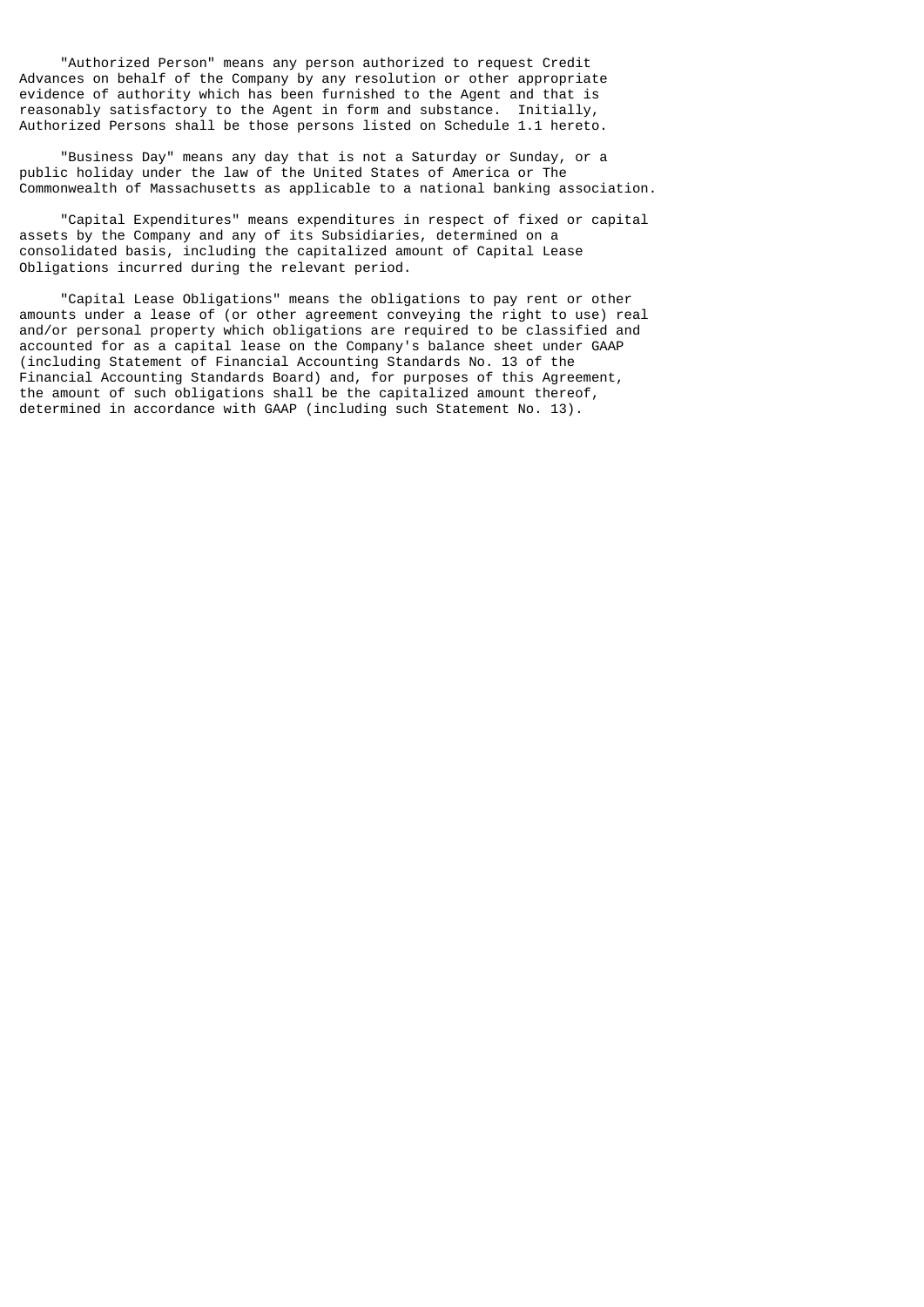"Authorized Person" means any person authorized to request Credit Advances on behalf of the Company by any resolution or other appropriate evidence of authority which has been furnished to the Agent and that is reasonably satisfactory to the Agent in form and substance. Initially, Authorized Persons shall be those persons listed on Schedule 1.1 hereto.

"Business Day" means any day that is not a Saturday or Sunday, or a public holiday under the law of the United States of America or The Commonwealth of Massachusetts as applicable to a national banking association.

"Capital Expenditures" means expenditures in respect of fixed or capital assets by the Company and any of its Subsidiaries, determined on a consolidated basis, including the capitalized amount of Capital Lease Obligations incurred during the relevant period.

"Capital Lease Obligations" means the obligations to pay rent or other amounts under a lease of (or other agreement conveying the right to use) real and/or personal property which obligations are required to be classified and accounted for as a capital lease on the Company's balance sheet under GAAP (including Statement of Financial Accounting Standards No. 13 of the Financial Accounting Standards Board) and, for purposes of this Agreement, the amount of such obligations shall be the capitalized amount thereof, determined in accordance with GAAP (including such Statement No. 13).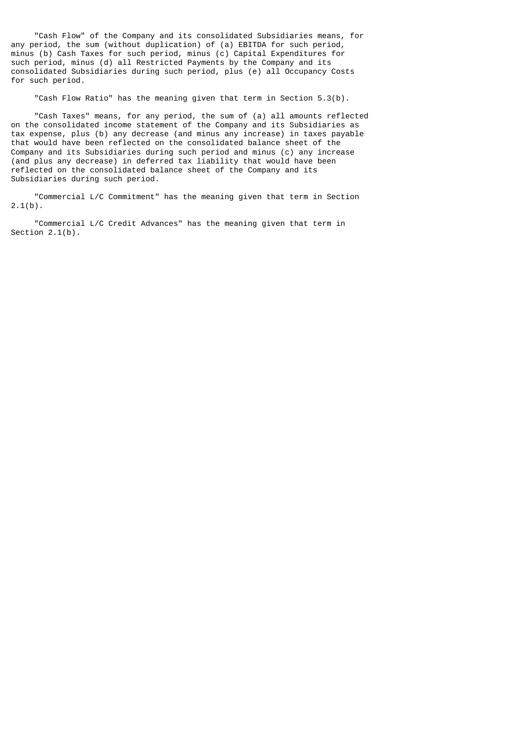"Cash Flow" of the Company and its consolidated Subsidiaries means, for any period, the sum (without duplication) of (a) EBITDA for such period, minus (b) Cash Taxes for such period, minus (c) Capital Expenditures for such period, minus (d) all Restricted Payments by the Company and its consolidated Subsidiaries during such period, plus (e) all Occupancy Costs for such period.

"Cash Flow Ratio" has the meaning given that term in Section 5.3(b).

"Cash Taxes" means, for any period, the sum of (a) all amounts reflected on the consolidated income statement of the Company and its Subsidiaries as tax expense, plus (b) any decrease (and minus any increase) in taxes payable that would have been reflected on the consolidated balance sheet of the Company and its Subsidiaries during such period and minus (c) any increase (and plus any decrease) in deferred tax liability that would have been reflected on the consolidated balance sheet of the Company and its Subsidiaries during such period.

"Commercial L/C Commitment" has the meaning given that term in Section 2.1(b).

"Commercial L/C Credit Advances" has the meaning given that term in Section 2.1(b).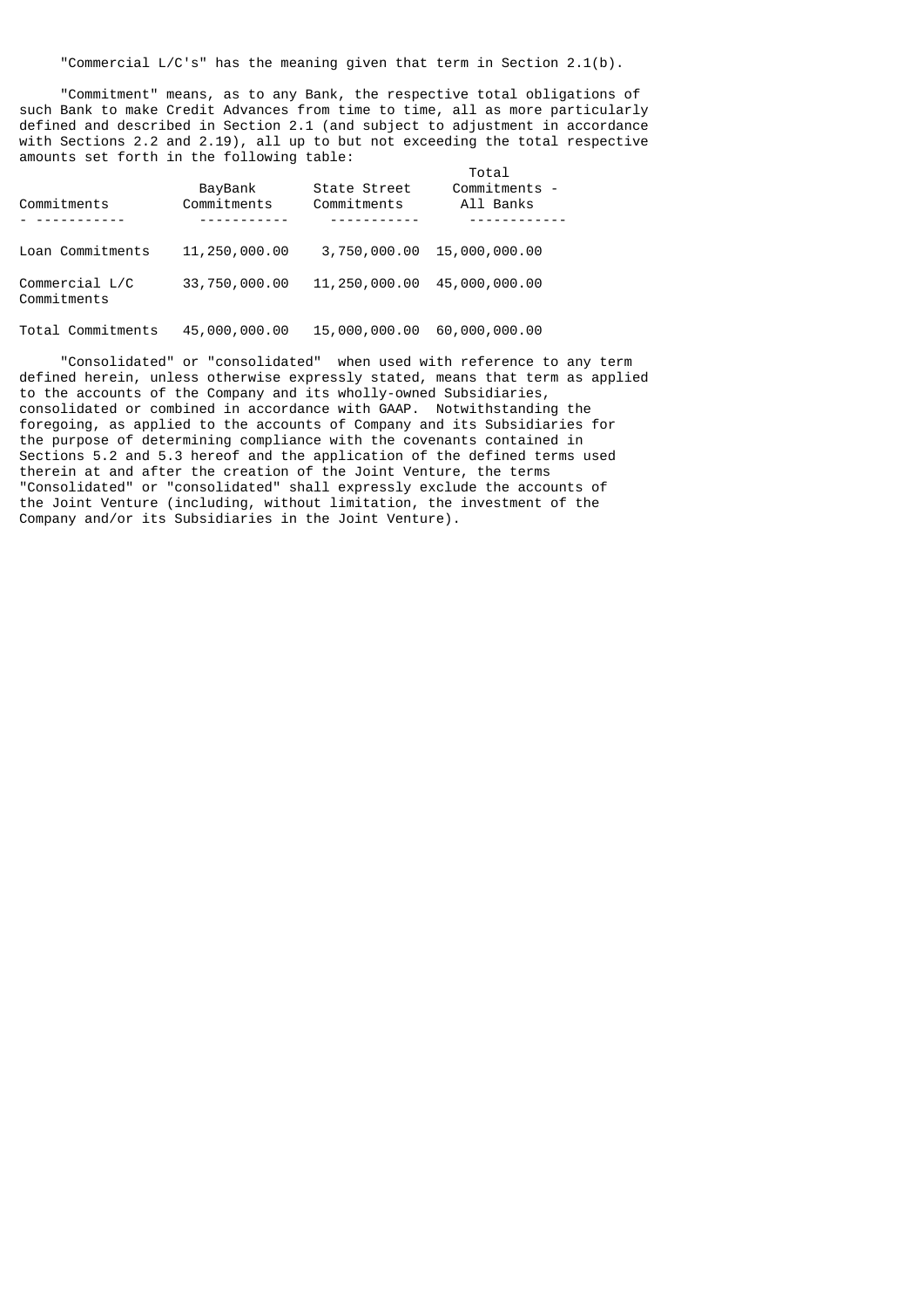"Commercial L/C's" has the meaning given that term in Section 2.1(b).

"Commitment" means, as to any Bank, the respective total obligations of such Bank to make Credit Advances from time to time, all as more particularly defined and described in Section 2.1 (and subject to adjustment in accordance with Sections 2.2 and 2.19), all up to but not exceeding the total respective amounts set forth in the following table:

| Commitments | BayBank Commitments | State Street Commitments | Total Commitments - All Banks |
|---|---|---|---|
| Loan Commitments | 11,250,000.00 | 3,750,000.00 | 15,000,000.00 |
| Commercial L/C Commitments | 33,750,000.00 | 11,250,000.00 | 45,000,000.00 |
| Total Commitments | 45,000,000.00 | 15,000,000.00 | 60,000,000.00 |

"Consolidated" or "consolidated" when used with reference to any term defined herein, unless otherwise expressly stated, means that term as applied to the accounts of the Company and its wholly-owned Subsidiaries, consolidated or combined in accordance with GAAP. Notwithstanding the foregoing, as applied to the accounts of Company and its Subsidiaries for the purpose of determining compliance with the covenants contained in Sections 5.2 and 5.3 hereof and the application of the defined terms used therein at and after the creation of the Joint Venture, the terms "Consolidated" or "consolidated" shall expressly exclude the accounts of the Joint Venture (including, without limitation, the investment of the Company and/or its Subsidiaries in the Joint Venture).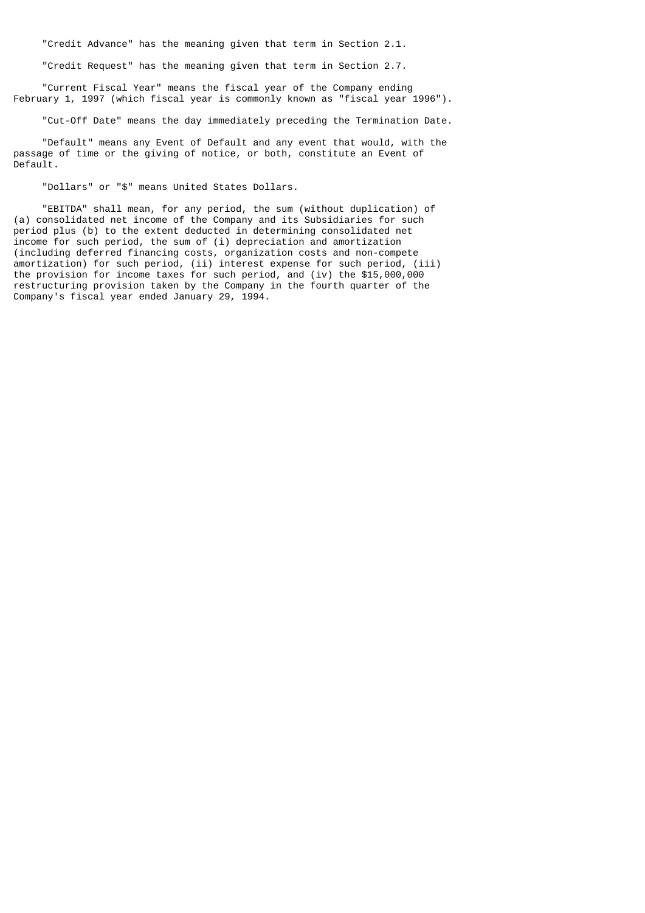"Credit Advance" has the meaning given that term in Section 2.1.

"Credit Request" has the meaning given that term in Section 2.7.

"Current Fiscal Year" means the fiscal year of the Company ending February 1, 1997 (which fiscal year is commonly known as "fiscal year 1996").

"Cut-Off Date" means the day immediately preceding the Termination Date.

"Default" means any Event of Default and any event that would, with the passage of time or the giving of notice, or both, constitute an Event of Default.

"Dollars" or "$" means United States Dollars.

"EBITDA" shall mean, for any period, the sum (without duplication) of (a) consolidated net income of the Company and its Subsidiaries for such period plus (b) to the extent deducted in determining consolidated net income for such period, the sum of (i) depreciation and amortization (including deferred financing costs, organization costs and non-compete amortization) for such period, (ii) interest expense for such period, (iii) the provision for income taxes for such period, and (iv) the $15,000,000 restructuring provision taken by the Company in the fourth quarter of the Company's fiscal year ended January 29, 1994.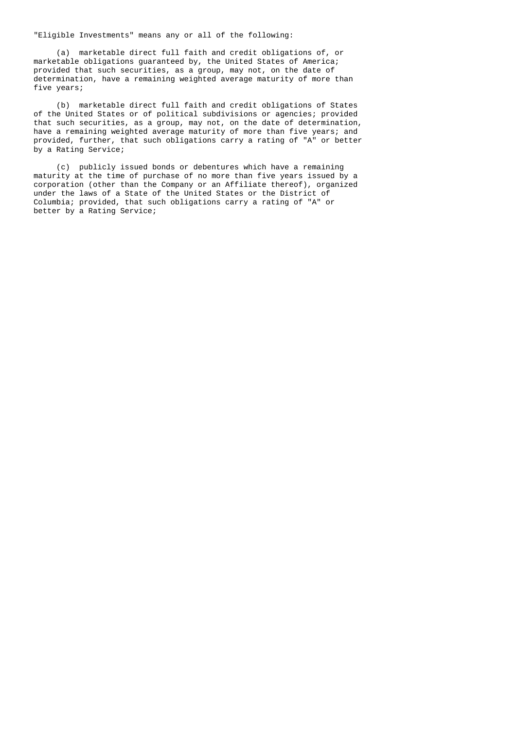"Eligible Investments" means any or all of the following:

(a) marketable direct full faith and credit obligations of, or marketable obligations guaranteed by, the United States of America; provided that such securities, as a group, may not, on the date of determination, have a remaining weighted average maturity of more than five years;

(b) marketable direct full faith and credit obligations of States of the United States or of political subdivisions or agencies; provided that such securities, as a group, may not, on the date of determination, have a remaining weighted average maturity of more than five years; and provided, further, that such obligations carry a rating of "A" or better by a Rating Service;

(c) publicly issued bonds or debentures which have a remaining maturity at the time of purchase of no more than five years issued by a corporation (other than the Company or an Affiliate thereof), organized under the laws of a State of the United States or the District of Columbia; provided, that such obligations carry a rating of "A" or better by a Rating Service;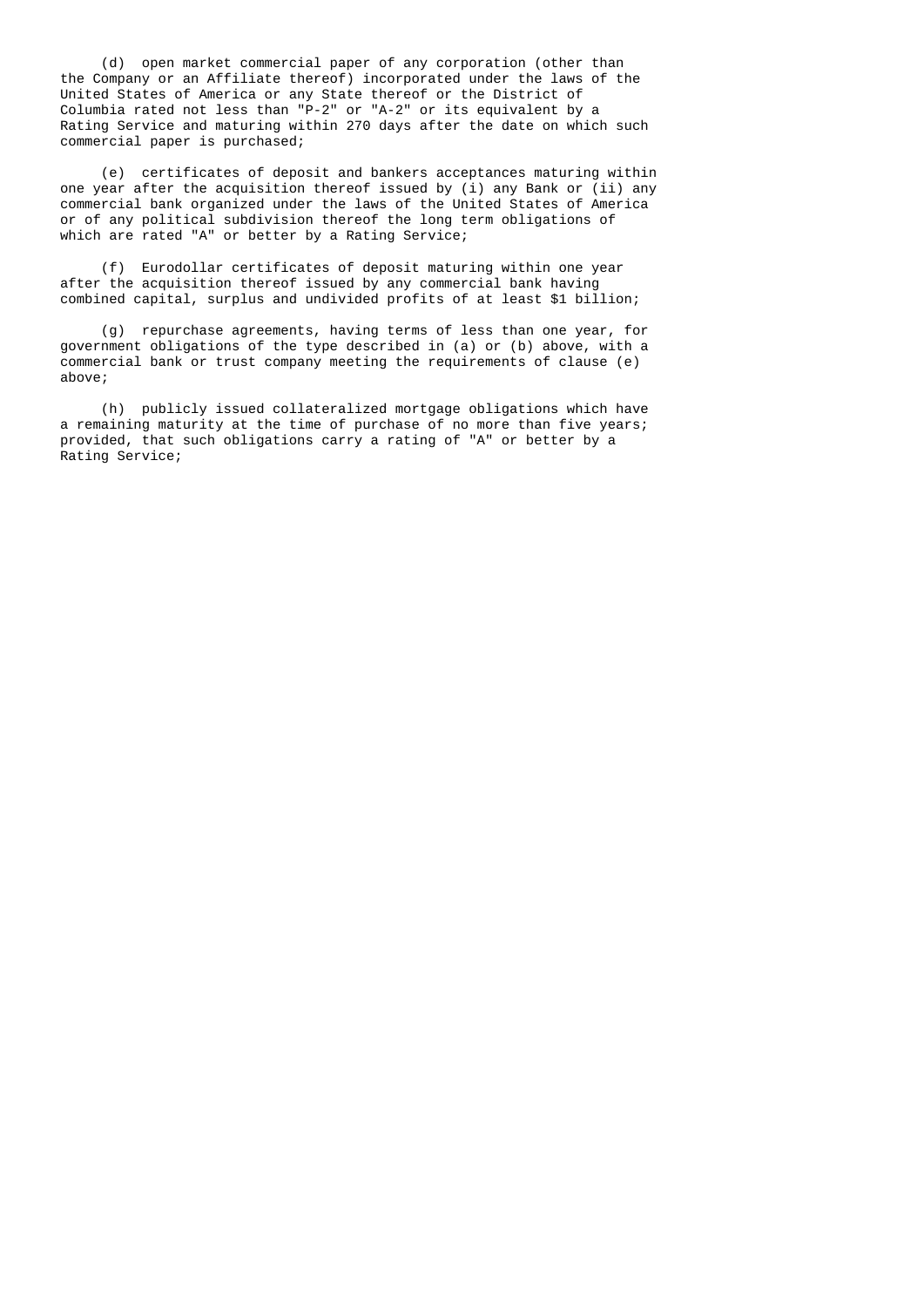(d) open market commercial paper of any corporation (other than the Company or an Affiliate thereof) incorporated under the laws of the United States of America or any State thereof or the District of Columbia rated not less than "P-2" or "A-2" or its equivalent by a Rating Service and maturing within 270 days after the date on which such commercial paper is purchased;

(e) certificates of deposit and bankers acceptances maturing within one year after the acquisition thereof issued by (i) any Bank or (ii) any commercial bank organized under the laws of the United States of America or of any political subdivision thereof the long term obligations of which are rated "A" or better by a Rating Service;

(f) Eurodollar certificates of deposit maturing within one year after the acquisition thereof issued by any commercial bank having combined capital, surplus and undivided profits of at least $1 billion;

(g) repurchase agreements, having terms of less than one year, for government obligations of the type described in (a) or (b) above, with a commercial bank or trust company meeting the requirements of clause (e) above;

(h) publicly issued collateralized mortgage obligations which have a remaining maturity at the time of purchase of no more than five years; provided, that such obligations carry a rating of "A" or better by a Rating Service;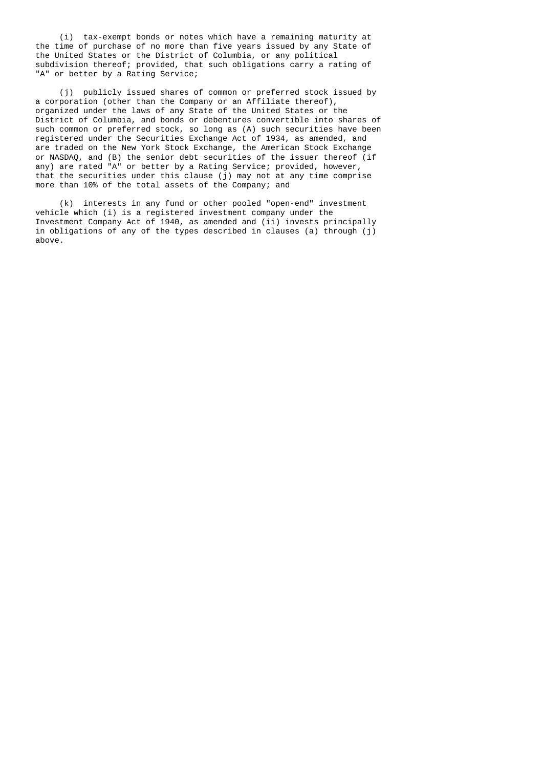(i) tax-exempt bonds or notes which have a remaining maturity at the time of purchase of no more than five years issued by any State of the United States or the District of Columbia, or any political subdivision thereof; provided, that such obligations carry a rating of "A" or better by a Rating Service;

(j) publicly issued shares of common or preferred stock issued by a corporation (other than the Company or an Affiliate thereof), organized under the laws of any State of the United States or the District of Columbia, and bonds or debentures convertible into shares of such common or preferred stock, so long as (A) such securities have been registered under the Securities Exchange Act of 1934, as amended, and are traded on the New York Stock Exchange, the American Stock Exchange or NASDAQ, and (B) the senior debt securities of the issuer thereof (if any) are rated "A" or better by a Rating Service; provided, however, that the securities under this clause (j) may not at any time comprise more than 10% of the total assets of the Company; and

(k) interests in any fund or other pooled "open-end" investment vehicle which (i) is a registered investment company under the Investment Company Act of 1940, as amended and (ii) invests principally in obligations of any of the types described in clauses (a) through (j) above.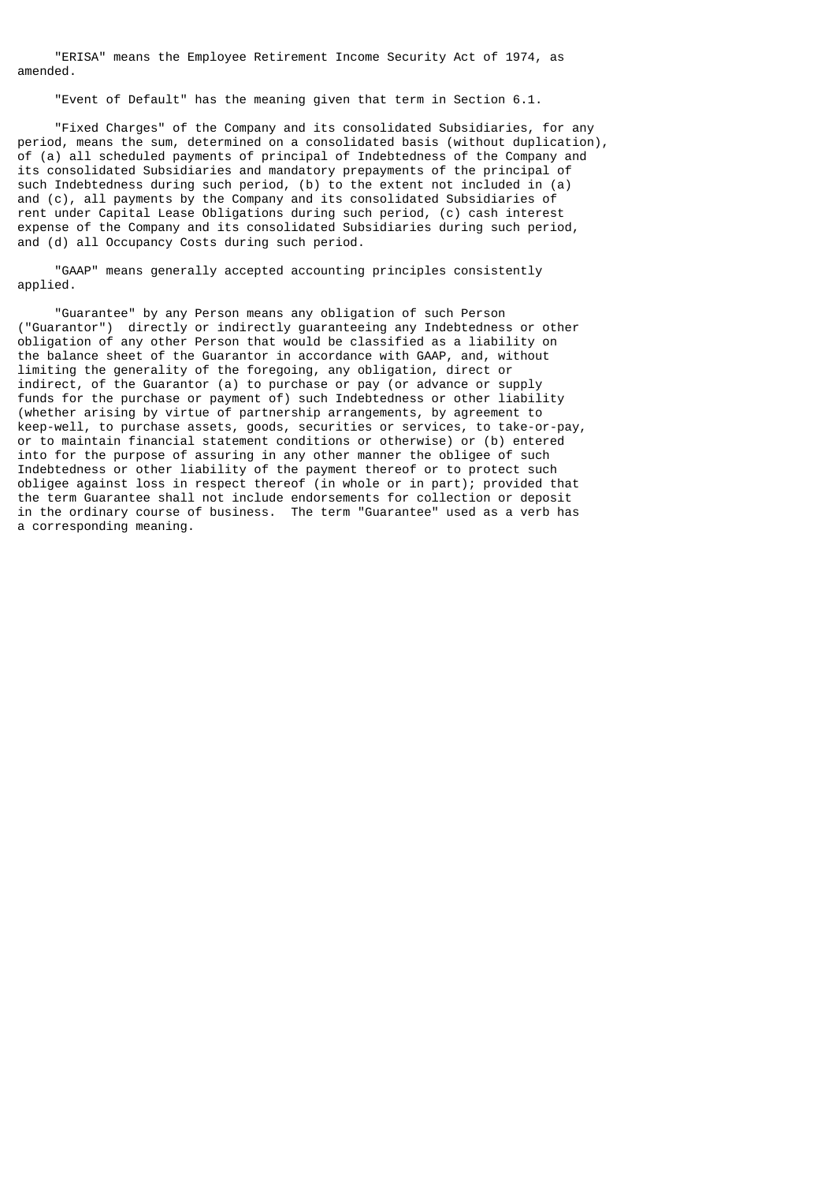"ERISA" means the Employee Retirement Income Security Act of 1974, as amended.

"Event of Default" has the meaning given that term in Section 6.1.

"Fixed Charges" of the Company and its consolidated Subsidiaries, for any period, means the sum, determined on a consolidated basis (without duplication), of (a) all scheduled payments of principal of Indebtedness of the Company and its consolidated Subsidiaries and mandatory prepayments of the principal of such Indebtedness during such period, (b) to the extent not included in (a) and (c), all payments by the Company and its consolidated Subsidiaries of rent under Capital Lease Obligations during such period, (c) cash interest expense of the Company and its consolidated Subsidiaries during such period, and (d) all Occupancy Costs during such period.

"GAAP" means generally accepted accounting principles consistently applied.

"Guarantee" by any Person means any obligation of such Person ("Guarantor") directly or indirectly guaranteeing any Indebtedness or other obligation of any other Person that would be classified as a liability on the balance sheet of the Guarantor in accordance with GAAP, and, without limiting the generality of the foregoing, any obligation, direct or indirect, of the Guarantor (a) to purchase or pay (or advance or supply funds for the purchase or payment of) such Indebtedness or other liability (whether arising by virtue of partnership arrangements, by agreement to keep-well, to purchase assets, goods, securities or services, to take-or-pay, or to maintain financial statement conditions or otherwise) or (b) entered into for the purpose of assuring in any other manner the obligee of such Indebtedness or other liability of the payment thereof or to protect such obligee against loss in respect thereof (in whole or in part); provided that the term Guarantee shall not include endorsements for collection or deposit in the ordinary course of business. The term "Guarantee" used as a verb has a corresponding meaning.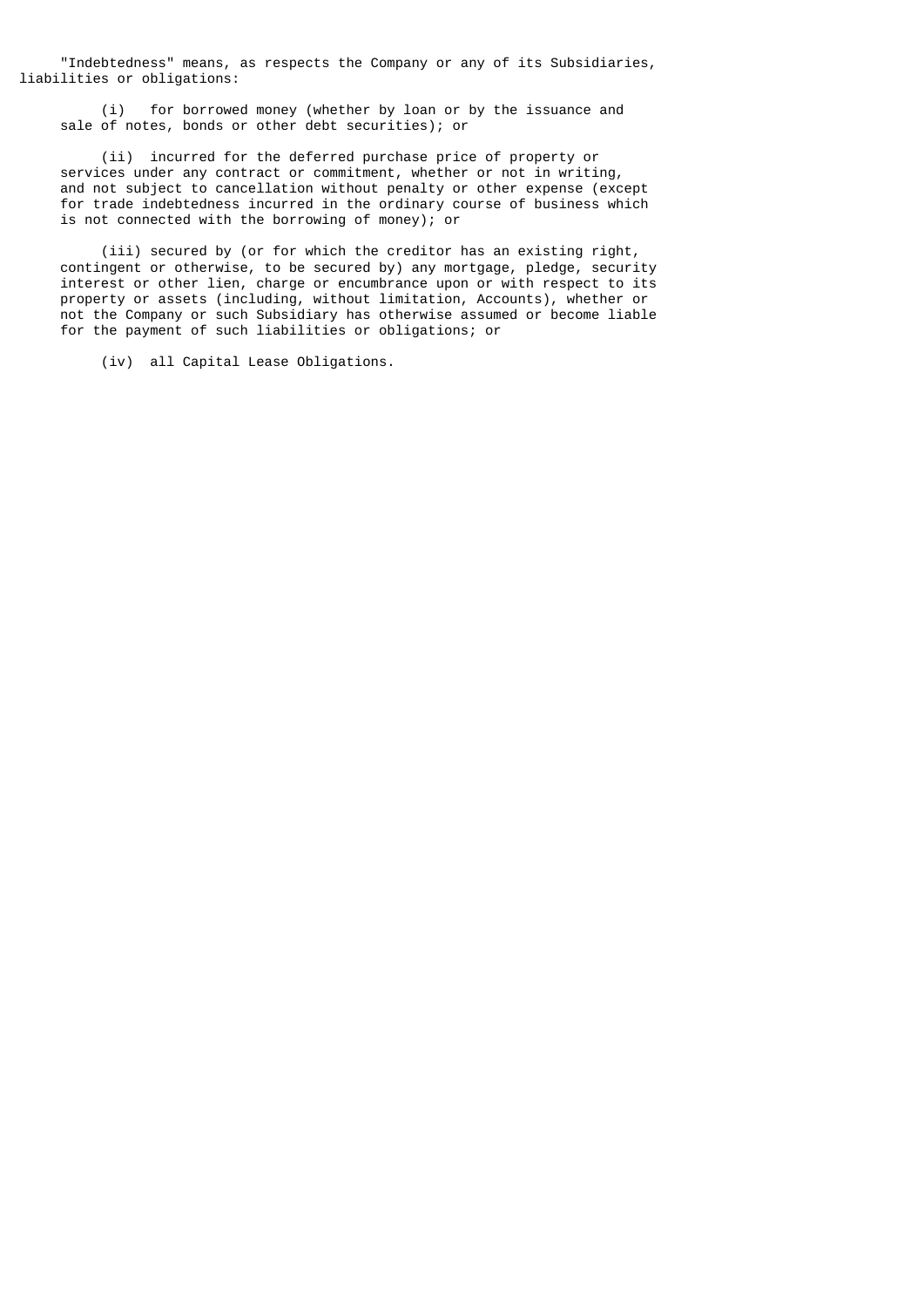"Indebtedness" means, as respects the Company or any of its Subsidiaries, liabilities or obligations:

(i) for borrowed money (whether by loan or by the issuance and sale of notes, bonds or other debt securities); or

(ii) incurred for the deferred purchase price of property or services under any contract or commitment, whether or not in writing, and not subject to cancellation without penalty or other expense (except for trade indebtedness incurred in the ordinary course of business which is not connected with the borrowing of money); or

(iii) secured by (or for which the creditor has an existing right, contingent or otherwise, to be secured by) any mortgage, pledge, security interest or other lien, charge or encumbrance upon or with respect to its property or assets (including, without limitation, Accounts), whether or not the Company or such Subsidiary has otherwise assumed or become liable for the payment of such liabilities or obligations; or

(iv) all Capital Lease Obligations.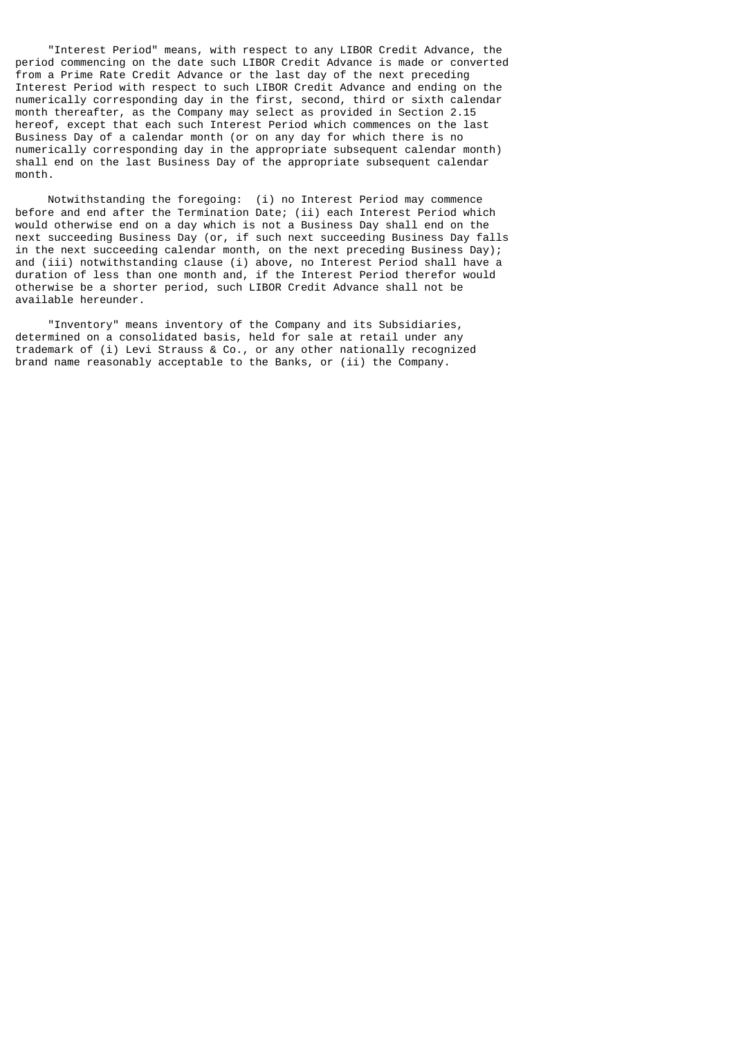"Interest Period" means, with respect to any LIBOR Credit Advance, the period commencing on the date such LIBOR Credit Advance is made or converted from a Prime Rate Credit Advance or the last day of the next preceding Interest Period with respect to such LIBOR Credit Advance and ending on the numerically corresponding day in the first, second, third or sixth calendar month thereafter, as the Company may select as provided in Section 2.15 hereof, except that each such Interest Period which commences on the last Business Day of a calendar month (or on any day for which there is no numerically corresponding day in the appropriate subsequent calendar month) shall end on the last Business Day of the appropriate subsequent calendar month.

Notwithstanding the foregoing: (i) no Interest Period may commence before and end after the Termination Date; (ii) each Interest Period which would otherwise end on a day which is not a Business Day shall end on the next succeeding Business Day (or, if such next succeeding Business Day falls in the next succeeding calendar month, on the next preceding Business Day); and (iii) notwithstanding clause (i) above, no Interest Period shall have a duration of less than one month and, if the Interest Period therefor would otherwise be a shorter period, such LIBOR Credit Advance shall not be available hereunder.

"Inventory" means inventory of the Company and its Subsidiaries, determined on a consolidated basis, held for sale at retail under any trademark of (i) Levi Strauss & Co., or any other nationally recognized brand name reasonably acceptable to the Banks, or (ii) the Company.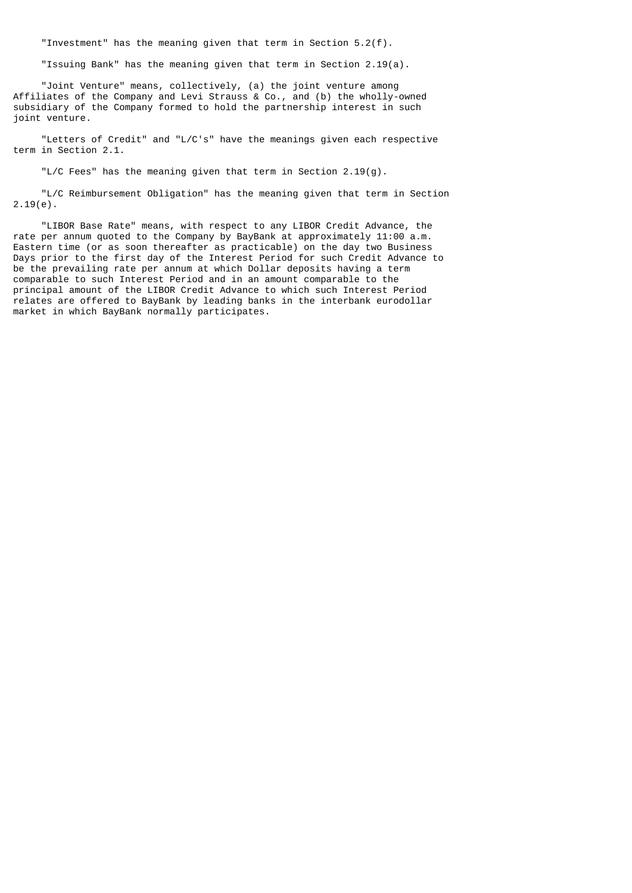"Investment" has the meaning given that term in Section 5.2(f).

"Issuing Bank" has the meaning given that term in Section 2.19(a).

"Joint Venture" means, collectively, (a) the joint venture among Affiliates of the Company and Levi Strauss & Co., and (b) the wholly-owned subsidiary of the Company formed to hold the partnership interest in such joint venture.

"Letters of Credit" and "L/C's" have the meanings given each respective term in Section 2.1.

"L/C Fees" has the meaning given that term in Section 2.19(g).

"L/C Reimbursement Obligation" has the meaning given that term in Section 2.19(e).

"LIBOR Base Rate" means, with respect to any LIBOR Credit Advance, the rate per annum quoted to the Company by BayBank at approximately 11:00 a.m. Eastern time (or as soon thereafter as practicable) on the day two Business Days prior to the first day of the Interest Period for such Credit Advance to be the prevailing rate per annum at which Dollar deposits having a term comparable to such Interest Period and in an amount comparable to the principal amount of the LIBOR Credit Advance to which such Interest Period relates are offered to BayBank by leading banks in the interbank eurodollar market in which BayBank normally participates.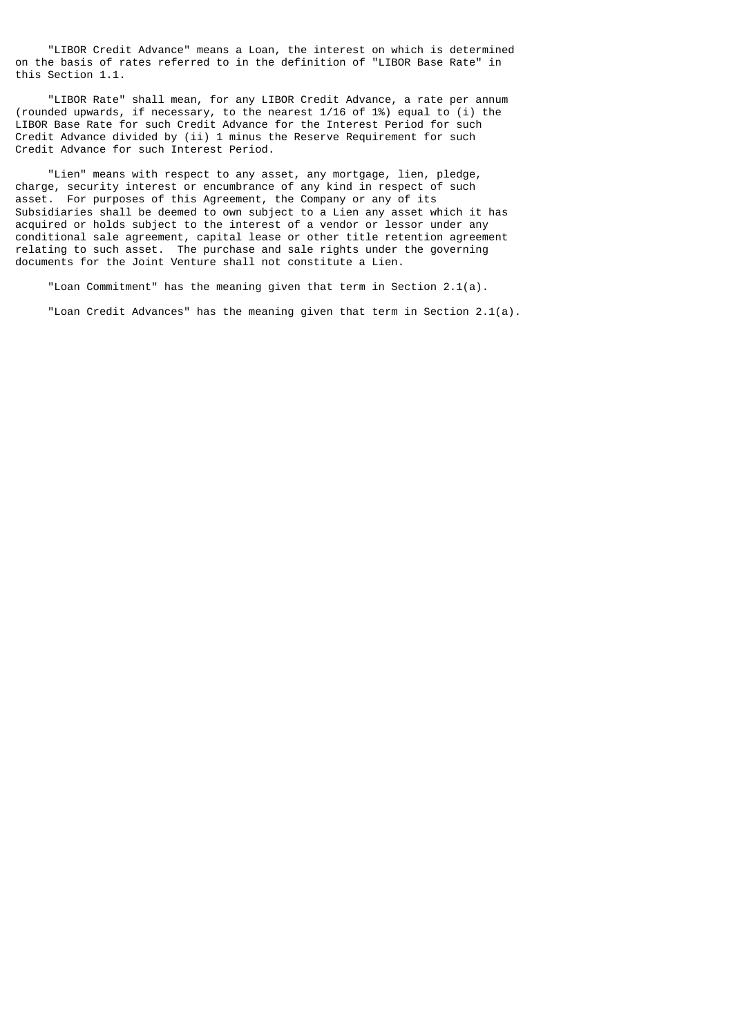"LIBOR Credit Advance" means a Loan, the interest on which is determined on the basis of rates referred to in the definition of "LIBOR Base Rate" in this Section 1.1.

"LIBOR Rate" shall mean, for any LIBOR Credit Advance, a rate per annum (rounded upwards, if necessary, to the nearest 1/16 of 1%) equal to (i) the LIBOR Base Rate for such Credit Advance for the Interest Period for such Credit Advance divided by (ii) 1 minus the Reserve Requirement for such Credit Advance for such Interest Period.

"Lien" means with respect to any asset, any mortgage, lien, pledge, charge, security interest or encumbrance of any kind in respect of such asset. For purposes of this Agreement, the Company or any of its Subsidiaries shall be deemed to own subject to a Lien any asset which it has acquired or holds subject to the interest of a vendor or lessor under any conditional sale agreement, capital lease or other title retention agreement relating to such asset. The purchase and sale rights under the governing documents for the Joint Venture shall not constitute a Lien.

"Loan Commitment" has the meaning given that term in Section 2.1(a).

"Loan Credit Advances" has the meaning given that term in Section 2.1(a).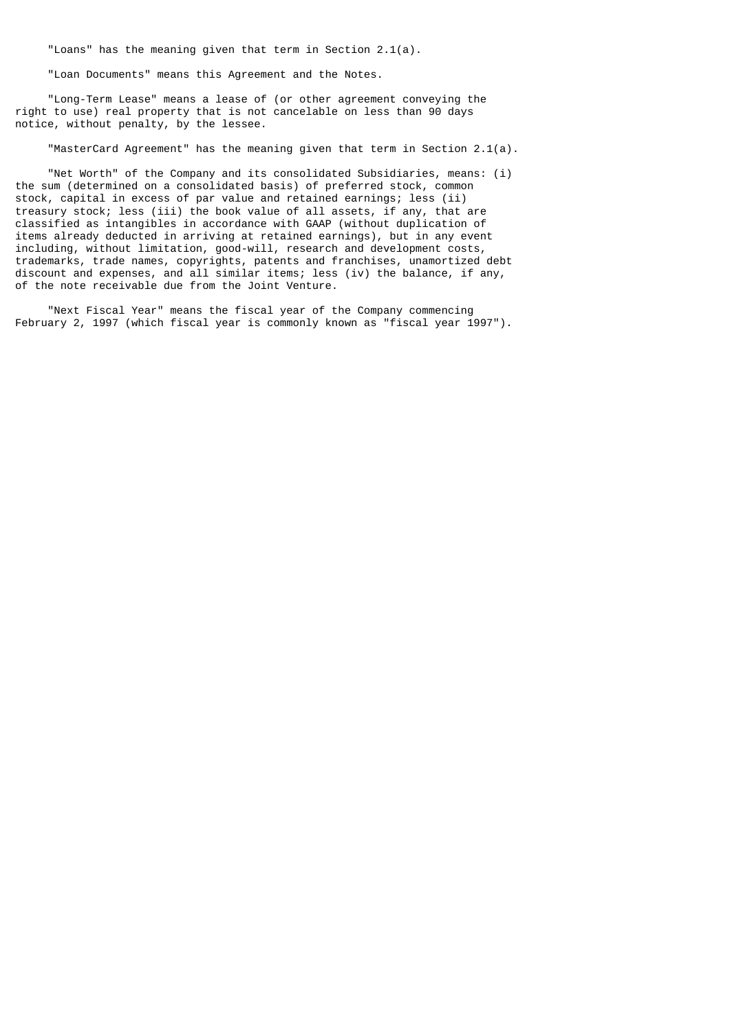"Loans" has the meaning given that term in Section 2.1(a).

"Loan Documents" means this Agreement and the Notes.

"Long-Term Lease" means a lease of (or other agreement conveying the right to use) real property that is not cancelable on less than 90 days notice, without penalty, by the lessee.

"MasterCard Agreement" has the meaning given that term in Section 2.1(a).

"Net Worth" of the Company and its consolidated Subsidiaries, means: (i) the sum (determined on a consolidated basis) of preferred stock, common stock, capital in excess of par value and retained earnings; less (ii) treasury stock; less (iii) the book value of all assets, if any, that are classified as intangibles in accordance with GAAP (without duplication of items already deducted in arriving at retained earnings), but in any event including, without limitation, good-will, research and development costs, trademarks, trade names, copyrights, patents and franchises, unamortized debt discount and expenses, and all similar items; less (iv) the balance, if any, of the note receivable due from the Joint Venture.

"Next Fiscal Year" means the fiscal year of the Company commencing February 2, 1997 (which fiscal year is commonly known as "fiscal year 1997").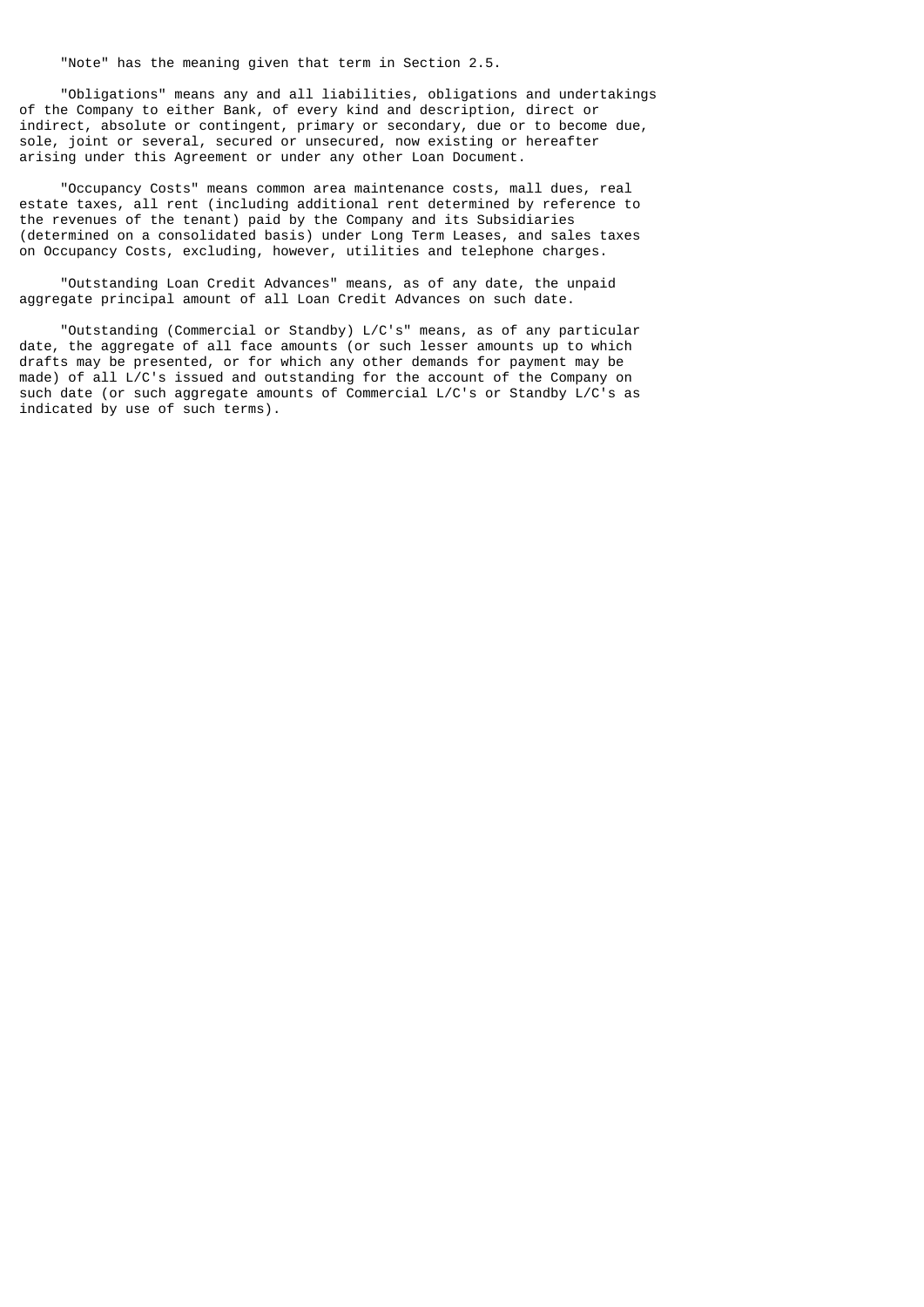"Note" has the meaning given that term in Section 2.5.

"Obligations" means any and all liabilities, obligations and undertakings of the Company to either Bank, of every kind and description, direct or indirect, absolute or contingent, primary or secondary, due or to become due, sole, joint or several, secured or unsecured, now existing or hereafter arising under this Agreement or under any other Loan Document.

"Occupancy Costs" means common area maintenance costs, mall dues, real estate taxes, all rent (including additional rent determined by reference to the revenues of the tenant) paid by the Company and its Subsidiaries (determined on a consolidated basis) under Long Term Leases, and sales taxes on Occupancy Costs, excluding, however, utilities and telephone charges.

"Outstanding Loan Credit Advances" means, as of any date, the unpaid aggregate principal amount of all Loan Credit Advances on such date.

"Outstanding (Commercial or Standby) L/C's" means, as of any particular date, the aggregate of all face amounts (or such lesser amounts up to which drafts may be presented, or for which any other demands for payment may be made) of all L/C's issued and outstanding for the account of the Company on such date (or such aggregate amounts of Commercial L/C's or Standby L/C's as indicated by use of such terms).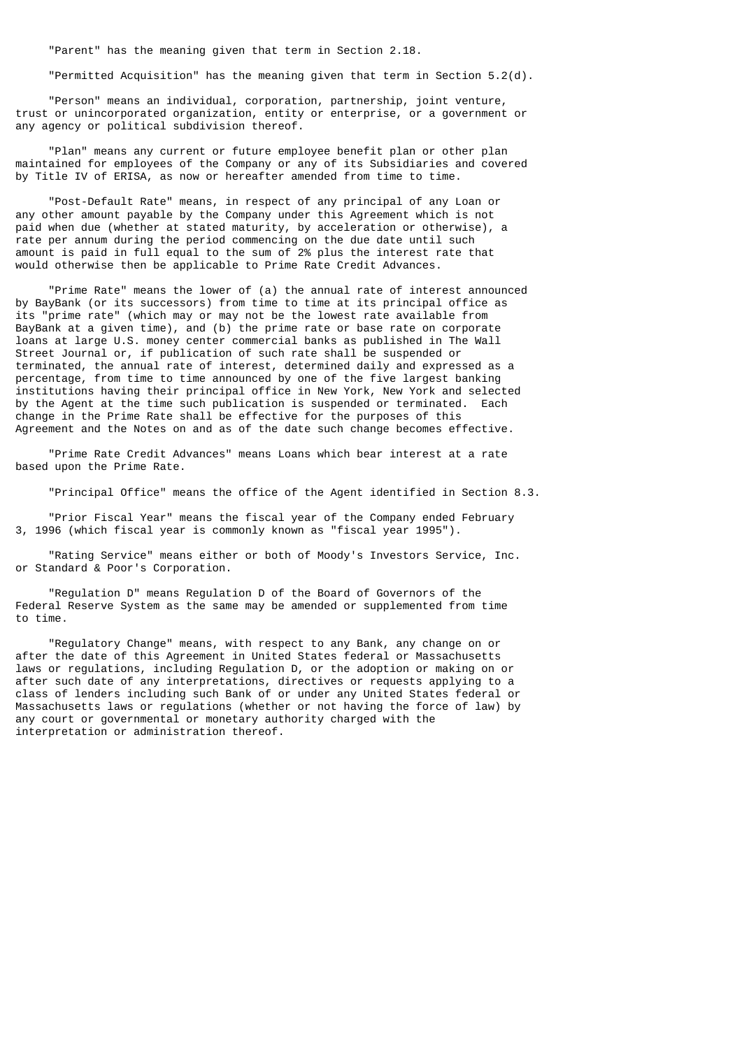"Parent" has the meaning given that term in Section 2.18.

"Permitted Acquisition" has the meaning given that term in Section 5.2(d).

"Person" means an individual, corporation, partnership, joint venture, trust or unincorporated organization, entity or enterprise, or a government or any agency or political subdivision thereof.

"Plan" means any current or future employee benefit plan or other plan maintained for employees of the Company or any of its Subsidiaries and covered by Title IV of ERISA, as now or hereafter amended from time to time.

"Post-Default Rate" means, in respect of any principal of any Loan or any other amount payable by the Company under this Agreement which is not paid when due (whether at stated maturity, by acceleration or otherwise), a rate per annum during the period commencing on the due date until such amount is paid in full equal to the sum of 2% plus the interest rate that would otherwise then be applicable to Prime Rate Credit Advances.

"Prime Rate" means the lower of (a) the annual rate of interest announced by BayBank (or its successors) from time to time at its principal office as its "prime rate" (which may or may not be the lowest rate available from BayBank at a given time), and (b) the prime rate or base rate on corporate loans at large U.S. money center commercial banks as published in The Wall Street Journal or, if publication of such rate shall be suspended or terminated, the annual rate of interest, determined daily and expressed as a percentage, from time to time announced by one of the five largest banking institutions having their principal office in New York, New York and selected by the Agent at the time such publication is suspended or terminated. Each change in the Prime Rate shall be effective for the purposes of this Agreement and the Notes on and as of the date such change becomes effective.

"Prime Rate Credit Advances" means Loans which bear interest at a rate based upon the Prime Rate.

"Principal Office" means the office of the Agent identified in Section 8.3.

"Prior Fiscal Year" means the fiscal year of the Company ended February 3, 1996 (which fiscal year is commonly known as "fiscal year 1995").

"Rating Service" means either or both of Moody's Investors Service, Inc. or Standard & Poor's Corporation.

"Regulation D" means Regulation D of the Board of Governors of the Federal Reserve System as the same may be amended or supplemented from time to time.

"Regulatory Change" means, with respect to any Bank, any change on or after the date of this Agreement in United States federal or Massachusetts laws or regulations, including Regulation D, or the adoption or making on or after such date of any interpretations, directives or requests applying to a class of lenders including such Bank of or under any United States federal or Massachusetts laws or regulations (whether or not having the force of law) by any court or governmental or monetary authority charged with the interpretation or administration thereof.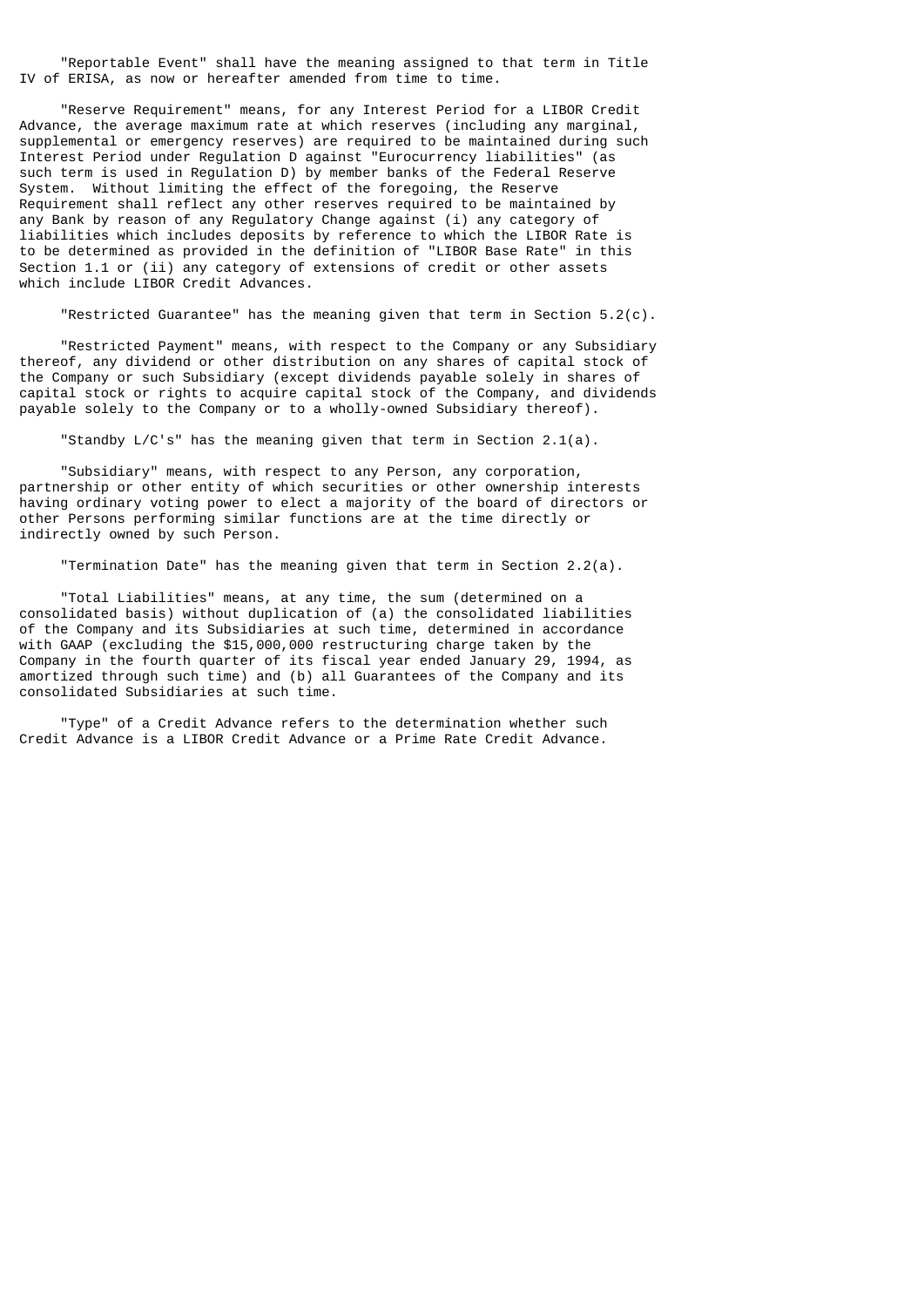"Reportable Event" shall have the meaning assigned to that term in Title IV of ERISA, as now or hereafter amended from time to time.

"Reserve Requirement" means, for any Interest Period for a LIBOR Credit Advance, the average maximum rate at which reserves (including any marginal, supplemental or emergency reserves) are required to be maintained during such Interest Period under Regulation D against "Eurocurrency liabilities" (as such term is used in Regulation D) by member banks of the Federal Reserve System. Without limiting the effect of the foregoing, the Reserve Requirement shall reflect any other reserves required to be maintained by any Bank by reason of any Regulatory Change against (i) any category of liabilities which includes deposits by reference to which the LIBOR Rate is to be determined as provided in the definition of "LIBOR Base Rate" in this Section 1.1 or (ii) any category of extensions of credit or other assets which include LIBOR Credit Advances.

"Restricted Guarantee" has the meaning given that term in Section 5.2(c).

"Restricted Payment" means, with respect to the Company or any Subsidiary thereof, any dividend or other distribution on any shares of capital stock of the Company or such Subsidiary (except dividends payable solely in shares of capital stock or rights to acquire capital stock of the Company, and dividends payable solely to the Company or to a wholly-owned Subsidiary thereof).

"Standby L/C's" has the meaning given that term in Section 2.1(a).

"Subsidiary" means, with respect to any Person, any corporation, partnership or other entity of which securities or other ownership interests having ordinary voting power to elect a majority of the board of directors or other Persons performing similar functions are at the time directly or indirectly owned by such Person.

"Termination Date" has the meaning given that term in Section 2.2(a).

"Total Liabilities" means, at any time, the sum (determined on a consolidated basis) without duplication of (a) the consolidated liabilities of the Company and its Subsidiaries at such time, determined in accordance with GAAP (excluding the $15,000,000 restructuring charge taken by the Company in the fourth quarter of its fiscal year ended January 29, 1994, as amortized through such time) and (b) all Guarantees of the Company and its consolidated Subsidiaries at such time.

"Type" of a Credit Advance refers to the determination whether such Credit Advance is a LIBOR Credit Advance or a Prime Rate Credit Advance.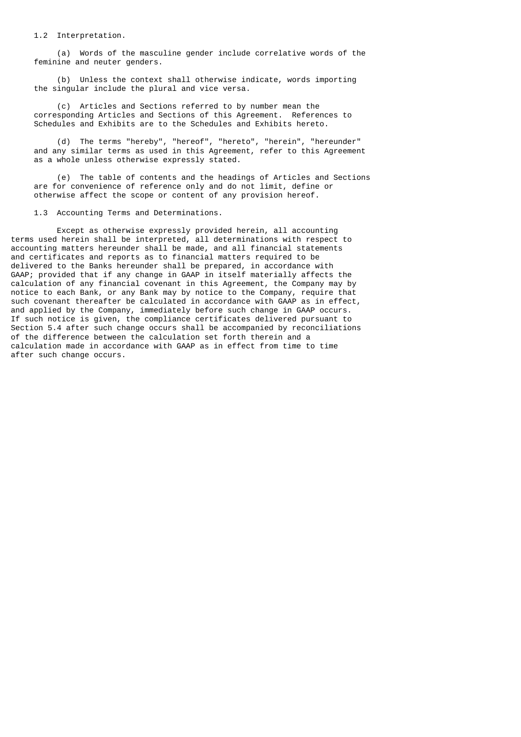1.2 Interpretation.

(a) Words of the masculine gender include correlative words of the feminine and neuter genders.

(b) Unless the context shall otherwise indicate, words importing the singular include the plural and vice versa.

(c) Articles and Sections referred to by number mean the corresponding Articles and Sections of this Agreement. References to Schedules and Exhibits are to the Schedules and Exhibits hereto.

(d) The terms "hereby", "hereof", "hereto", "herein", "hereunder" and any similar terms as used in this Agreement, refer to this Agreement as a whole unless otherwise expressly stated.

(e) The table of contents and the headings of Articles and Sections are for convenience of reference only and do not limit, define or otherwise affect the scope or content of any provision hereof.

1.3 Accounting Terms and Determinations.

Except as otherwise expressly provided herein, all accounting terms used herein shall be interpreted, all determinations with respect to accounting matters hereunder shall be made, and all financial statements and certificates and reports as to financial matters required to be delivered to the Banks hereunder shall be prepared, in accordance with GAAP; provided that if any change in GAAP in itself materially affects the calculation of any financial covenant in this Agreement, the Company may by notice to each Bank, or any Bank may by notice to the Company, require that such covenant thereafter be calculated in accordance with GAAP as in effect, and applied by the Company, immediately before such change in GAAP occurs. If such notice is given, the compliance certificates delivered pursuant to Section 5.4 after such change occurs shall be accompanied by reconciliations of the difference between the calculation set forth therein and a calculation made in accordance with GAAP as in effect from time to time after such change occurs.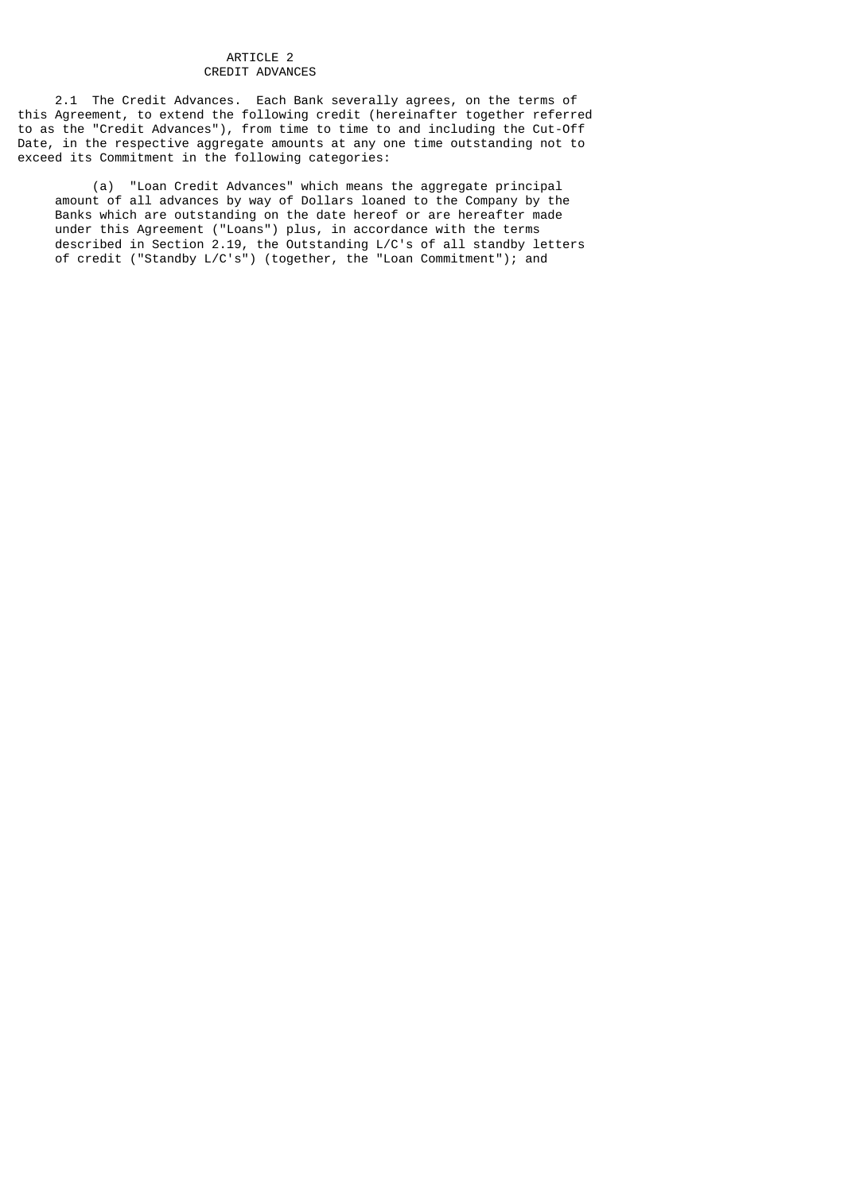# ARTICLE 2
## CREDIT ADVANCES

2.1 The Credit Advances. Each Bank severally agrees, on the terms of this Agreement, to extend the following credit (hereinafter together referred to as the "Credit Advances"), from time to time to and including the Cut-Off Date, in the respective aggregate amounts at any one time outstanding not to exceed its Commitment in the following categories:

(a) "Loan Credit Advances" which means the aggregate principal amount of all advances by way of Dollars loaned to the Company by the Banks which are outstanding on the date hereof or are hereafter made under this Agreement ("Loans") plus, in accordance with the terms described in Section 2.19, the Outstanding L/C's of all standby letters of credit ("Standby L/C's") (together, the "Loan Commitment"); and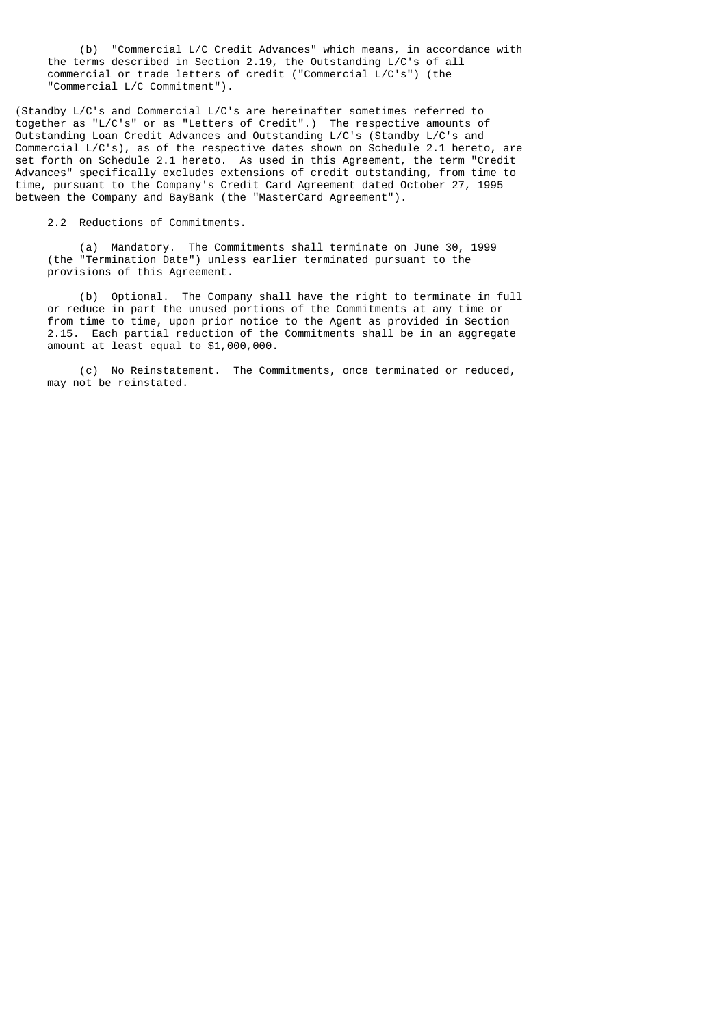(b) "Commercial L/C Credit Advances" which means, in accordance with the terms described in Section 2.19, the Outstanding L/C's of all commercial or trade letters of credit ("Commercial L/C's") (the "Commercial L/C Commitment").

(Standby L/C's and Commercial L/C's are hereinafter sometimes referred to together as "L/C's" or as "Letters of Credit".) The respective amounts of Outstanding Loan Credit Advances and Outstanding L/C's (Standby L/C's and Commercial L/C's), as of the respective dates shown on Schedule 2.1 hereto, are set forth on Schedule 2.1 hereto. As used in this Agreement, the term "Credit Advances" specifically excludes extensions of credit outstanding, from time to time, pursuant to the Company's Credit Card Agreement dated October 27, 1995 between the Company and BayBank (the "MasterCard Agreement").

2.2 Reductions of Commitments.

(a) Mandatory. The Commitments shall terminate on June 30, 1999 (the "Termination Date") unless earlier terminated pursuant to the provisions of this Agreement.

(b) Optional. The Company shall have the right to terminate in full or reduce in part the unused portions of the Commitments at any time or from time to time, upon prior notice to the Agent as provided in Section 2.15. Each partial reduction of the Commitments shall be in an aggregate amount at least equal to $1,000,000.

(c) No Reinstatement. The Commitments, once terminated or reduced, may not be reinstated.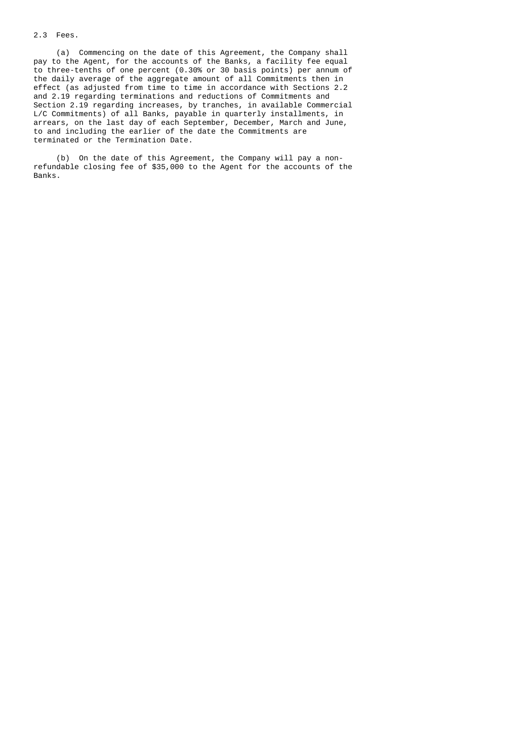## 2.3 Fees.

(a) Commencing on the date of this Agreement, the Company shall pay to the Agent, for the accounts of the Banks, a facility fee equal to three-tenths of one percent (0.30% or 30 basis points) per annum of the daily average of the aggregate amount of all Commitments then in effect (as adjusted from time to time in accordance with Sections 2.2 and 2.19 regarding terminations and reductions of Commitments and Section 2.19 regarding increases, by tranches, in available Commercial L/C Commitments) of all Banks, payable in quarterly installments, in arrears, on the last day of each September, December, March and June, to and including the earlier of the date the Commitments are terminated or the Termination Date.

(b) On the date of this Agreement, the Company will pay a non-refundable closing fee of $35,000 to the Agent for the accounts of the Banks.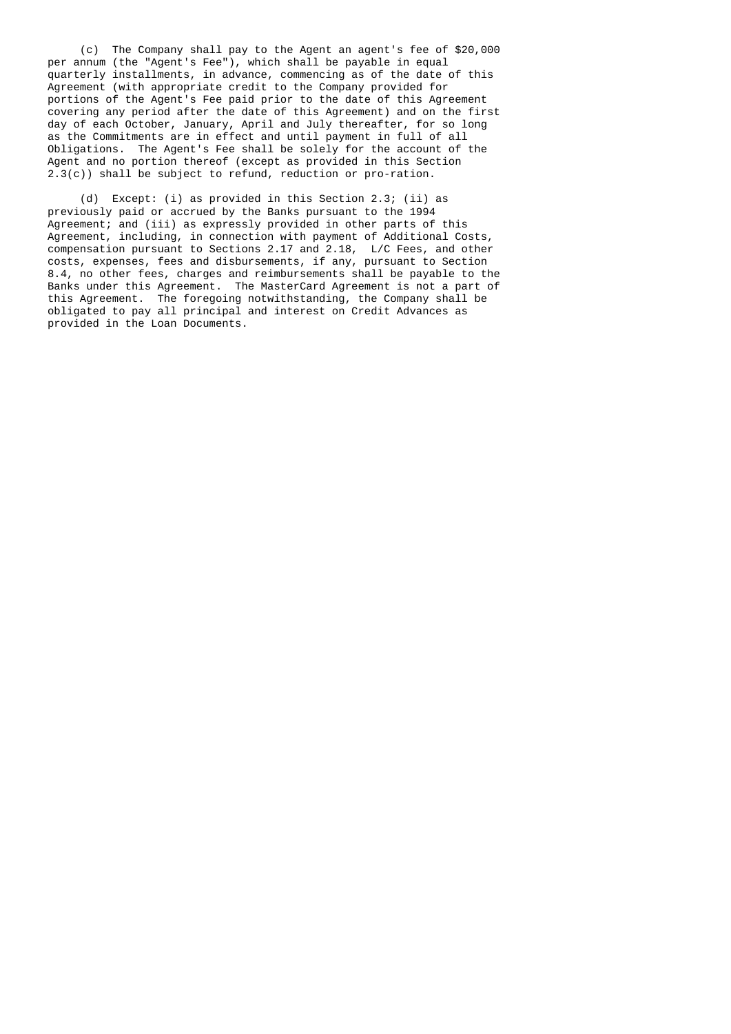(c) The Company shall pay to the Agent an agent's fee of $20,000 per annum (the "Agent's Fee"), which shall be payable in equal quarterly installments, in advance, commencing as of the date of this Agreement (with appropriate credit to the Company provided for portions of the Agent's Fee paid prior to the date of this Agreement covering any period after the date of this Agreement) and on the first day of each October, January, April and July thereafter, for so long as the Commitments are in effect and until payment in full of all Obligations. The Agent's Fee shall be solely for the account of the Agent and no portion thereof (except as provided in this Section 2.3(c)) shall be subject to refund, reduction or pro-ration.

(d) Except: (i) as provided in this Section 2.3; (ii) as previously paid or accrued by the Banks pursuant to the 1994 Agreement; and (iii) as expressly provided in other parts of this Agreement, including, in connection with payment of Additional Costs, compensation pursuant to Sections 2.17 and 2.18, L/C Fees, and other costs, expenses, fees and disbursements, if any, pursuant to Section 8.4, no other fees, charges and reimbursements shall be payable to the Banks under this Agreement. The MasterCard Agreement is not a part of this Agreement. The foregoing notwithstanding, the Company shall be obligated to pay all principal and interest on Credit Advances as provided in the Loan Documents.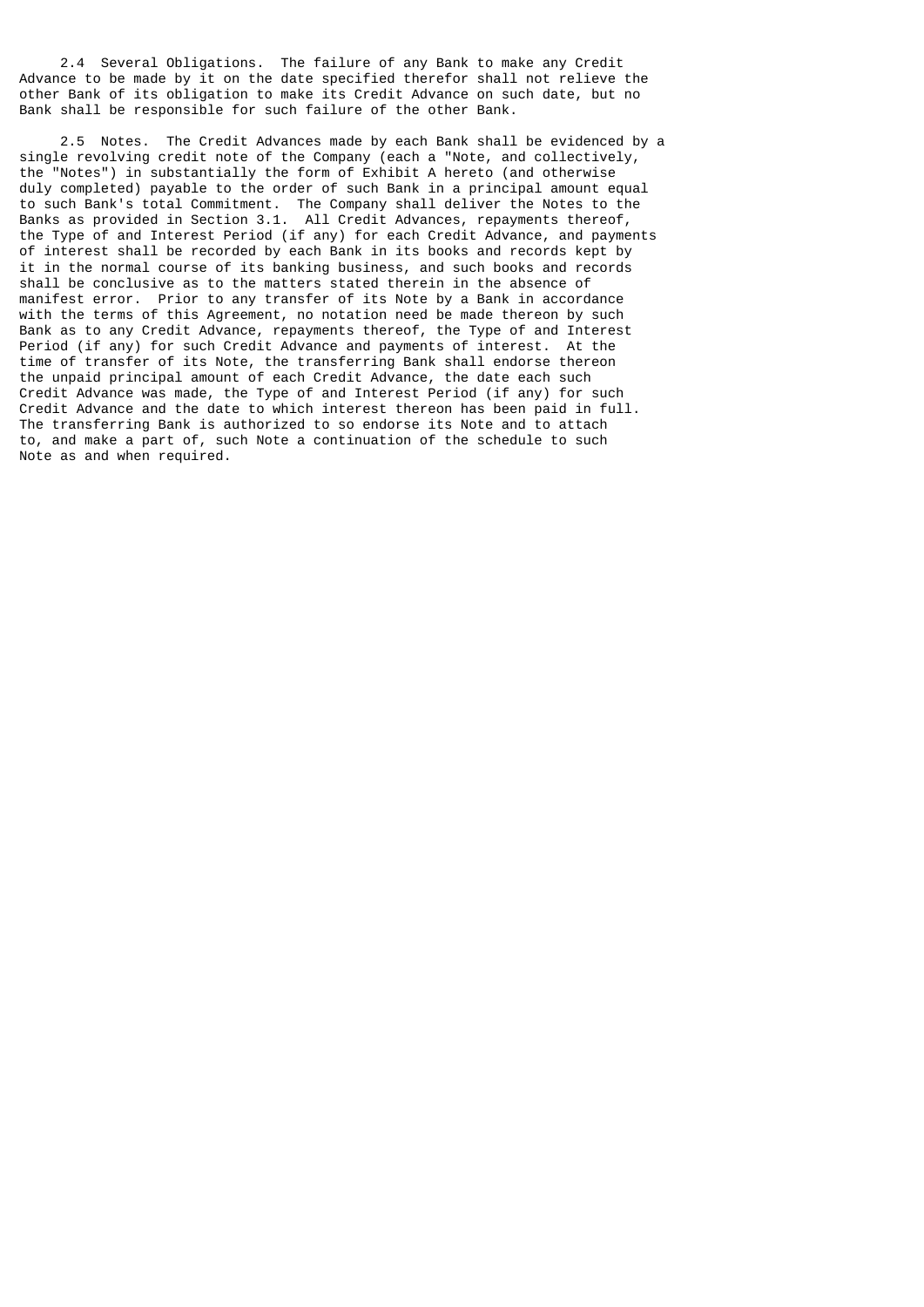2.4 Several Obligations. The failure of any Bank to make any Credit Advance to be made by it on the date specified therefor shall not relieve the other Bank of its obligation to make its Credit Advance on such date, but no Bank shall be responsible for such failure of the other Bank.

2.5 Notes. The Credit Advances made by each Bank shall be evidenced by a single revolving credit note of the Company (each a "Note, and collectively, the "Notes") in substantially the form of Exhibit A hereto (and otherwise duly completed) payable to the order of such Bank in a principal amount equal to such Bank's total Commitment. The Company shall deliver the Notes to the Banks as provided in Section 3.1. All Credit Advances, repayments thereof, the Type of and Interest Period (if any) for each Credit Advance, and payments of interest shall be recorded by each Bank in its books and records kept by it in the normal course of its banking business, and such books and records shall be conclusive as to the matters stated therein in the absence of manifest error. Prior to any transfer of its Note by a Bank in accordance with the terms of this Agreement, no notation need be made thereon by such Bank as to any Credit Advance, repayments thereof, the Type of and Interest Period (if any) for such Credit Advance and payments of interest. At the time of transfer of its Note, the transferring Bank shall endorse thereon the unpaid principal amount of each Credit Advance, the date each such Credit Advance was made, the Type of and Interest Period (if any) for such Credit Advance and the date to which interest thereon has been paid in full. The transferring Bank is authorized to so endorse its Note and to attach to, and make a part of, such Note a continuation of the schedule to such Note as and when required.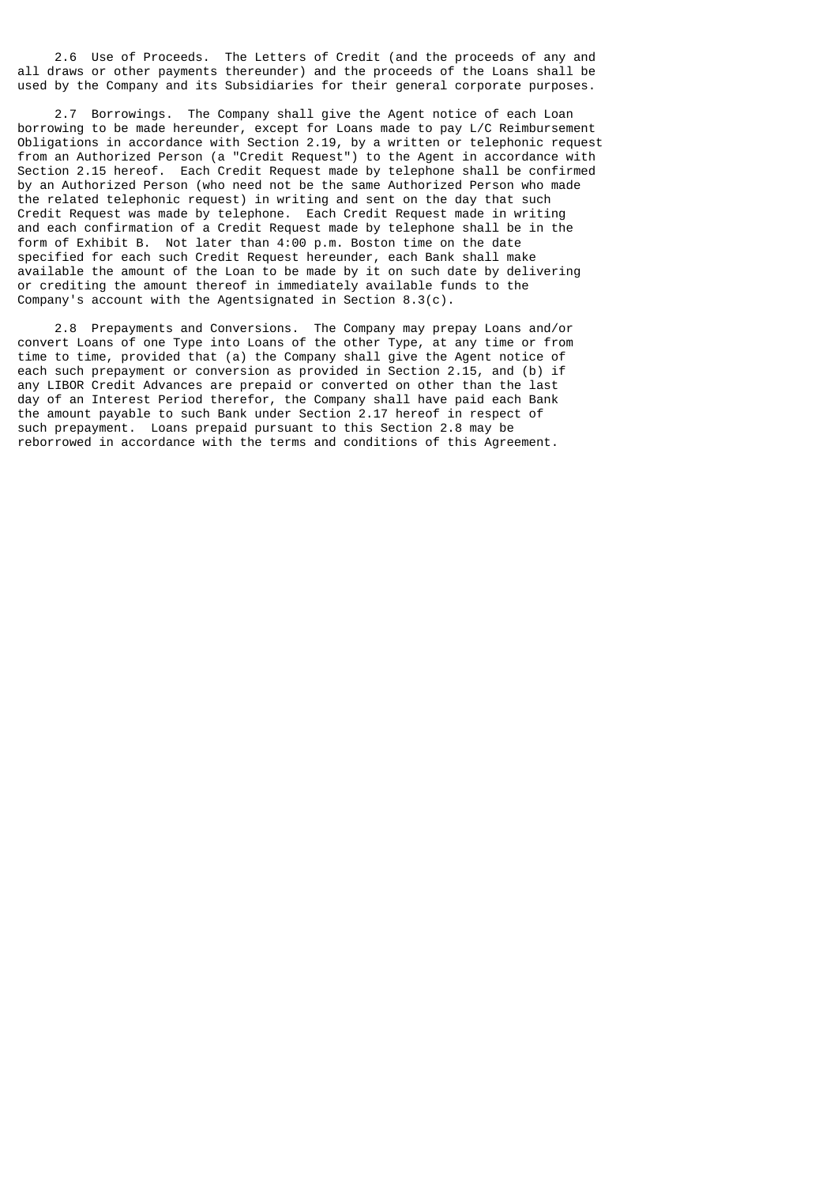2.6 Use of Proceeds. The Letters of Credit (and the proceeds of any and all draws or other payments thereunder) and the proceeds of the Loans shall be used by the Company and its Subsidiaries for their general corporate purposes.

2.7 Borrowings. The Company shall give the Agent notice of each Loan borrowing to be made hereunder, except for Loans made to pay L/C Reimbursement Obligations in accordance with Section 2.19, by a written or telephonic request from an Authorized Person (a "Credit Request") to the Agent in accordance with Section 2.15 hereof. Each Credit Request made by telephone shall be confirmed by an Authorized Person (who need not be the same Authorized Person who made the related telephonic request) in writing and sent on the day that such Credit Request was made by telephone. Each Credit Request made in writing and each confirmation of a Credit Request made by telephone shall be in the form of Exhibit B. Not later than 4:00 p.m. Boston time on the date specified for each such Credit Request hereunder, each Bank shall make available the amount of the Loan to be made by it on such date by delivering or crediting the amount thereof in immediately available funds to the Company's account with the Agentsignated in Section 8.3(c).

2.8 Prepayments and Conversions. The Company may prepay Loans and/or convert Loans of one Type into Loans of the other Type, at any time or from time to time, provided that (a) the Company shall give the Agent notice of each such prepayment or conversion as provided in Section 2.15, and (b) if any LIBOR Credit Advances are prepaid or converted on other than the last day of an Interest Period therefor, the Company shall have paid each Bank the amount payable to such Bank under Section 2.17 hereof in respect of such prepayment. Loans prepaid pursuant to this Section 2.8 may be reborrowed in accordance with the terms and conditions of this Agreement.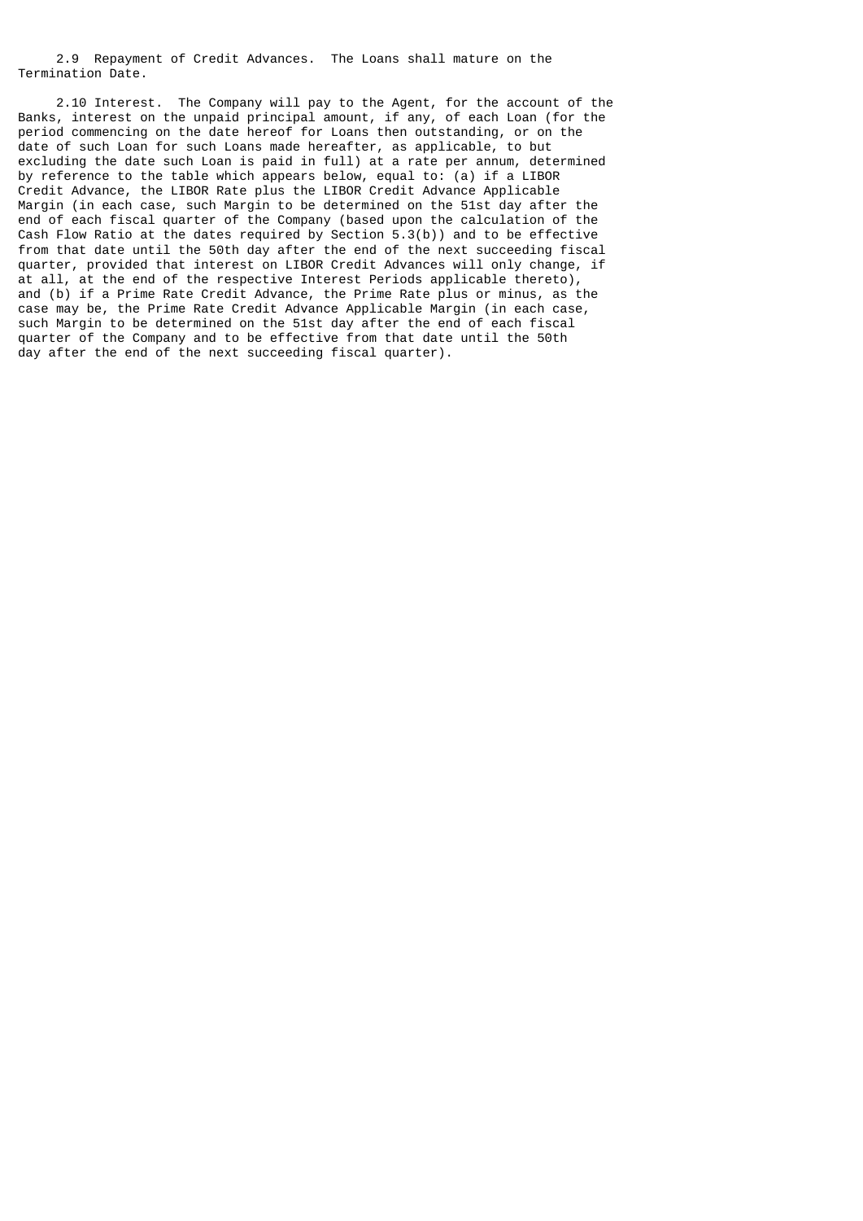2.9 Repayment of Credit Advances. The Loans shall mature on the Termination Date.

2.10 Interest. The Company will pay to the Agent, for the account of the Banks, interest on the unpaid principal amount, if any, of each Loan (for the period commencing on the date hereof for Loans then outstanding, or on the date of such Loan for such Loans made hereafter, as applicable, to but excluding the date such Loan is paid in full) at a rate per annum, determined by reference to the table which appears below, equal to: (a) if a LIBOR Credit Advance, the LIBOR Rate plus the LIBOR Credit Advance Applicable Margin (in each case, such Margin to be determined on the 51st day after the end of each fiscal quarter of the Company (based upon the calculation of the Cash Flow Ratio at the dates required by Section 5.3(b)) and to be effective from that date until the 50th day after the end of the next succeeding fiscal quarter, provided that interest on LIBOR Credit Advances will only change, if at all, at the end of the respective Interest Periods applicable thereto), and (b) if a Prime Rate Credit Advance, the Prime Rate plus or minus, as the case may be, the Prime Rate Credit Advance Applicable Margin (in each case, such Margin to be determined on the 51st day after the end of each fiscal quarter of the Company and to be effective from that date until the 50th day after the end of the next succeeding fiscal quarter).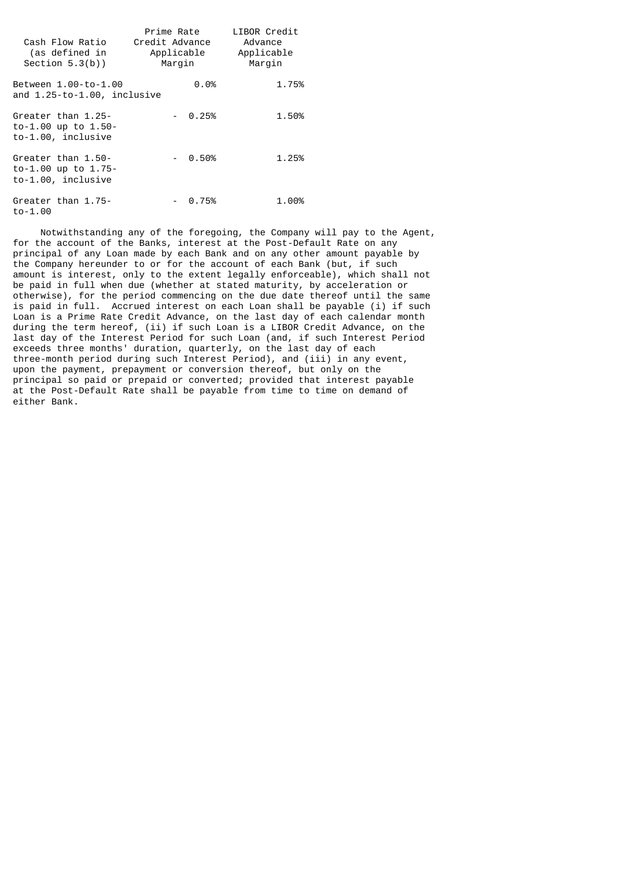| Cash Flow Ratio (as defined in Section 5.3(b)) | Prime Rate Credit Advance Applicable Margin | LIBOR Credit Advance Applicable Margin |
|---|---|---|
| Between 1.00-to-1.00 and 1.25-to-1.00, inclusive | 0.0% | 1.75% |
| Greater than 1.25-to-1.00 up to 1.50-to-1.00, inclusive | - 0.25% | 1.50% |
| Greater than 1.50-to-1.00 up to 1.75-to-1.00, inclusive | - 0.50% | 1.25% |
| Greater than 1.75-to-1.00 | - 0.75% | 1.00% |

Notwithstanding any of the foregoing, the Company will pay to the Agent, for the account of the Banks, interest at the Post-Default Rate on any principal of any Loan made by each Bank and on any other amount payable by the Company hereunder to or for the account of each Bank (but, if such amount is interest, only to the extent legally enforceable), which shall not be paid in full when due (whether at stated maturity, by acceleration or otherwise), for the period commencing on the due date thereof until the same is paid in full. Accrued interest on each Loan shall be payable (i) if such Loan is a Prime Rate Credit Advance, on the last day of each calendar month during the term hereof, (ii) if such Loan is a LIBOR Credit Advance, on the last day of the Interest Period for such Loan (and, if such Interest Period exceeds three months' duration, quarterly, on the last day of each three-month period during such Interest Period), and (iii) in any event, upon the payment, prepayment or conversion thereof, but only on the principal so paid or prepaid or converted; provided that interest payable at the Post-Default Rate shall be payable from time to time on demand of either Bank.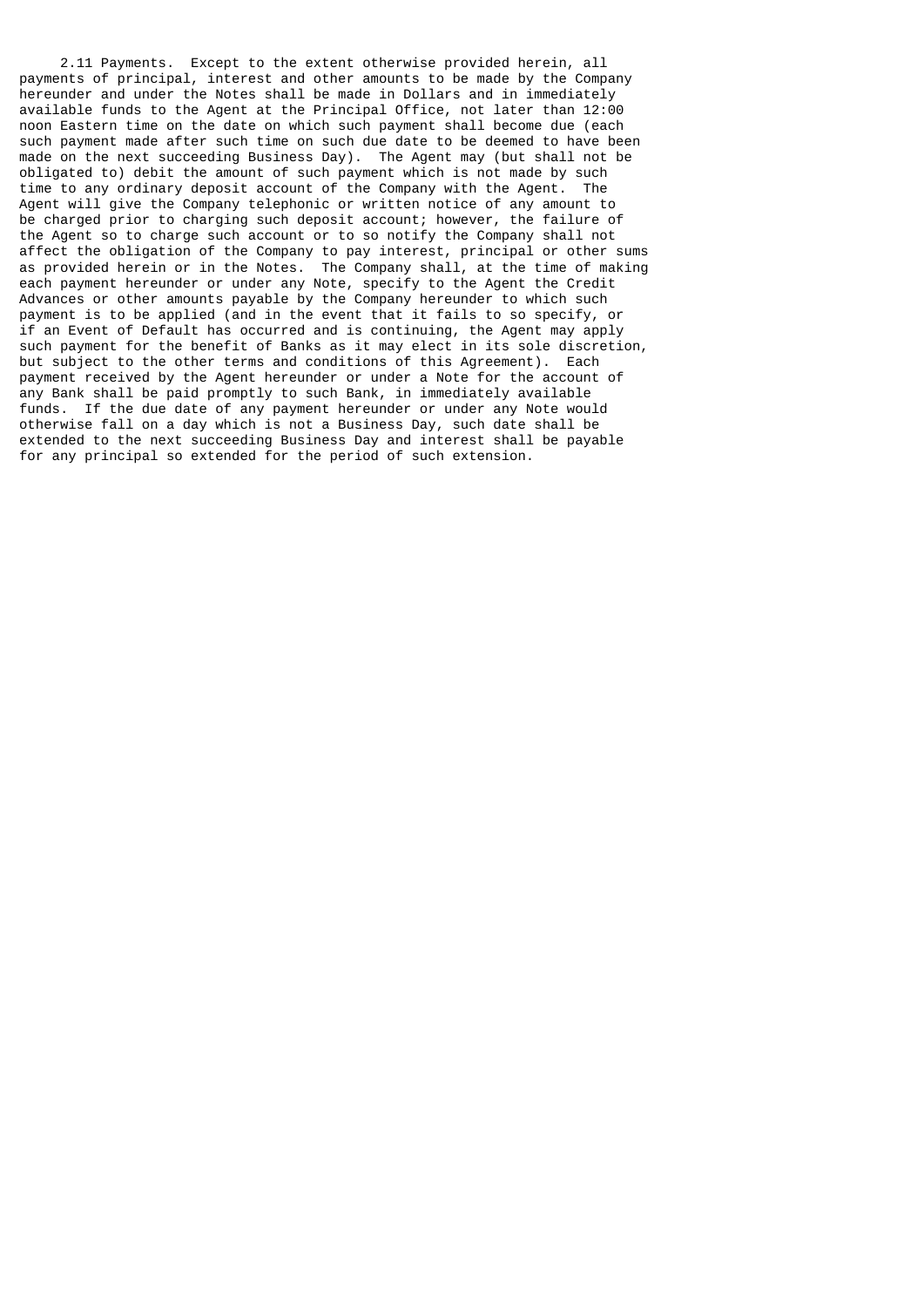2.11 Payments. Except to the extent otherwise provided herein, all payments of principal, interest and other amounts to be made by the Company hereunder and under the Notes shall be made in Dollars and in immediately available funds to the Agent at the Principal Office, not later than 12:00 noon Eastern time on the date on which such payment shall become due (each such payment made after such time on such due date to be deemed to have been made on the next succeeding Business Day). The Agent may (but shall not be obligated to) debit the amount of such payment which is not made by such time to any ordinary deposit account of the Company with the Agent. The Agent will give the Company telephonic or written notice of any amount to be charged prior to charging such deposit account; however, the failure of the Agent so to charge such account or to so notify the Company shall not affect the obligation of the Company to pay interest, principal or other sums as provided herein or in the Notes. The Company shall, at the time of making each payment hereunder or under any Note, specify to the Agent the Credit Advances or other amounts payable by the Company hereunder to which such payment is to be applied (and in the event that it fails to so specify, or if an Event of Default has occurred and is continuing, the Agent may apply such payment for the benefit of Banks as it may elect in its sole discretion, but subject to the other terms and conditions of this Agreement). Each payment received by the Agent hereunder or under a Note for the account of any Bank shall be paid promptly to such Bank, in immediately available funds. If the due date of any payment hereunder or under any Note would otherwise fall on a day which is not a Business Day, such date shall be extended to the next succeeding Business Day and interest shall be payable for any principal so extended for the period of such extension.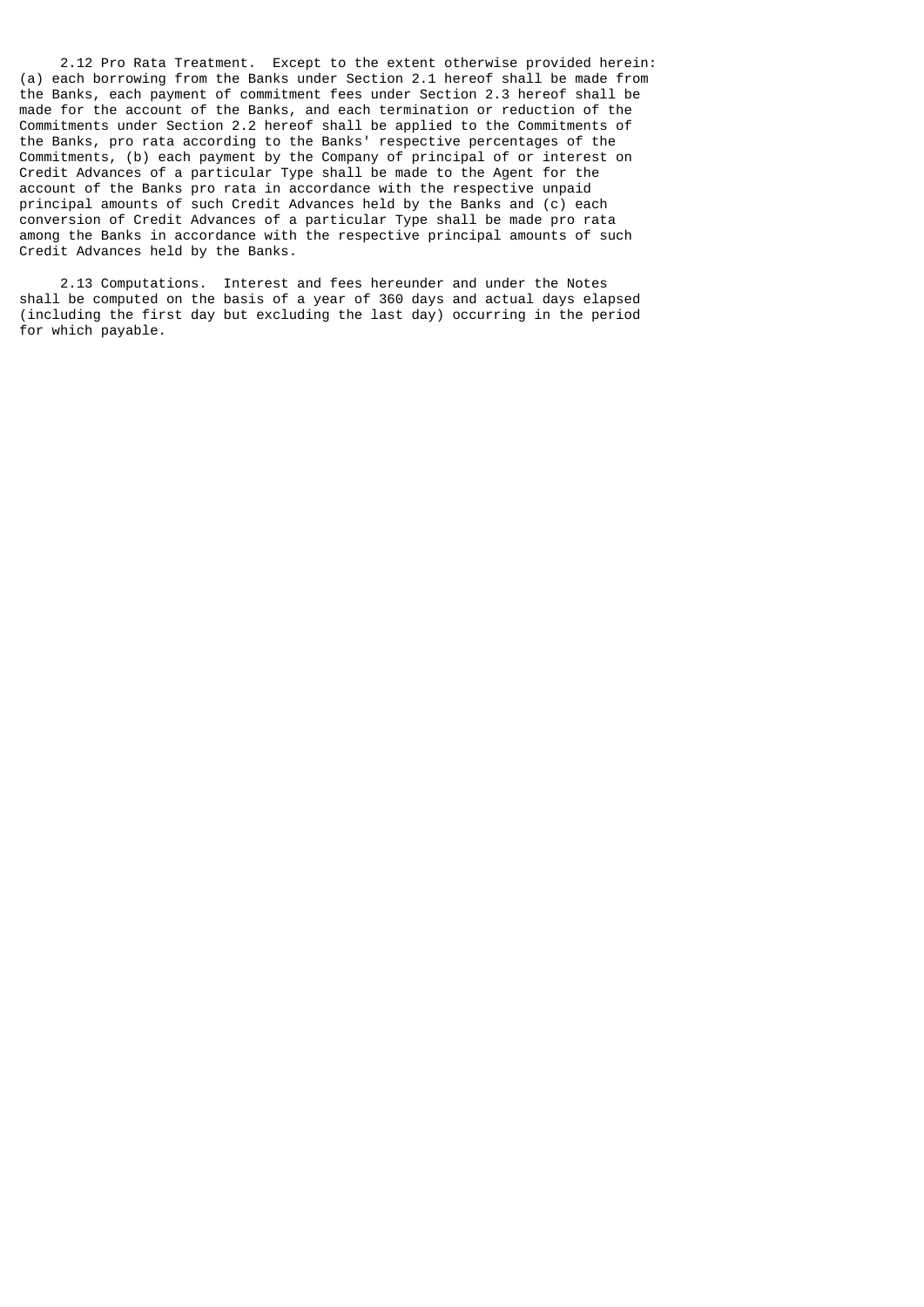2.12 Pro Rata Treatment. Except to the extent otherwise provided herein: (a) each borrowing from the Banks under Section 2.1 hereof shall be made from the Banks, each payment of commitment fees under Section 2.3 hereof shall be made for the account of the Banks, and each termination or reduction of the Commitments under Section 2.2 hereof shall be applied to the Commitments of the Banks, pro rata according to the Banks' respective percentages of the Commitments, (b) each payment by the Company of principal of or interest on Credit Advances of a particular Type shall be made to the Agent for the account of the Banks pro rata in accordance with the respective unpaid principal amounts of such Credit Advances held by the Banks and (c) each conversion of Credit Advances of a particular Type shall be made pro rata among the Banks in accordance with the respective principal amounts of such Credit Advances held by the Banks.

2.13 Computations. Interest and fees hereunder and under the Notes shall be computed on the basis of a year of 360 days and actual days elapsed (including the first day but excluding the last day) occurring in the period for which payable.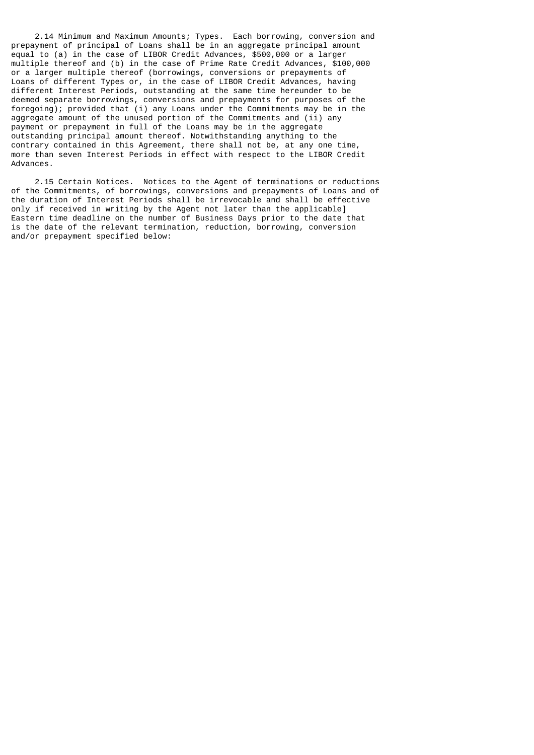2.14 Minimum and Maximum Amounts; Types. Each borrowing, conversion and prepayment of principal of Loans shall be in an aggregate principal amount equal to (a) in the case of LIBOR Credit Advances, $500,000 or a larger multiple thereof and (b) in the case of Prime Rate Credit Advances, $100,000 or a larger multiple thereof (borrowings, conversions or prepayments of Loans of different Types or, in the case of LIBOR Credit Advances, having different Interest Periods, outstanding at the same time hereunder to be deemed separate borrowings, conversions and prepayments for purposes of the foregoing); provided that (i) any Loans under the Commitments may be in the aggregate amount of the unused portion of the Commitments and (ii) any payment or prepayment in full of the Loans may be in the aggregate outstanding principal amount thereof. Notwithstanding anything to the contrary contained in this Agreement, there shall not be, at any one time, more than seven Interest Periods in effect with respect to the LIBOR Credit Advances.

2.15 Certain Notices. Notices to the Agent of terminations or reductions of the Commitments, of borrowings, conversions and prepayments of Loans and of the duration of Interest Periods shall be irrevocable and shall be effective only if received in writing by the Agent not later than the applicable] Eastern time deadline on the number of Business Days prior to the date that is the date of the relevant termination, reduction, borrowing, conversion and/or prepayment specified below: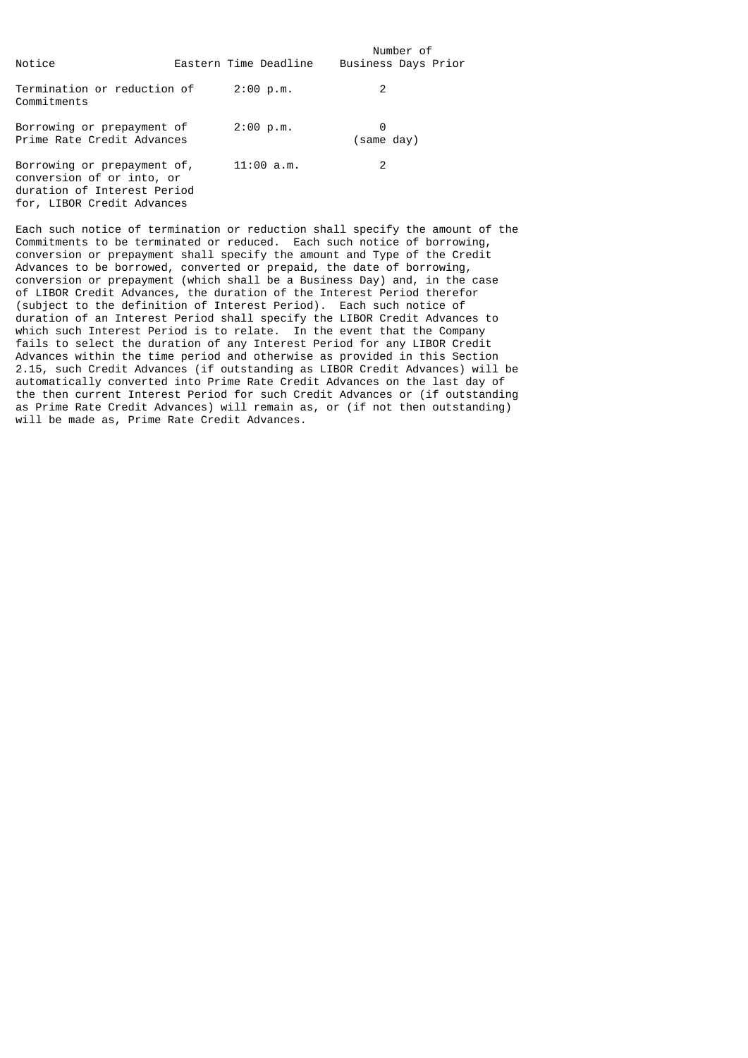| Notice | Eastern Time Deadline | Number of Business Days Prior |
|---|---|---|
| Termination or reduction of Commitments | 2:00 p.m. | 2 |
| Borrowing or prepayment of Prime Rate Credit Advances | 2:00 p.m. | 0 (same day) |
| Borrowing or prepayment of, conversion of or into, or duration of Interest Period for, LIBOR Credit Advances | 11:00 a.m. | 2 |

Each such notice of termination or reduction shall specify the amount of the Commitments to be terminated or reduced. Each such notice of borrowing, conversion or prepayment shall specify the amount and Type of the Credit Advances to be borrowed, converted or prepaid, the date of borrowing, conversion or prepayment (which shall be a Business Day) and, in the case of LIBOR Credit Advances, the duration of the Interest Period therefor (subject to the definition of Interest Period). Each such notice of duration of an Interest Period shall specify the LIBOR Credit Advances to which such Interest Period is to relate. In the event that the Company fails to select the duration of any Interest Period for any LIBOR Credit Advances within the time period and otherwise as provided in this Section 2.15, such Credit Advances (if outstanding as LIBOR Credit Advances) will be automatically converted into Prime Rate Credit Advances on the last day of the then current Interest Period for such Credit Advances or (if outstanding as Prime Rate Credit Advances) will remain as, or (if not then outstanding) will be made as, Prime Rate Credit Advances.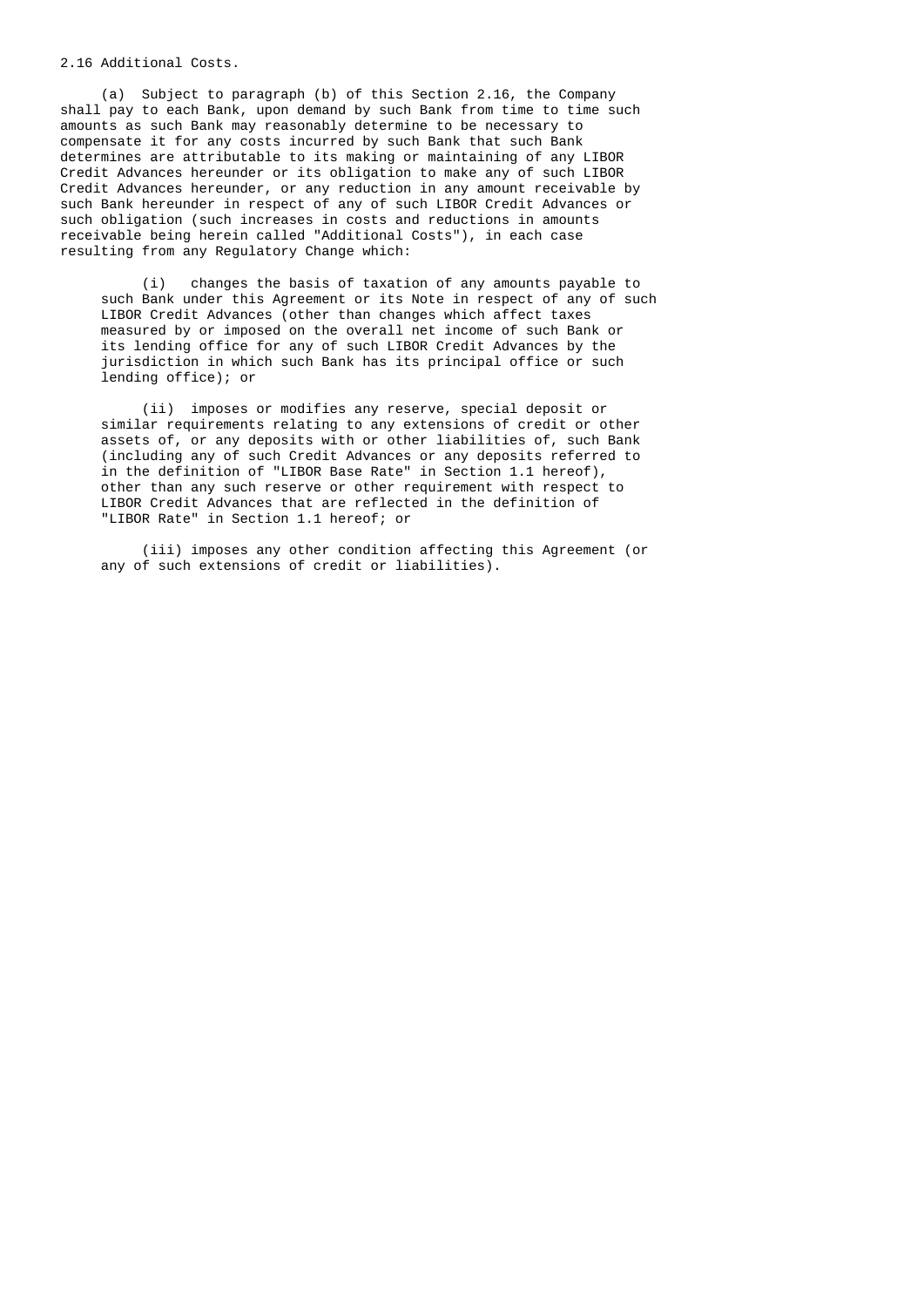2.16 Additional Costs.

(a) Subject to paragraph (b) of this Section 2.16, the Company shall pay to each Bank, upon demand by such Bank from time to time such amounts as such Bank may reasonably determine to be necessary to compensate it for any costs incurred by such Bank that such Bank determines are attributable to its making or maintaining of any LIBOR Credit Advances hereunder or its obligation to make any of such LIBOR Credit Advances hereunder, or any reduction in any amount receivable by such Bank hereunder in respect of any of such LIBOR Credit Advances or such obligation (such increases in costs and reductions in amounts receivable being herein called "Additional Costs"), in each case resulting from any Regulatory Change which:

(i) changes the basis of taxation of any amounts payable to such Bank under this Agreement or its Note in respect of any of such LIBOR Credit Advances (other than changes which affect taxes measured by or imposed on the overall net income of such Bank or its lending office for any of such LIBOR Credit Advances by the jurisdiction in which such Bank has its principal office or such lending office); or

(ii) imposes or modifies any reserve, special deposit or similar requirements relating to any extensions of credit or other assets of, or any deposits with or other liabilities of, such Bank (including any of such Credit Advances or any deposits referred to in the definition of "LIBOR Base Rate" in Section 1.1 hereof), other than any such reserve or other requirement with respect to LIBOR Credit Advances that are reflected in the definition of "LIBOR Rate" in Section 1.1 hereof; or

(iii) imposes any other condition affecting this Agreement (or any of such extensions of credit or liabilities).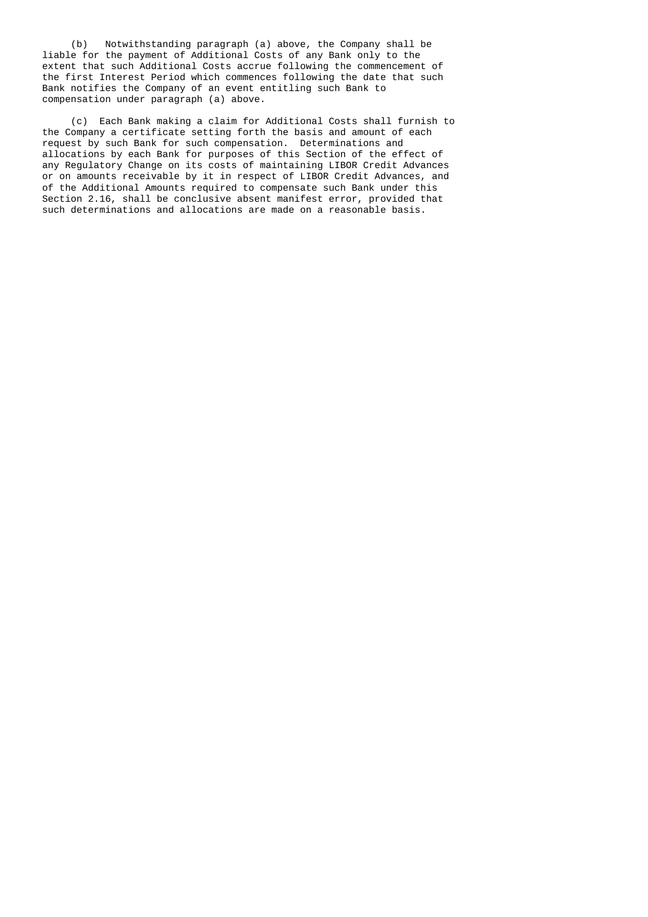(b) Notwithstanding paragraph (a) above, the Company shall be liable for the payment of Additional Costs of any Bank only to the extent that such Additional Costs accrue following the commencement of the first Interest Period which commences following the date that such Bank notifies the Company of an event entitling such Bank to compensation under paragraph (a) above.

(c) Each Bank making a claim for Additional Costs shall furnish to the Company a certificate setting forth the basis and amount of each request by such Bank for such compensation. Determinations and allocations by each Bank for purposes of this Section of the effect of any Regulatory Change on its costs of maintaining LIBOR Credit Advances or on amounts receivable by it in respect of LIBOR Credit Advances, and of the Additional Amounts required to compensate such Bank under this Section 2.16, shall be conclusive absent manifest error, provided that such determinations and allocations are made on a reasonable basis.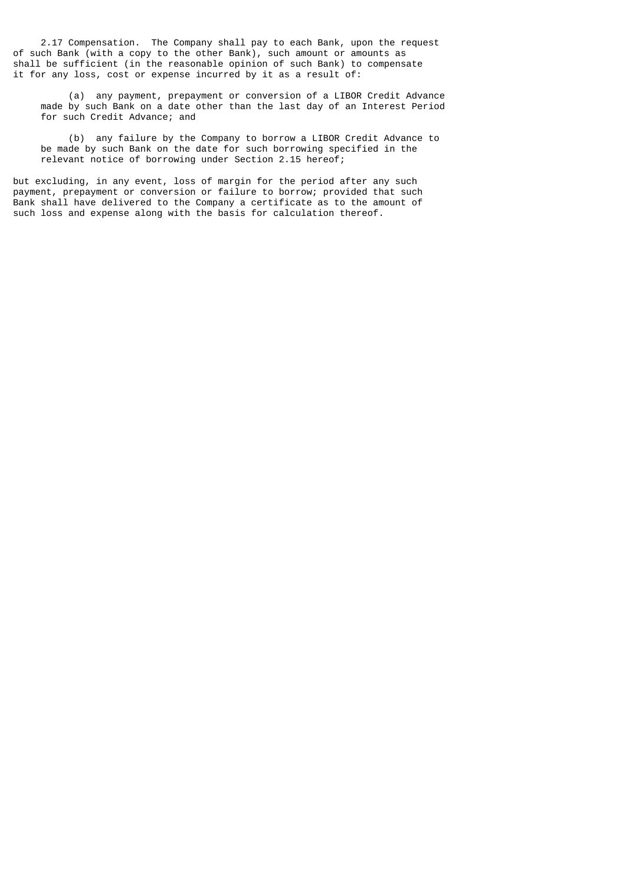2.17 Compensation. The Company shall pay to each Bank, upon the request of such Bank (with a copy to the other Bank), such amount or amounts as shall be sufficient (in the reasonable opinion of such Bank) to compensate it for any loss, cost or expense incurred by it as a result of:

(a) any payment, prepayment or conversion of a LIBOR Credit Advance made by such Bank on a date other than the last day of an Interest Period for such Credit Advance; and

(b) any failure by the Company to borrow a LIBOR Credit Advance to be made by such Bank on the date for such borrowing specified in the relevant notice of borrowing under Section 2.15 hereof;

but excluding, in any event, loss of margin for the period after any such payment, prepayment or conversion or failure to borrow; provided that such Bank shall have delivered to the Company a certificate as to the amount of such loss and expense along with the basis for calculation thereof.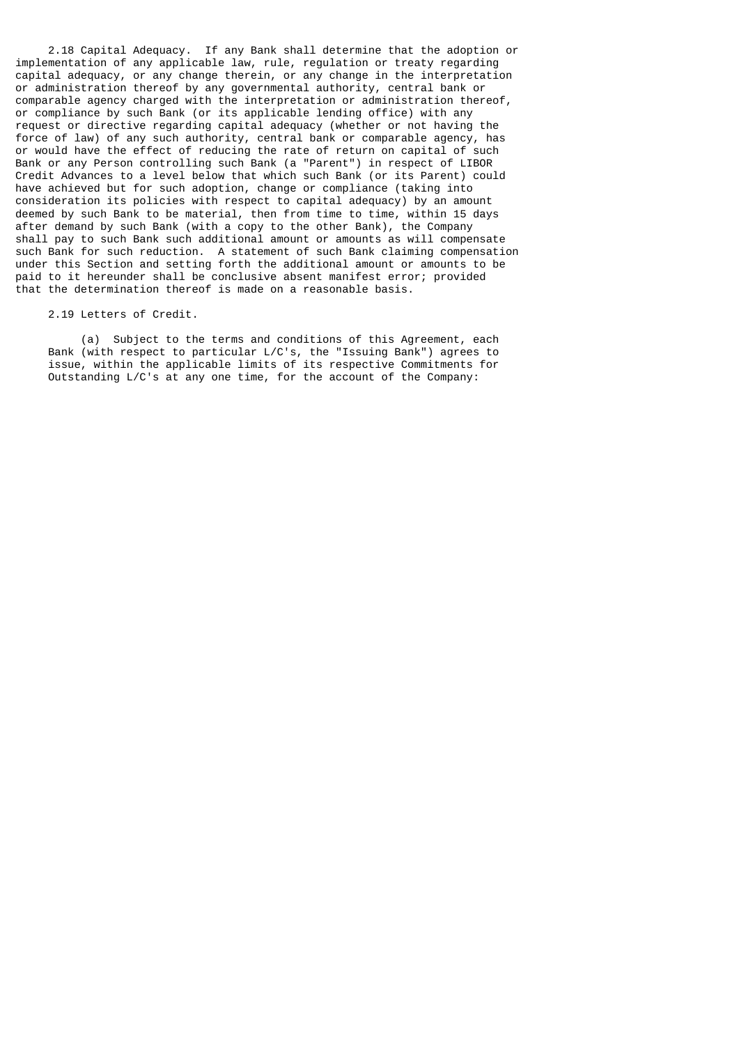2.18 Capital Adequacy. If any Bank shall determine that the adoption or implementation of any applicable law, rule, regulation or treaty regarding capital adequacy, or any change therein, or any change in the interpretation or administration thereof by any governmental authority, central bank or comparable agency charged with the interpretation or administration thereof, or compliance by such Bank (or its applicable lending office) with any request or directive regarding capital adequacy (whether or not having the force of law) of any such authority, central bank or comparable agency, has or would have the effect of reducing the rate of return on capital of such Bank or any Person controlling such Bank (a "Parent") in respect of LIBOR Credit Advances to a level below that which such Bank (or its Parent) could have achieved but for such adoption, change or compliance (taking into consideration its policies with respect to capital adequacy) by an amount deemed by such Bank to be material, then from time to time, within 15 days after demand by such Bank (with a copy to the other Bank), the Company shall pay to such Bank such additional amount or amounts as will compensate such Bank for such reduction. A statement of such Bank claiming compensation under this Section and setting forth the additional amount or amounts to be paid to it hereunder shall be conclusive absent manifest error; provided that the determination thereof is made on a reasonable basis.

2.19 Letters of Credit.

(a) Subject to the terms and conditions of this Agreement, each Bank (with respect to particular L/C's, the "Issuing Bank") agrees to issue, within the applicable limits of its respective Commitments for Outstanding L/C's at any one time, for the account of the Company: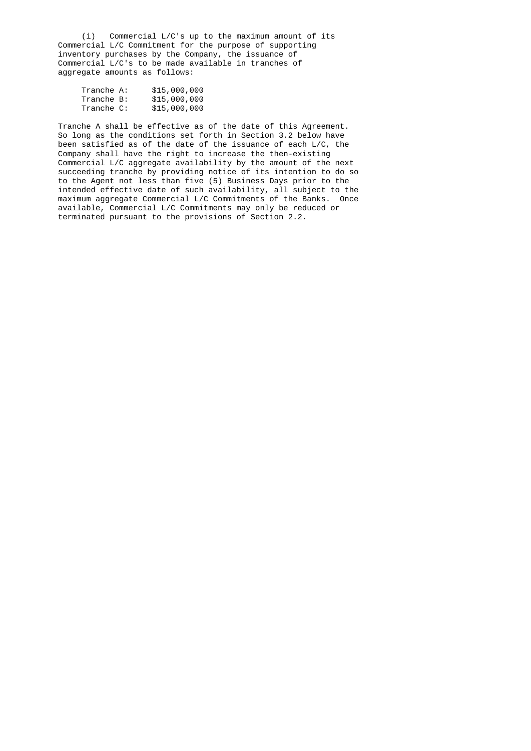(i) Commercial L/C's up to the maximum amount of its Commercial L/C Commitment for the purpose of supporting inventory purchases by the Company, the issuance of Commercial L/C's to be made available in tranches of aggregate amounts as follows:

| | |
|---|---|
| Tranche A: | $15,000,000 |
| Tranche B: | $15,000,000 |
| Tranche C: | $15,000,000 |

Tranche A shall be effective as of the date of this Agreement. So long as the conditions set forth in Section 3.2 below have been satisfied as of the date of the issuance of each L/C, the Company shall have the right to increase the then-existing Commercial L/C aggregate availability by the amount of the next succeeding tranche by providing notice of its intention to do so to the Agent not less than five (5) Business Days prior to the intended effective date of such availability, all subject to the maximum aggregate Commercial L/C Commitments of the Banks. Once available, Commercial L/C Commitments may only be reduced or terminated pursuant to the provisions of Section 2.2.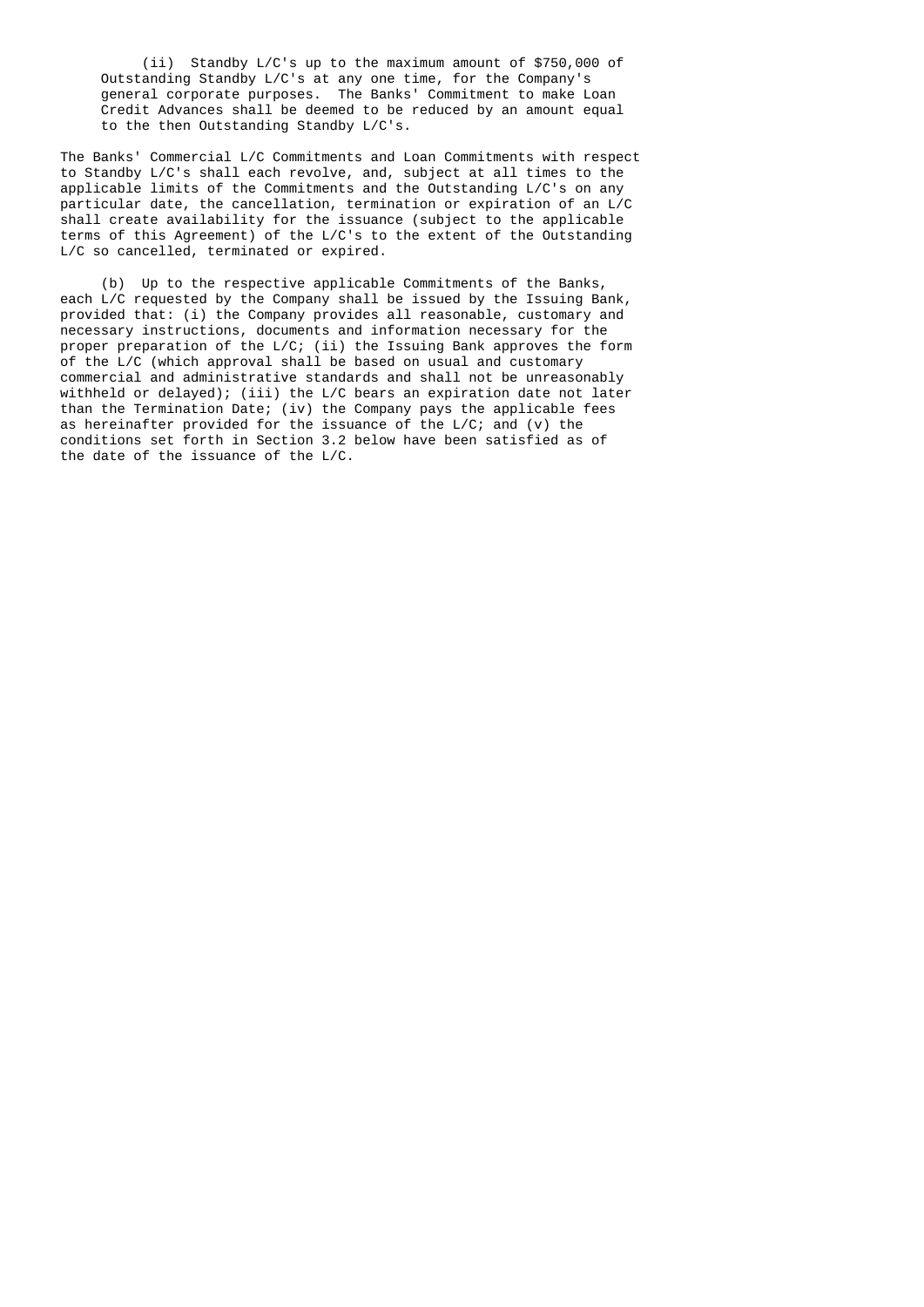(ii) Standby L/C's up to the maximum amount of $750,000 of Outstanding Standby L/C's at any one time, for the Company's general corporate purposes. The Banks' Commitment to make Loan Credit Advances shall be deemed to be reduced by an amount equal to the then Outstanding Standby L/C's.

The Banks' Commercial L/C Commitments and Loan Commitments with respect to Standby L/C's shall each revolve, and, subject at all times to the applicable limits of the Commitments and the Outstanding L/C's on any particular date, the cancellation, termination or expiration of an L/C shall create availability for the issuance (subject to the applicable terms of this Agreement) of the L/C's to the extent of the Outstanding L/C so cancelled, terminated or expired.

(b) Up to the respective applicable Commitments of the Banks, each L/C requested by the Company shall be issued by the Issuing Bank, provided that: (i) the Company provides all reasonable, customary and necessary instructions, documents and information necessary for the proper preparation of the L/C; (ii) the Issuing Bank approves the form of the L/C (which approval shall be based on usual and customary commercial and administrative standards and shall not be unreasonably withheld or delayed); (iii) the L/C bears an expiration date not later than the Termination Date; (iv) the Company pays the applicable fees as hereinafter provided for the issuance of the L/C; and (v) the conditions set forth in Section 3.2 below have been satisfied as of the date of the issuance of the L/C.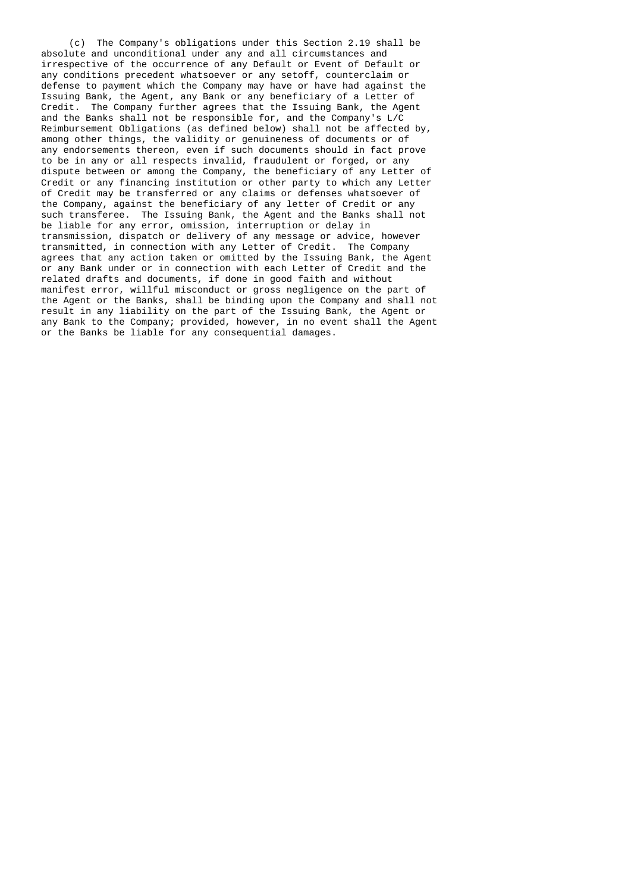(c) The Company's obligations under this Section 2.19 shall be absolute and unconditional under any and all circumstances and irrespective of the occurrence of any Default or Event of Default or any conditions precedent whatsoever or any setoff, counterclaim or defense to payment which the Company may have or have had against the Issuing Bank, the Agent, any Bank or any beneficiary of a Letter of Credit. The Company further agrees that the Issuing Bank, the Agent and the Banks shall not be responsible for, and the Company's L/C Reimbursement Obligations (as defined below) shall not be affected by, among other things, the validity or genuineness of documents or of any endorsements thereon, even if such documents should in fact prove to be in any or all respects invalid, fraudulent or forged, or any dispute between or among the Company, the beneficiary of any Letter of Credit or any financing institution or other party to which any Letter of Credit may be transferred or any claims or defenses whatsoever of the Company, against the beneficiary of any letter of Credit or any such transferee. The Issuing Bank, the Agent and the Banks shall not be liable for any error, omission, interruption or delay in transmission, dispatch or delivery of any message or advice, however transmitted, in connection with any Letter of Credit. The Company agrees that any action taken or omitted by the Issuing Bank, the Agent or any Bank under or in connection with each Letter of Credit and the related drafts and documents, if done in good faith and without manifest error, willful misconduct or gross negligence on the part of the Agent or the Banks, shall be binding upon the Company and shall not result in any liability on the part of the Issuing Bank, the Agent or any Bank to the Company; provided, however, in no event shall the Agent or the Banks be liable for any consequential damages.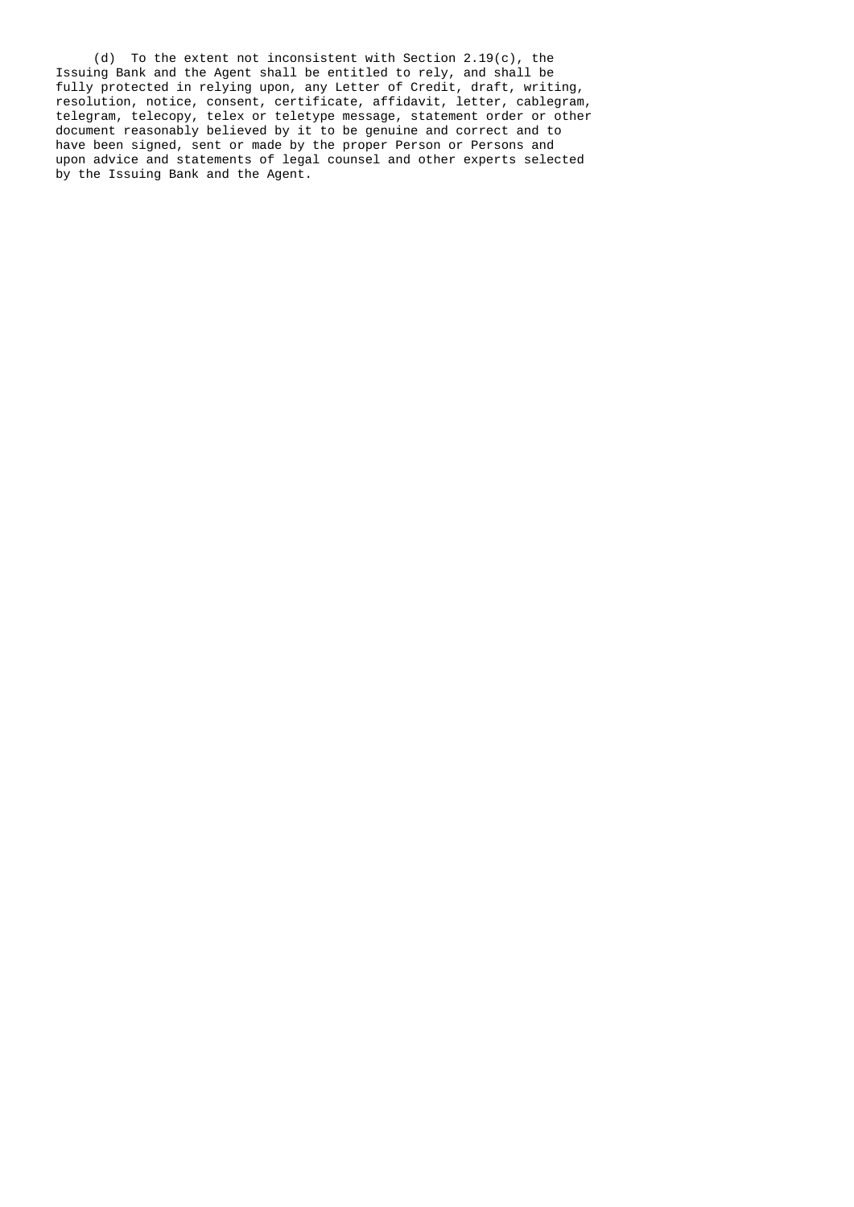(d) To the extent not inconsistent with Section 2.19(c), the Issuing Bank and the Agent shall be entitled to rely, and shall be fully protected in relying upon, any Letter of Credit, draft, writing, resolution, notice, consent, certificate, affidavit, letter, cablegram, telegram, telecopy, telex or teletype message, statement order or other document reasonably believed by it to be genuine and correct and to have been signed, sent or made by the proper Person or Persons and upon advice and statements of legal counsel and other experts selected by the Issuing Bank and the Agent.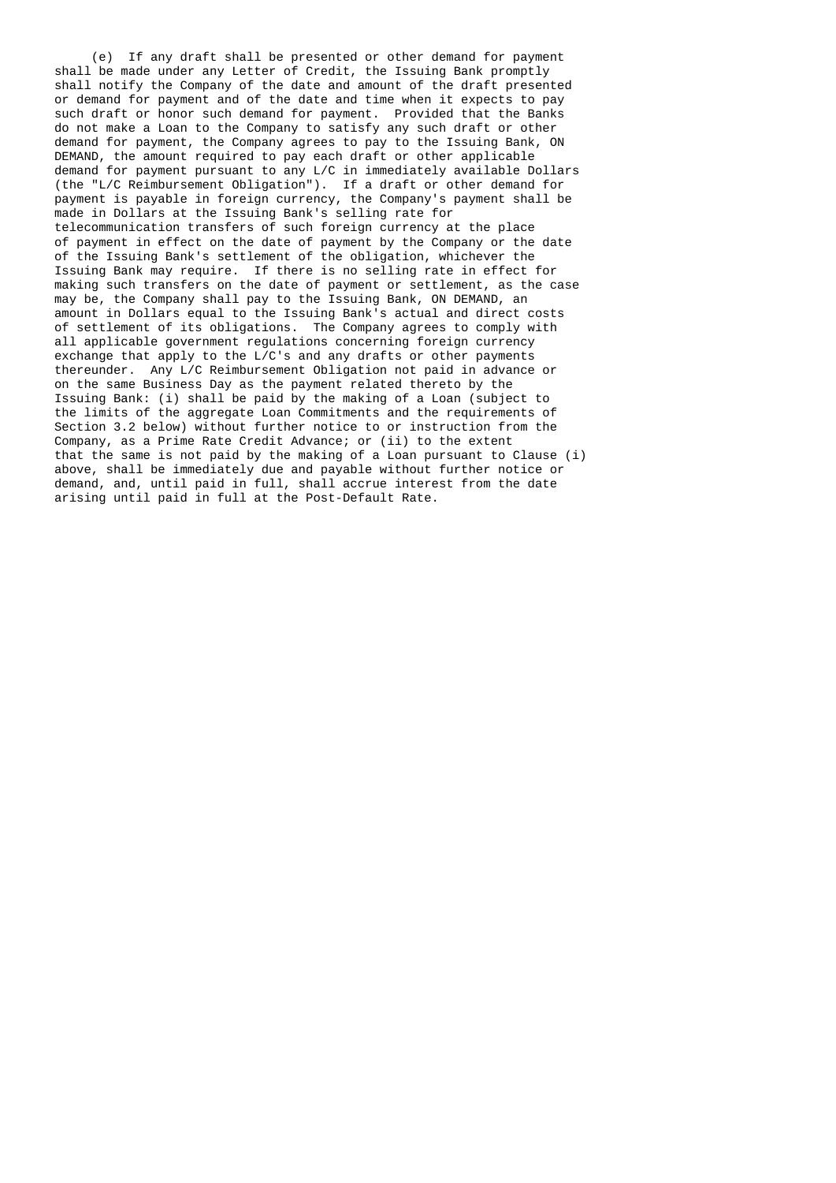(e) If any draft shall be presented or other demand for payment shall be made under any Letter of Credit, the Issuing Bank promptly shall notify the Company of the date and amount of the draft presented or demand for payment and of the date and time when it expects to pay such draft or honor such demand for payment. Provided that the Banks do not make a Loan to the Company to satisfy any such draft or other demand for payment, the Company agrees to pay to the Issuing Bank, ON DEMAND, the amount required to pay each draft or other applicable demand for payment pursuant to any L/C in immediately available Dollars (the "L/C Reimbursement Obligation"). If a draft or other demand for payment is payable in foreign currency, the Company's payment shall be made in Dollars at the Issuing Bank's selling rate for telecommunication transfers of such foreign currency at the place of payment in effect on the date of payment by the Company or the date of the Issuing Bank's settlement of the obligation, whichever the Issuing Bank may require. If there is no selling rate in effect for making such transfers on the date of payment or settlement, as the case may be, the Company shall pay to the Issuing Bank, ON DEMAND, an amount in Dollars equal to the Issuing Bank's actual and direct costs of settlement of its obligations. The Company agrees to comply with all applicable government regulations concerning foreign currency exchange that apply to the L/C's and any drafts or other payments thereunder. Any L/C Reimbursement Obligation not paid in advance or on the same Business Day as the payment related thereto by the Issuing Bank: (i) shall be paid by the making of a Loan (subject to the limits of the aggregate Loan Commitments and the requirements of Section 3.2 below) without further notice to or instruction from the Company, as a Prime Rate Credit Advance; or (ii) to the extent that the same is not paid by the making of a Loan pursuant to Clause (i) above, shall be immediately due and payable without further notice or demand, and, until paid in full, shall accrue interest from the date arising until paid in full at the Post-Default Rate.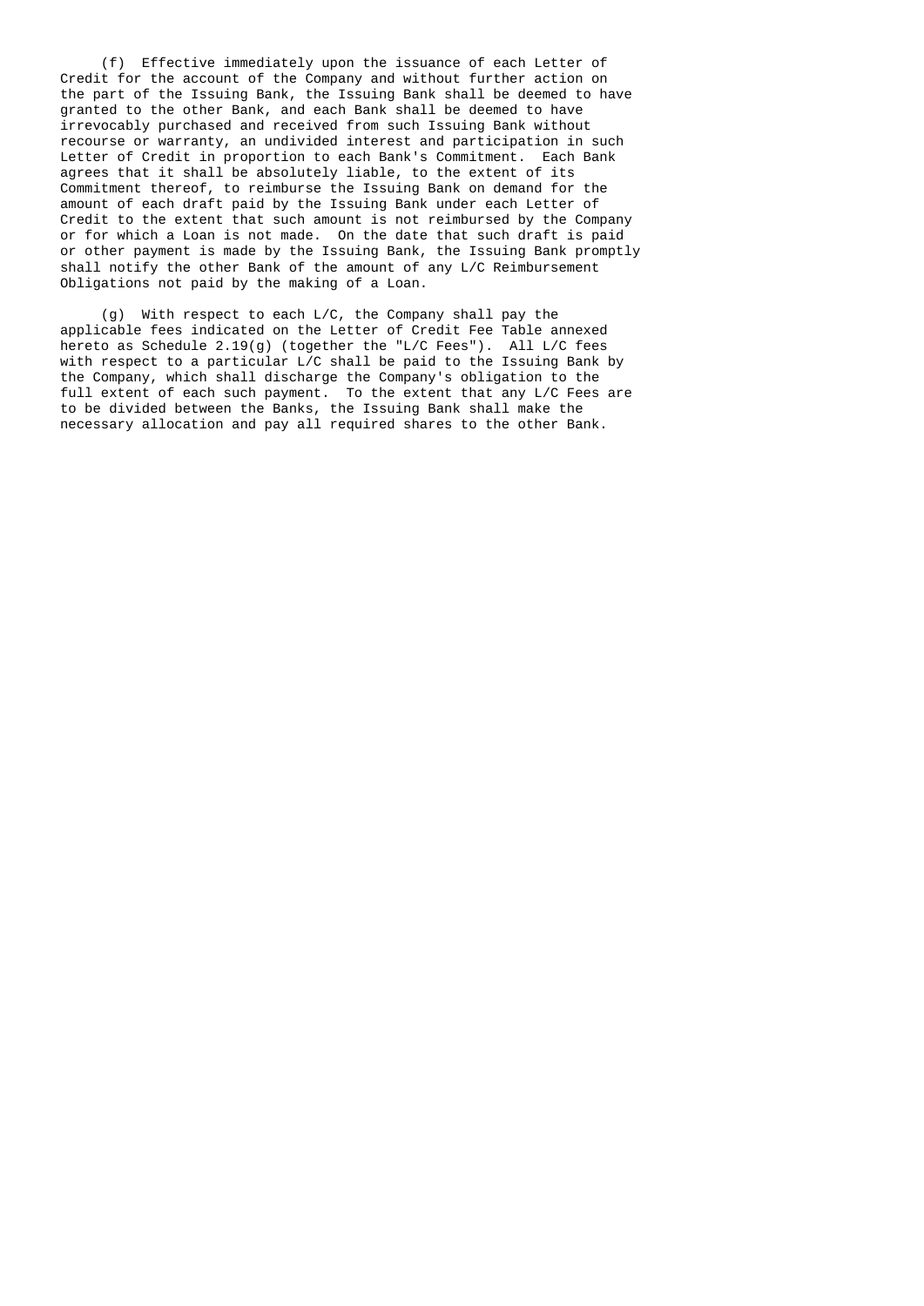(f) Effective immediately upon the issuance of each Letter of Credit for the account of the Company and without further action on the part of the Issuing Bank, the Issuing Bank shall be deemed to have granted to the other Bank, and each Bank shall be deemed to have irrevocably purchased and received from such Issuing Bank without recourse or warranty, an undivided interest and participation in such Letter of Credit in proportion to each Bank's Commitment. Each Bank agrees that it shall be absolutely liable, to the extent of its Commitment thereof, to reimburse the Issuing Bank on demand for the amount of each draft paid by the Issuing Bank under each Letter of Credit to the extent that such amount is not reimbursed by the Company or for which a Loan is not made. On the date that such draft is paid or other payment is made by the Issuing Bank, the Issuing Bank promptly shall notify the other Bank of the amount of any L/C Reimbursement Obligations not paid by the making of a Loan.

(g) With respect to each L/C, the Company shall pay the applicable fees indicated on the Letter of Credit Fee Table annexed hereto as Schedule 2.19(g) (together the "L/C Fees"). All L/C fees with respect to a particular L/C shall be paid to the Issuing Bank by the Company, which shall discharge the Company's obligation to the full extent of each such payment. To the extent that any L/C Fees are to be divided between the Banks, the Issuing Bank shall make the necessary allocation and pay all required shares to the other Bank.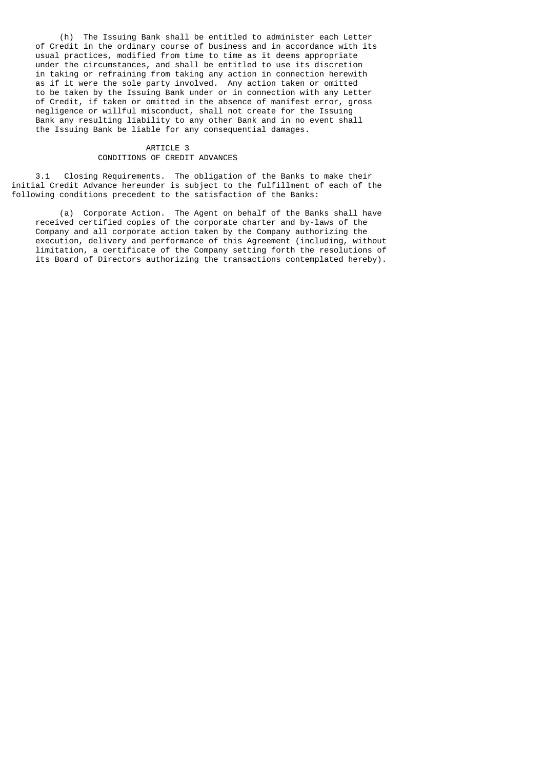(h) The Issuing Bank shall be entitled to administer each Letter of Credit in the ordinary course of business and in accordance with its usual practices, modified from time to time as it deems appropriate under the circumstances, and shall be entitled to use its discretion in taking or refraining from taking any action in connection herewith as if it were the sole party involved. Any action taken or omitted to be taken by the Issuing Bank under or in connection with any Letter of Credit, if taken or omitted in the absence of manifest error, gross negligence or willful misconduct, shall not create for the Issuing Bank any resulting liability to any other Bank and in no event shall the Issuing Bank be liable for any consequential damages.

## ARTICLE 3
## CONDITIONS OF CREDIT ADVANCES

3.1 Closing Requirements. The obligation of the Banks to make their initial Credit Advance hereunder is subject to the fulfillment of each of the following conditions precedent to the satisfaction of the Banks:

(a) Corporate Action. The Agent on behalf of the Banks shall have received certified copies of the corporate charter and by-laws of the Company and all corporate action taken by the Company authorizing the execution, delivery and performance of this Agreement (including, without limitation, a certificate of the Company setting forth the resolutions of its Board of Directors authorizing the transactions contemplated hereby).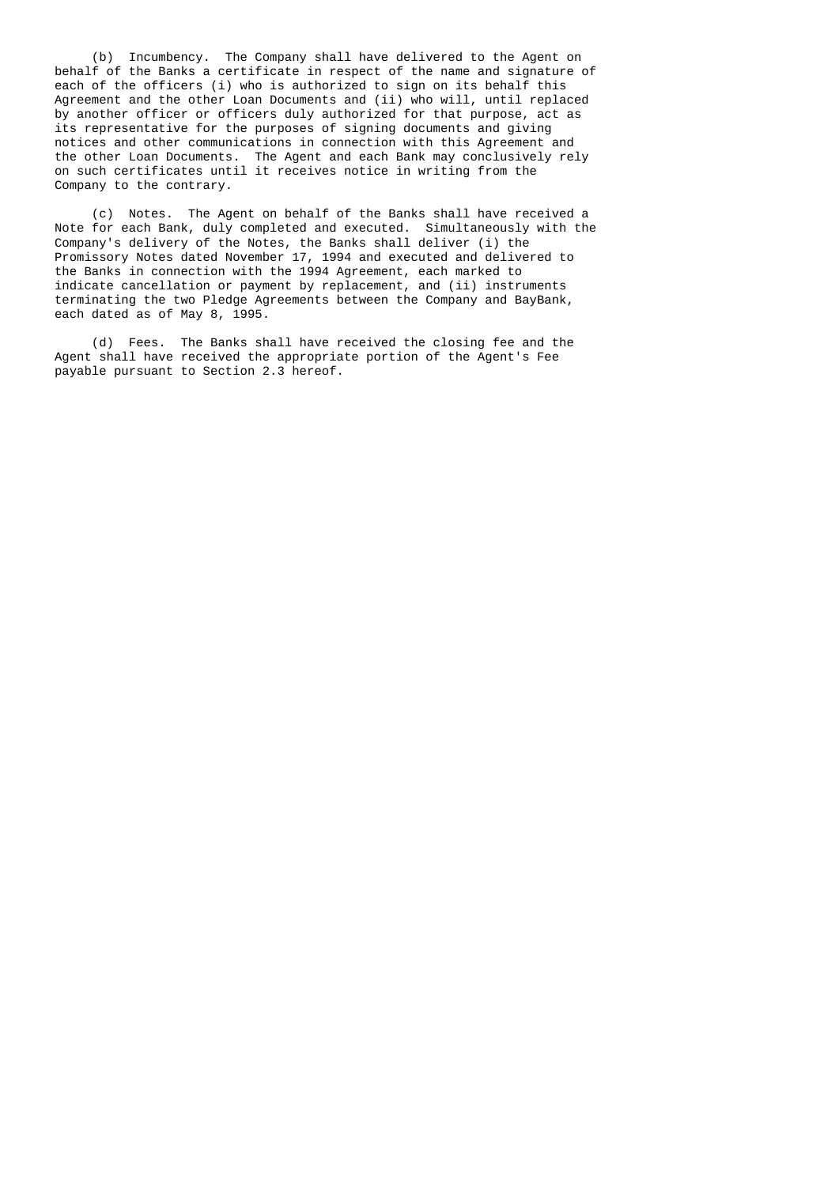(b) Incumbency. The Company shall have delivered to the Agent on behalf of the Banks a certificate in respect of the name and signature of each of the officers (i) who is authorized to sign on its behalf this Agreement and the other Loan Documents and (ii) who will, until replaced by another officer or officers duly authorized for that purpose, act as its representative for the purposes of signing documents and giving notices and other communications in connection with this Agreement and the other Loan Documents. The Agent and each Bank may conclusively rely on such certificates until it receives notice in writing from the Company to the contrary.

(c) Notes. The Agent on behalf of the Banks shall have received a Note for each Bank, duly completed and executed. Simultaneously with the Company's delivery of the Notes, the Banks shall deliver (i) the Promissory Notes dated November 17, 1994 and executed and delivered to the Banks in connection with the 1994 Agreement, each marked to indicate cancellation or payment by replacement, and (ii) instruments terminating the two Pledge Agreements between the Company and BayBank, each dated as of May 8, 1995.

(d) Fees. The Banks shall have received the closing fee and the Agent shall have received the appropriate portion of the Agent's Fee payable pursuant to Section 2.3 hereof.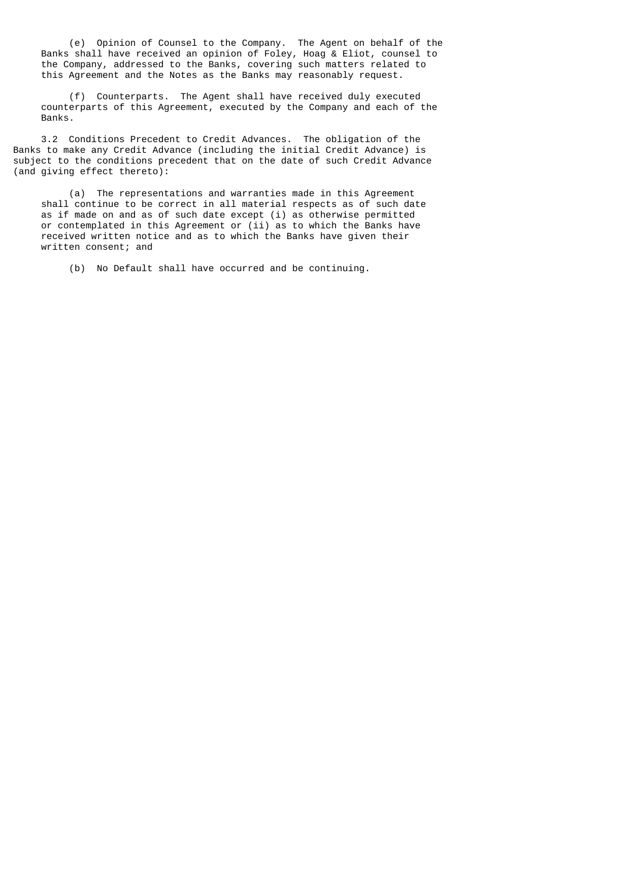(e) Opinion of Counsel to the Company. The Agent on behalf of the Banks shall have received an opinion of Foley, Hoag & Eliot, counsel to the Company, addressed to the Banks, covering such matters related to this Agreement and the Notes as the Banks may reasonably request.

(f) Counterparts. The Agent shall have received duly executed counterparts of this Agreement, executed by the Company and each of the Banks.

3.2 Conditions Precedent to Credit Advances. The obligation of the Banks to make any Credit Advance (including the initial Credit Advance) is subject to the conditions precedent that on the date of such Credit Advance (and giving effect thereto):

(a) The representations and warranties made in this Agreement shall continue to be correct in all material respects as of such date as if made on and as of such date except (i) as otherwise permitted or contemplated in this Agreement or (ii) as to which the Banks have received written notice and as to which the Banks have given their written consent; and

(b) No Default shall have occurred and be continuing.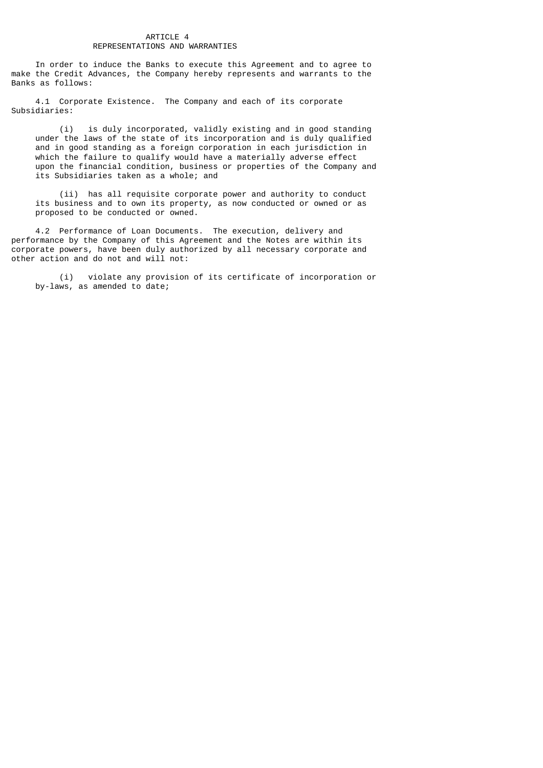## ARTICLE 4
## REPRESENTATIONS AND WARRANTIES

In order to induce the Banks to execute this Agreement and to agree to make the Credit Advances, the Company hereby represents and warrants to the Banks as follows:

4.1 Corporate Existence. The Company and each of its corporate Subsidiaries:

(i) is duly incorporated, validly existing and in good standing under the laws of the state of its incorporation and is duly qualified and in good standing as a foreign corporation in each jurisdiction in which the failure to qualify would have a materially adverse effect upon the financial condition, business or properties of the Company and its Subsidiaries taken as a whole; and

(ii) has all requisite corporate power and authority to conduct its business and to own its property, as now conducted or owned or as proposed to be conducted or owned.

4.2 Performance of Loan Documents. The execution, delivery and performance by the Company of this Agreement and the Notes are within its corporate powers, have been duly authorized by all necessary corporate and other action and do not and will not:

(i) violate any provision of its certificate of incorporation or by-laws, as amended to date;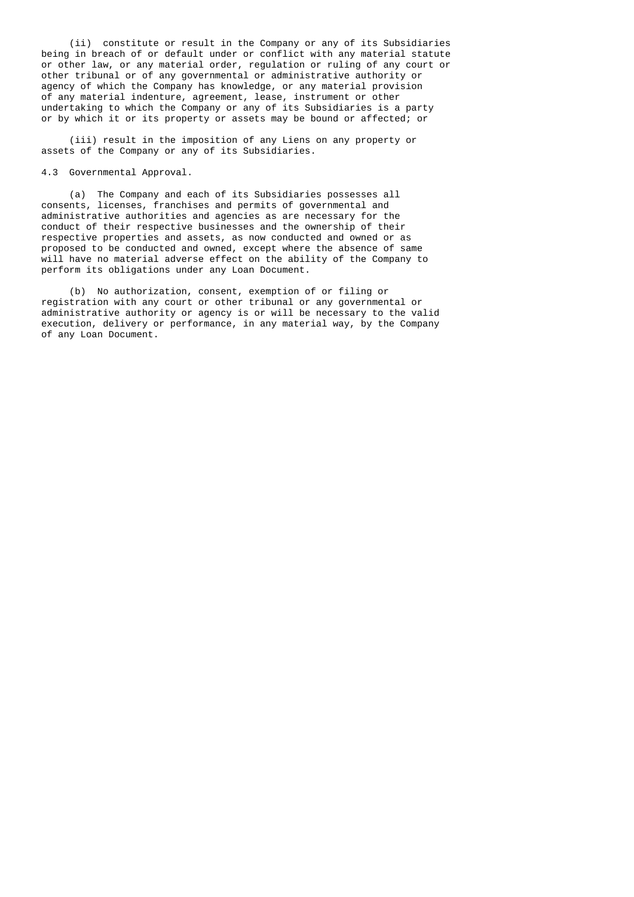(ii) constitute or result in the Company or any of its Subsidiaries being in breach of or default under or conflict with any material statute or other law, or any material order, regulation or ruling of any court or other tribunal or of any governmental or administrative authority or agency of which the Company has knowledge, or any material provision of any material indenture, agreement, lease, instrument or other undertaking to which the Company or any of its Subsidiaries is a party or by which it or its property or assets may be bound or affected; or

(iii) result in the imposition of any Liens on any property or assets of the Company or any of its Subsidiaries.

4.3 Governmental Approval.

(a) The Company and each of its Subsidiaries possesses all consents, licenses, franchises and permits of governmental and administrative authorities and agencies as are necessary for the conduct of their respective businesses and the ownership of their respective properties and assets, as now conducted and owned or as proposed to be conducted and owned, except where the absence of same will have no material adverse effect on the ability of the Company to perform its obligations under any Loan Document.

(b) No authorization, consent, exemption of or filing or registration with any court or other tribunal or any governmental or administrative authority or agency is or will be necessary to the valid execution, delivery or performance, in any material way, by the Company of any Loan Document.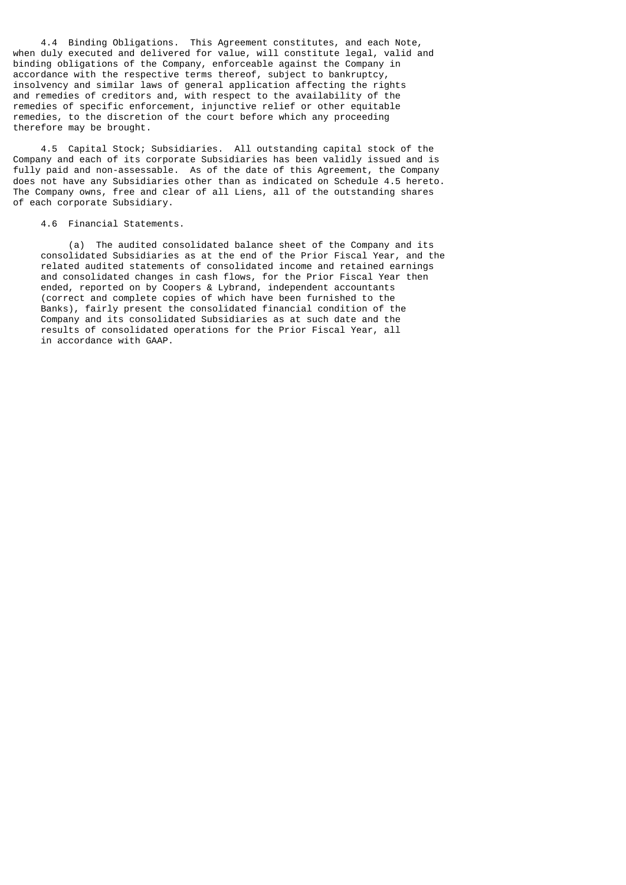4.4 Binding Obligations. This Agreement constitutes, and each Note, when duly executed and delivered for value, will constitute legal, valid and binding obligations of the Company, enforceable against the Company in accordance with the respective terms thereof, subject to bankruptcy, insolvency and similar laws of general application affecting the rights and remedies of creditors and, with respect to the availability of the remedies of specific enforcement, injunctive relief or other equitable remedies, to the discretion of the court before which any proceeding therefore may be brought.

4.5 Capital Stock; Subsidiaries. All outstanding capital stock of the Company and each of its corporate Subsidiaries has been validly issued and is fully paid and non-assessable. As of the date of this Agreement, the Company does not have any Subsidiaries other than as indicated on Schedule 4.5 hereto. The Company owns, free and clear of all Liens, all of the outstanding shares of each corporate Subsidiary.

4.6 Financial Statements.

(a) The audited consolidated balance sheet of the Company and its consolidated Subsidiaries as at the end of the Prior Fiscal Year, and the related audited statements of consolidated income and retained earnings and consolidated changes in cash flows, for the Prior Fiscal Year then ended, reported on by Coopers & Lybrand, independent accountants (correct and complete copies of which have been furnished to the Banks), fairly present the consolidated financial condition of the Company and its consolidated Subsidiaries as at such date and the results of consolidated operations for the Prior Fiscal Year, all in accordance with GAAP.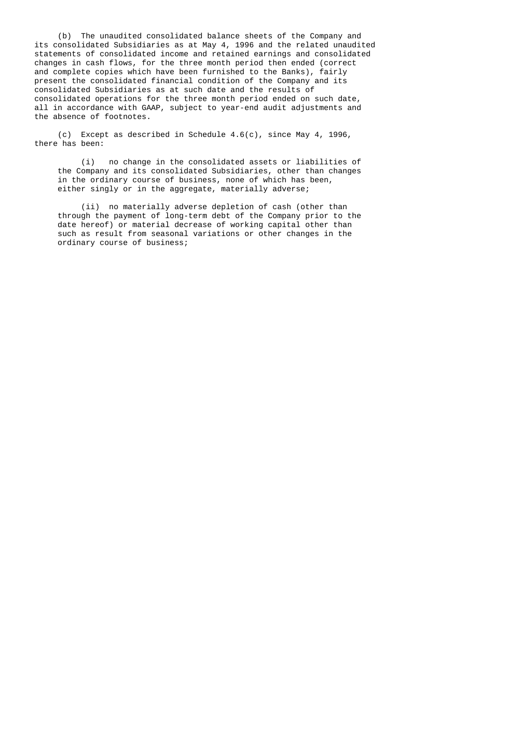(b) The unaudited consolidated balance sheets of the Company and its consolidated Subsidiaries as at May 4, 1996 and the related unaudited statements of consolidated income and retained earnings and consolidated changes in cash flows, for the three month period then ended (correct and complete copies which have been furnished to the Banks), fairly present the consolidated financial condition of the Company and its consolidated Subsidiaries as at such date and the results of consolidated operations for the three month period ended on such date, all in accordance with GAAP, subject to year-end audit adjustments and the absence of footnotes.

(c) Except as described in Schedule 4.6(c), since May 4, 1996, there has been:

(i) no change in the consolidated assets or liabilities of the Company and its consolidated Subsidiaries, other than changes in the ordinary course of business, none of which has been, either singly or in the aggregate, materially adverse;

(ii) no materially adverse depletion of cash (other than through the payment of long-term debt of the Company prior to the date hereof) or material decrease of working capital other than such as result from seasonal variations or other changes in the ordinary course of business;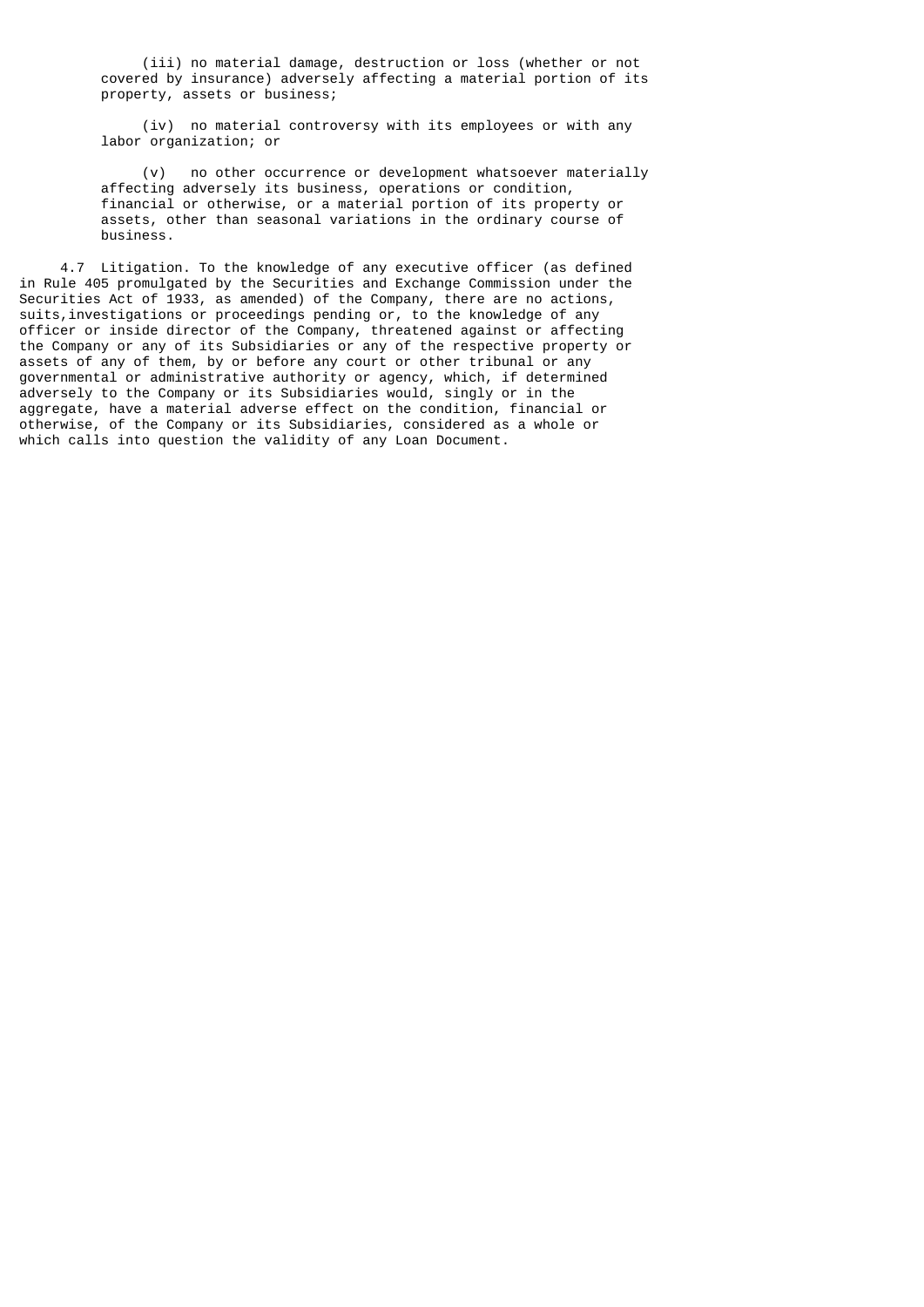(iii) no material damage, destruction or loss (whether or not covered by insurance) adversely affecting a material portion of its property, assets or business;

(iv) no material controversy with its employees or with any labor organization; or

(v) no other occurrence or development whatsoever materially affecting adversely its business, operations or condition, financial or otherwise, or a material portion of its property or assets, other than seasonal variations in the ordinary course of business.

4.7 Litigation. To the knowledge of any executive officer (as defined in Rule 405 promulgated by the Securities and Exchange Commission under the Securities Act of 1933, as amended) of the Company, there are no actions, suits,investigations or proceedings pending or, to the knowledge of any officer or inside director of the Company, threatened against or affecting the Company or any of its Subsidiaries or any of the respective property or assets of any of them, by or before any court or other tribunal or any governmental or administrative authority or agency, which, if determined adversely to the Company or its Subsidiaries would, singly or in the aggregate, have a material adverse effect on the condition, financial or otherwise, of the Company or its Subsidiaries, considered as a whole or which calls into question the validity of any Loan Document.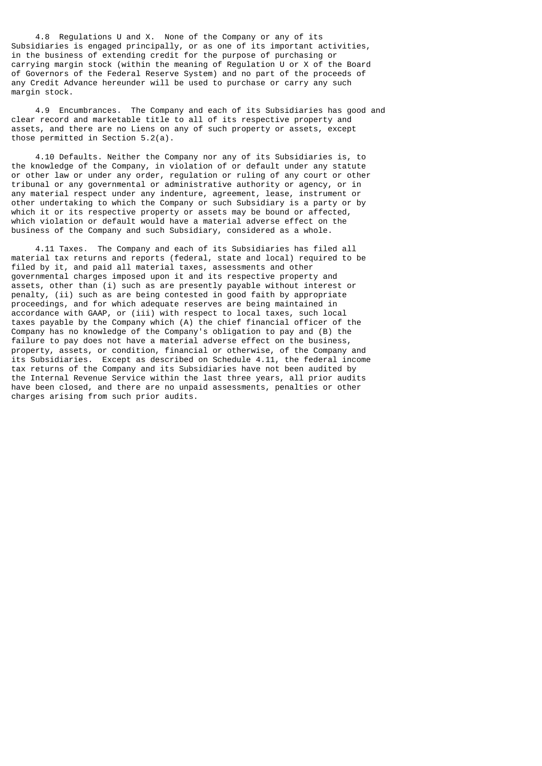4.8 Regulations U and X. None of the Company or any of its Subsidiaries is engaged principally, or as one of its important activities, in the business of extending credit for the purpose of purchasing or carrying margin stock (within the meaning of Regulation U or X of the Board of Governors of the Federal Reserve System) and no part of the proceeds of any Credit Advance hereunder will be used to purchase or carry any such margin stock.

4.9 Encumbrances. The Company and each of its Subsidiaries has good and clear record and marketable title to all of its respective property and assets, and there are no Liens on any of such property or assets, except those permitted in Section 5.2(a).

4.10 Defaults. Neither the Company nor any of its Subsidiaries is, to the knowledge of the Company, in violation of or default under any statute or other law or under any order, regulation or ruling of any court or other tribunal or any governmental or administrative authority or agency, or in any material respect under any indenture, agreement, lease, instrument or other undertaking to which the Company or such Subsidiary is a party or by which it or its respective property or assets may be bound or affected, which violation or default would have a material adverse effect on the business of the Company and such Subsidiary, considered as a whole.

4.11 Taxes. The Company and each of its Subsidiaries has filed all material tax returns and reports (federal, state and local) required to be filed by it, and paid all material taxes, assessments and other governmental charges imposed upon it and its respective property and assets, other than (i) such as are presently payable without interest or penalty, (ii) such as are being contested in good faith by appropriate proceedings, and for which adequate reserves are being maintained in accordance with GAAP, or (iii) with respect to local taxes, such local taxes payable by the Company which (A) the chief financial officer of the Company has no knowledge of the Company's obligation to pay and (B) the failure to pay does not have a material adverse effect on the business, property, assets, or condition, financial or otherwise, of the Company and its Subsidiaries. Except as described on Schedule 4.11, the federal income tax returns of the Company and its Subsidiaries have not been audited by the Internal Revenue Service within the last three years, all prior audits have been closed, and there are no unpaid assessments, penalties or other charges arising from such prior audits.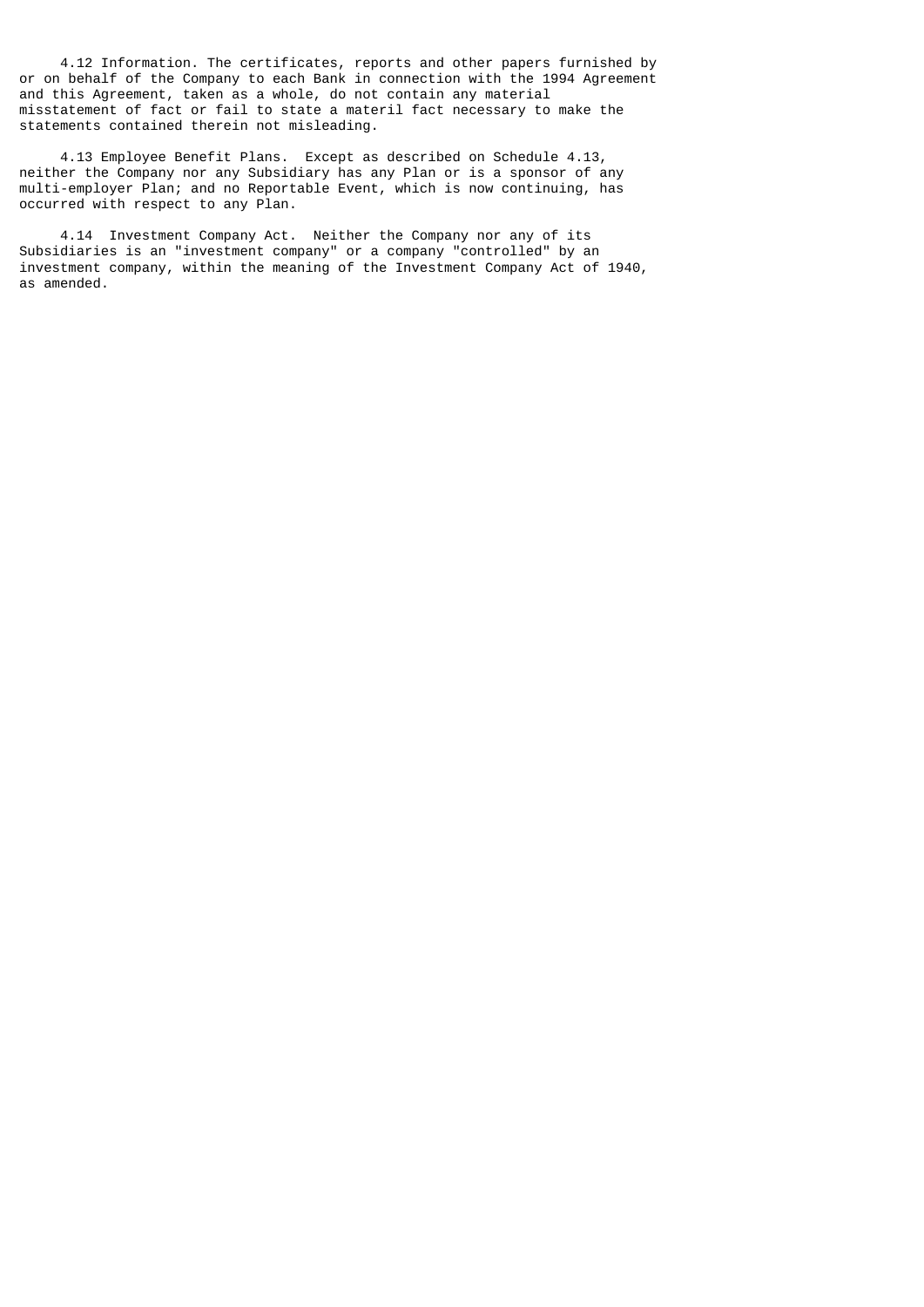4.12 Information. The certificates, reports and other papers furnished by or on behalf of the Company to each Bank in connection with the 1994 Agreement and this Agreement, taken as a whole, do not contain any material misstatement of fact or fail to state a materil fact necessary to make the statements contained therein not misleading.

4.13 Employee Benefit Plans. Except as described on Schedule 4.13, neither the Company nor any Subsidiary has any Plan or is a sponsor of any multi-employer Plan; and no Reportable Event, which is now continuing, has occurred with respect to any Plan.

4.14 Investment Company Act. Neither the Company nor any of its Subsidiaries is an "investment company" or a company "controlled" by an investment company, within the meaning of the Investment Company Act of 1940, as amended.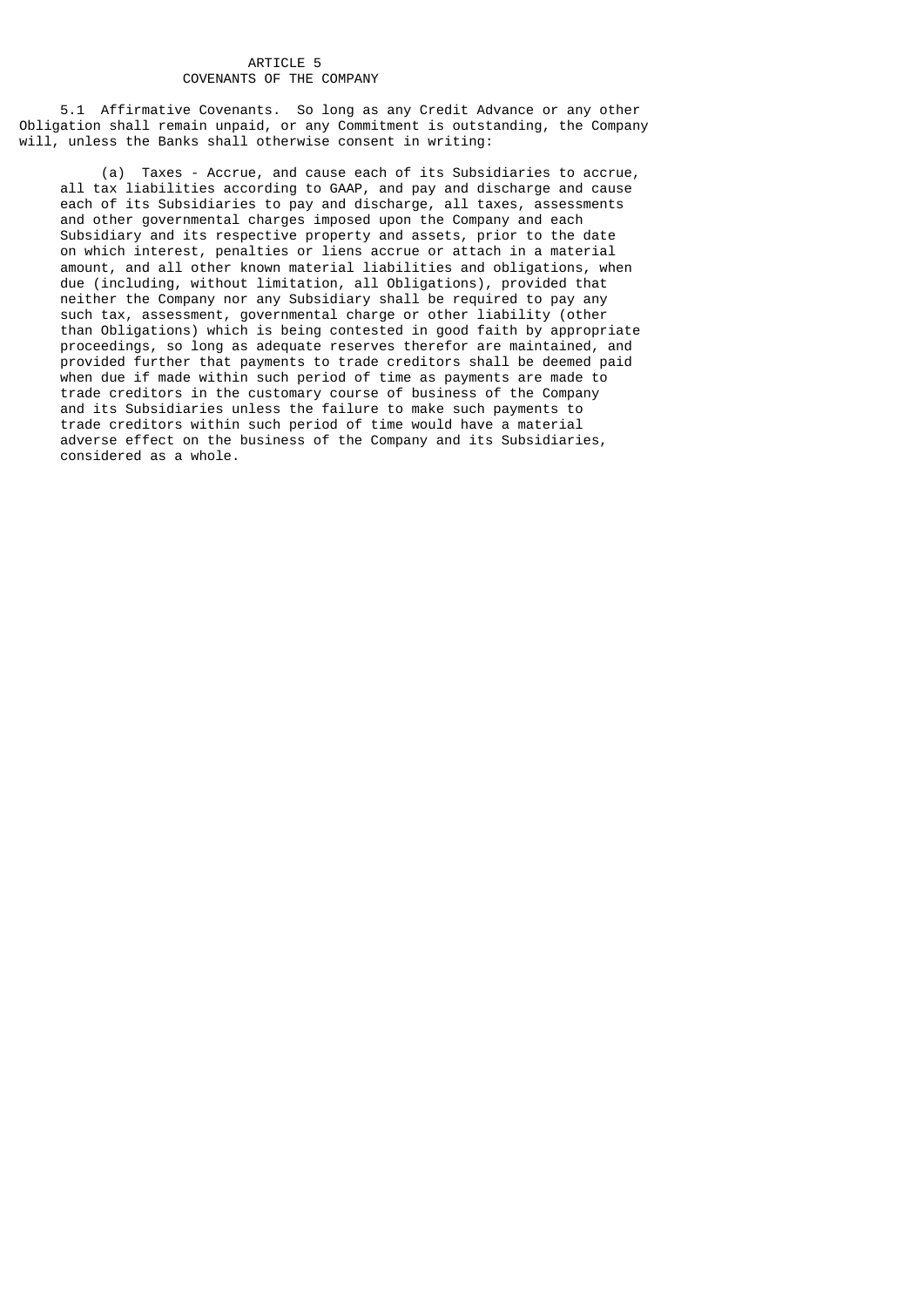## ARTICLE 5
## COVENANTS OF THE COMPANY

5.1 Affirmative Covenants. So long as any Credit Advance or any other Obligation shall remain unpaid, or any Commitment is outstanding, the Company will, unless the Banks shall otherwise consent in writing:

(a) Taxes - Accrue, and cause each of its Subsidiaries to accrue, all tax liabilities according to GAAP, and pay and discharge and cause each of its Subsidiaries to pay and discharge, all taxes, assessments and other governmental charges imposed upon the Company and each Subsidiary and its respective property and assets, prior to the date on which interest, penalties or liens accrue or attach in a material amount, and all other known material liabilities and obligations, when due (including, without limitation, all Obligations), provided that neither the Company nor any Subsidiary shall be required to pay any such tax, assessment, governmental charge or other liability (other than Obligations) which is being contested in good faith by appropriate proceedings, so long as adequate reserves therefor are maintained, and provided further that payments to trade creditors shall be deemed paid when due if made within such period of time as payments are made to trade creditors in the customary course of business of the Company and its Subsidiaries unless the failure to make such payments to trade creditors within such period of time would have a material adverse effect on the business of the Company and its Subsidiaries, considered as a whole.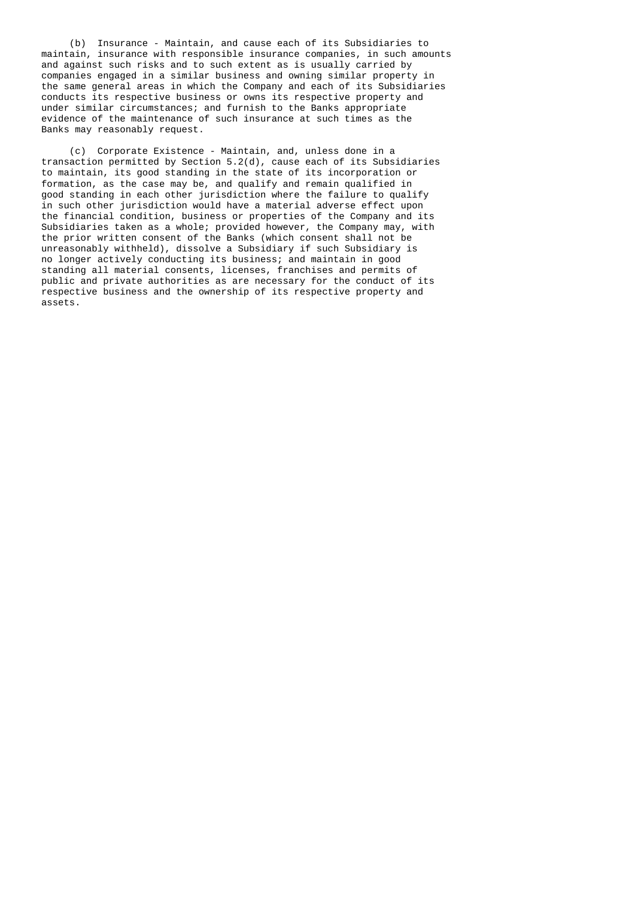(b) Insurance - Maintain, and cause each of its Subsidiaries to maintain, insurance with responsible insurance companies, in such amounts and against such risks and to such extent as is usually carried by companies engaged in a similar business and owning similar property in the same general areas in which the Company and each of its Subsidiaries conducts its respective business or owns its respective property and under similar circumstances; and furnish to the Banks appropriate evidence of the maintenance of such insurance at such times as the Banks may reasonably request.

(c) Corporate Existence - Maintain, and, unless done in a transaction permitted by Section 5.2(d), cause each of its Subsidiaries to maintain, its good standing in the state of its incorporation or formation, as the case may be, and qualify and remain qualified in good standing in each other jurisdiction where the failure to qualify in such other jurisdiction would have a material adverse effect upon the financial condition, business or properties of the Company and its Subsidiaries taken as a whole; provided however, the Company may, with the prior written consent of the Banks (which consent shall not be unreasonably withheld), dissolve a Subsidiary if such Subsidiary is no longer actively conducting its business; and maintain in good standing all material consents, licenses, franchises and permits of public and private authorities as are necessary for the conduct of its respective business and the ownership of its respective property and assets.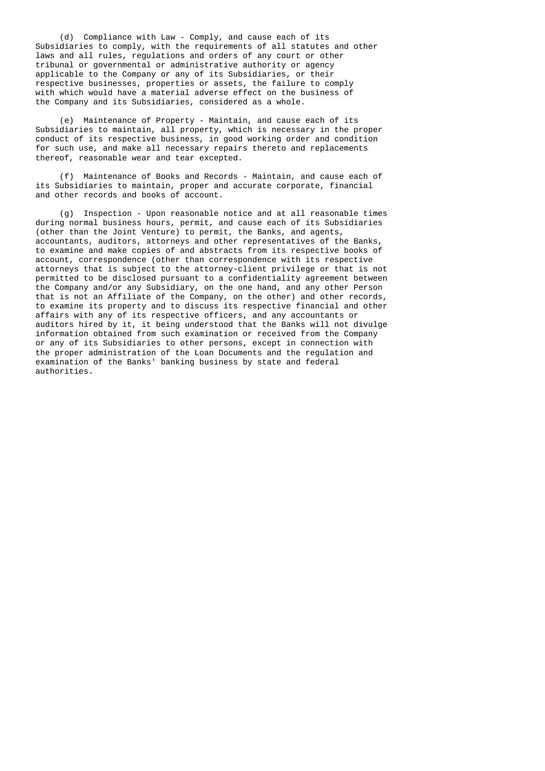(d) Compliance with Law - Comply, and cause each of its Subsidiaries to comply, with the requirements of all statutes and other laws and all rules, regulations and orders of any court or other tribunal or governmental or administrative authority or agency applicable to the Company or any of its Subsidiaries, or their respective businesses, properties or assets, the failure to comply with which would have a material adverse effect on the business of the Company and its Subsidiaries, considered as a whole.

(e) Maintenance of Property - Maintain, and cause each of its Subsidiaries to maintain, all property, which is necessary in the proper conduct of its respective business, in good working order and condition for such use, and make all necessary repairs thereto and replacements thereof, reasonable wear and tear excepted.

(f) Maintenance of Books and Records - Maintain, and cause each of its Subsidiaries to maintain, proper and accurate corporate, financial and other records and books of account.

(g) Inspection - Upon reasonable notice and at all reasonable times during normal business hours, permit, and cause each of its Subsidiaries (other than the Joint Venture) to permit, the Banks, and agents, accountants, auditors, attorneys and other representatives of the Banks, to examine and make copies of and abstracts from its respective books of account, correspondence (other than correspondence with its respective attorneys that is subject to the attorney-client privilege or that is not permitted to be disclosed pursuant to a confidentiality agreement between the Company and/or any Subsidiary, on the one hand, and any other Person that is not an Affiliate of the Company, on the other) and other records, to examine its property and to discuss its respective financial and other affairs with any of its respective officers, and any accountants or auditors hired by it, it being understood that the Banks will not divulge information obtained from such examination or received from the Company or any of its Subsidiaries to other persons, except in connection with the proper administration of the Loan Documents and the regulation and examination of the Banks' banking business by state and federal authorities.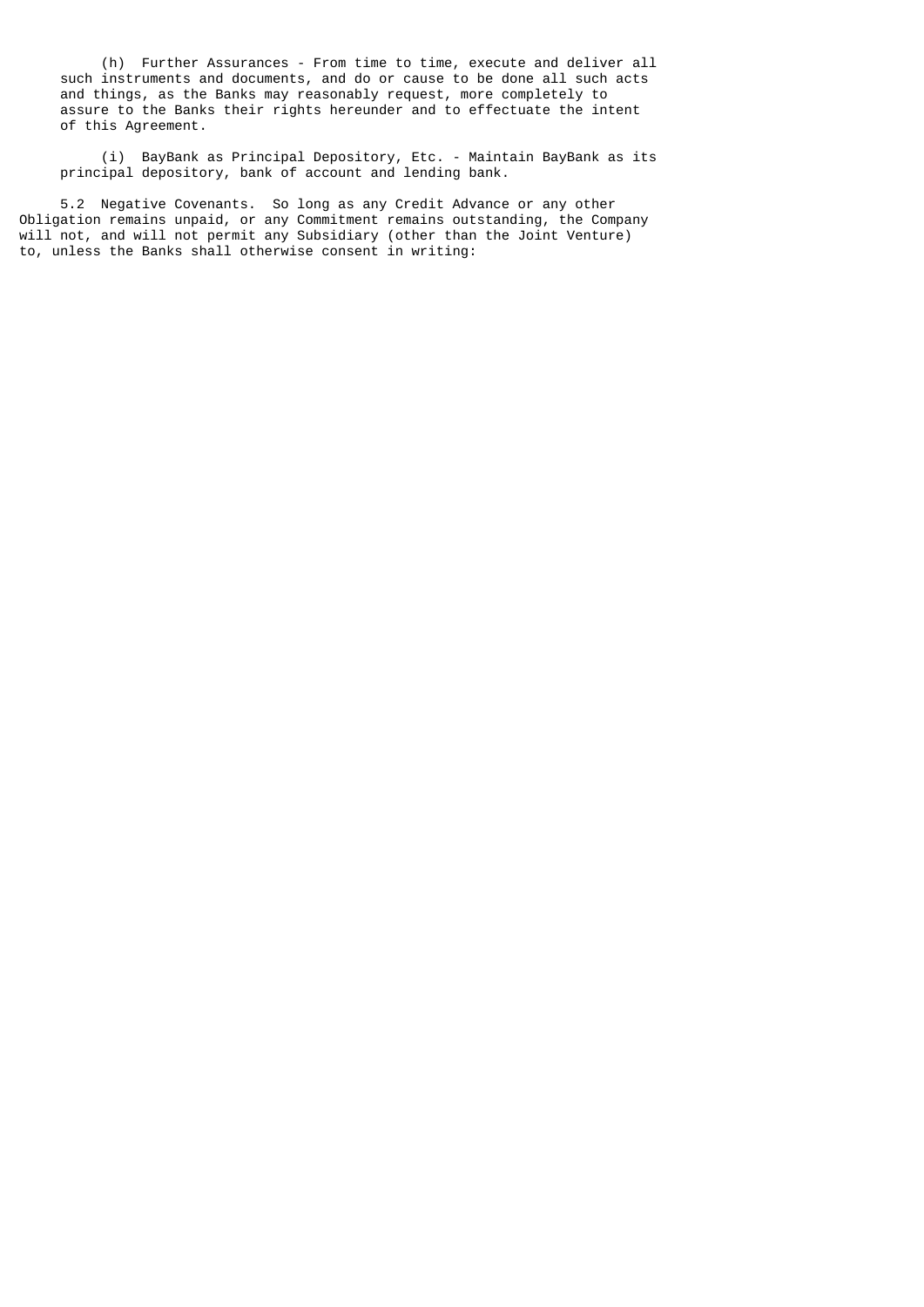(h) Further Assurances - From time to time, execute and deliver all such instruments and documents, and do or cause to be done all such acts and things, as the Banks may reasonably request, more completely to assure to the Banks their rights hereunder and to effectuate the intent of this Agreement.

(i) BayBank as Principal Depository, Etc. - Maintain BayBank as its principal depository, bank of account and lending bank.

5.2 Negative Covenants. So long as any Credit Advance or any other Obligation remains unpaid, or any Commitment remains outstanding, the Company will not, and will not permit any Subsidiary (other than the Joint Venture) to, unless the Banks shall otherwise consent in writing: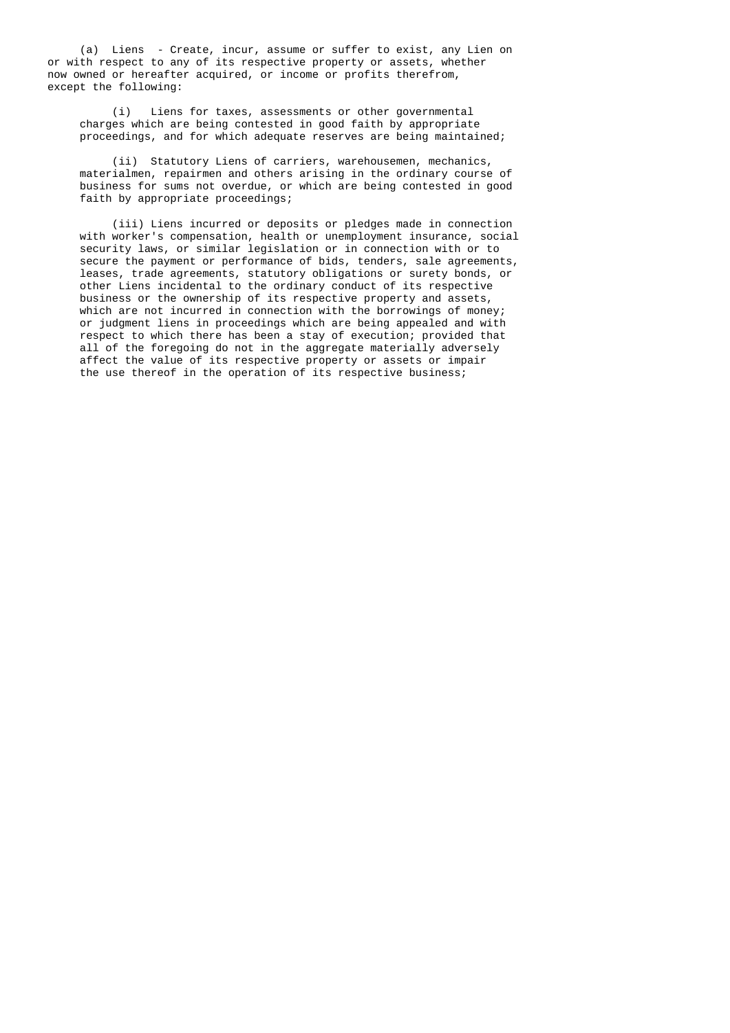(a) Liens - Create, incur, assume or suffer to exist, any Lien on or with respect to any of its respective property or assets, whether now owned or hereafter acquired, or income or profits therefrom, except the following:

(i) Liens for taxes, assessments or other governmental charges which are being contested in good faith by appropriate proceedings, and for which adequate reserves are being maintained;

(ii) Statutory Liens of carriers, warehousemen, mechanics, materialmen, repairmen and others arising in the ordinary course of business for sums not overdue, or which are being contested in good faith by appropriate proceedings;

(iii) Liens incurred or deposits or pledges made in connection with worker's compensation, health or unemployment insurance, social security laws, or similar legislation or in connection with or to secure the payment or performance of bids, tenders, sale agreements, leases, trade agreements, statutory obligations or surety bonds, or other Liens incidental to the ordinary conduct of its respective business or the ownership of its respective property and assets, which are not incurred in connection with the borrowings of money; or judgment liens in proceedings which are being appealed and with respect to which there has been a stay of execution; provided that all of the foregoing do not in the aggregate materially adversely affect the value of its respective property or assets or impair the use thereof in the operation of its respective business;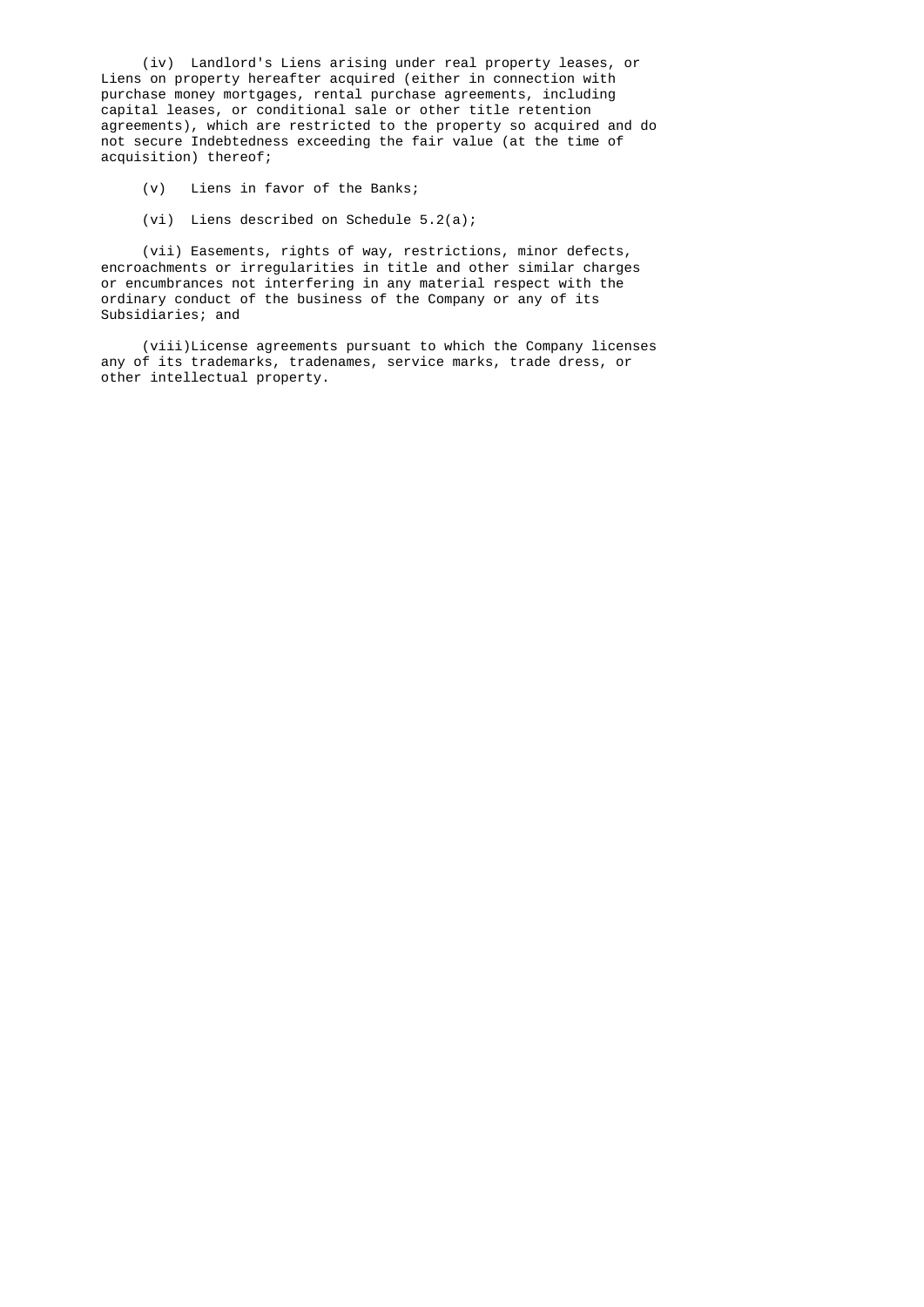(iv) Landlord's Liens arising under real property leases, or Liens on property hereafter acquired (either in connection with purchase money mortgages, rental purchase agreements, including capital leases, or conditional sale or other title retention agreements), which are restricted to the property so acquired and do not secure Indebtedness exceeding the fair value (at the time of acquisition) thereof;

(v) Liens in favor of the Banks;

(vi) Liens described on Schedule 5.2(a);

(vii) Easements, rights of way, restrictions, minor defects, encroachments or irregularities in title and other similar charges or encumbrances not interfering in any material respect with the ordinary conduct of the business of the Company or any of its Subsidiaries; and

(viii)License agreements pursuant to which the Company licenses any of its trademarks, tradenames, service marks, trade dress, or other intellectual property.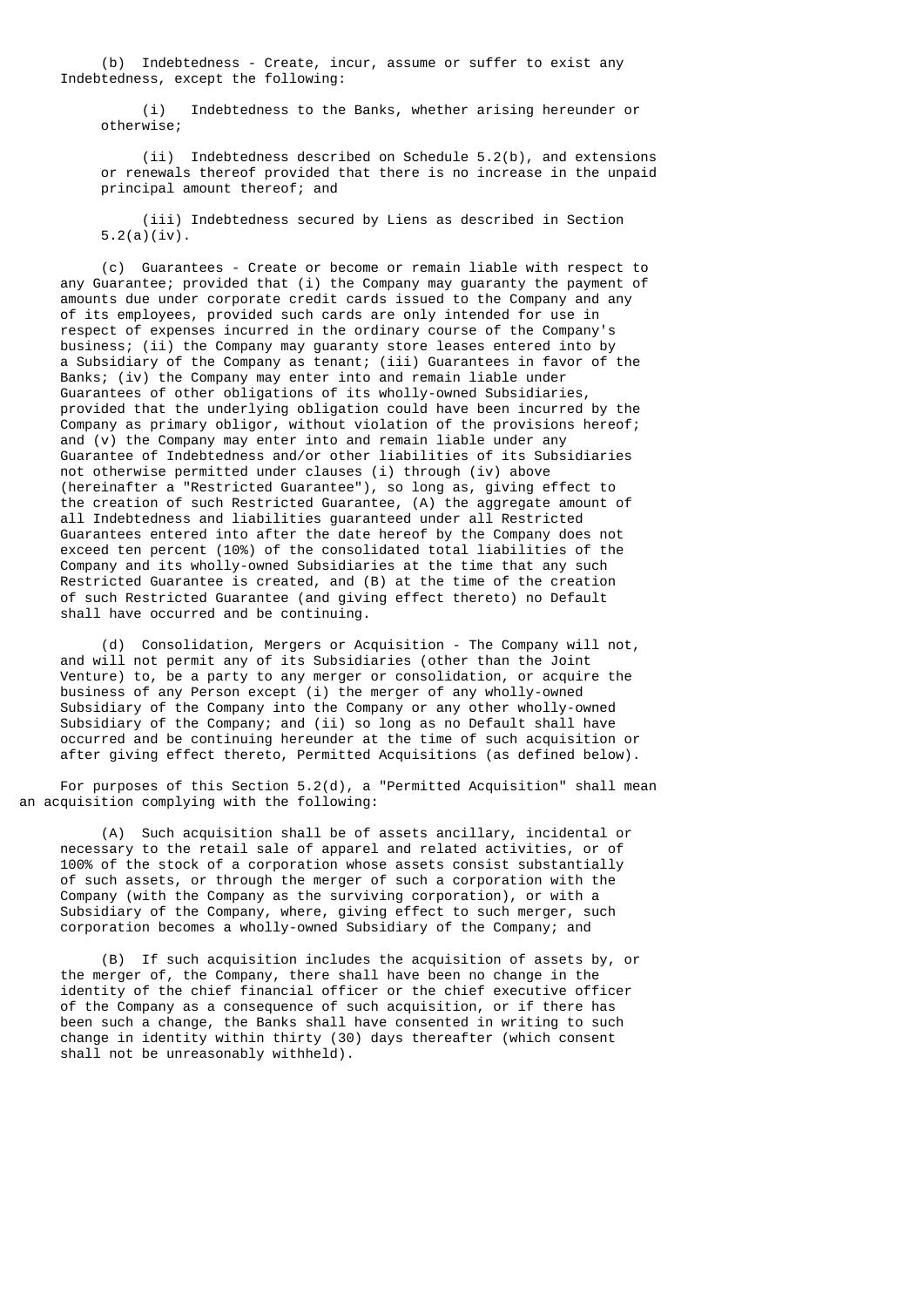(b) Indebtedness - Create, incur, assume or suffer to exist any Indebtedness, except the following:

(i) Indebtedness to the Banks, whether arising hereunder or otherwise;

(ii) Indebtedness described on Schedule 5.2(b), and extensions or renewals thereof provided that there is no increase in the unpaid principal amount thereof; and

(iii) Indebtedness secured by Liens as described in Section 5.2(a)(iv).

(c) Guarantees - Create or become or remain liable with respect to any Guarantee; provided that (i) the Company may guaranty the payment of amounts due under corporate credit cards issued to the Company and any of its employees, provided such cards are only intended for use in respect of expenses incurred in the ordinary course of the Company's business; (ii) the Company may guaranty store leases entered into by a Subsidiary of the Company as tenant; (iii) Guarantees in favor of the Banks; (iv) the Company may enter into and remain liable under Guarantees of other obligations of its wholly-owned Subsidiaries, provided that the underlying obligation could have been incurred by the Company as primary obligor, without violation of the provisions hereof; and (v) the Company may enter into and remain liable under any Guarantee of Indebtedness and/or other liabilities of its Subsidiaries not otherwise permitted under clauses (i) through (iv) above (hereinafter a "Restricted Guarantee"), so long as, giving effect to the creation of such Restricted Guarantee, (A) the aggregate amount of all Indebtedness and liabilities guaranteed under all Restricted Guarantees entered into after the date hereof by the Company does not exceed ten percent (10%) of the consolidated total liabilities of the Company and its wholly-owned Subsidiaries at the time that any such Restricted Guarantee is created, and (B) at the time of the creation of such Restricted Guarantee (and giving effect thereto) no Default shall have occurred and be continuing.

(d) Consolidation, Mergers or Acquisition - The Company will not, and will not permit any of its Subsidiaries (other than the Joint Venture) to, be a party to any merger or consolidation, or acquire the business of any Person except (i) the merger of any wholly-owned Subsidiary of the Company into the Company or any other wholly-owned Subsidiary of the Company; and (ii) so long as no Default shall have occurred and be continuing hereunder at the time of such acquisition or after giving effect thereto, Permitted Acquisitions (as defined below).

For purposes of this Section 5.2(d), a "Permitted Acquisition" shall mean an acquisition complying with the following:

(A) Such acquisition shall be of assets ancillary, incidental or necessary to the retail sale of apparel and related activities, or of 100% of the stock of a corporation whose assets consist substantially of such assets, or through the merger of such a corporation with the Company (with the Company as the surviving corporation), or with a Subsidiary of the Company, where, giving effect to such merger, such corporation becomes a wholly-owned Subsidiary of the Company; and

(B) If such acquisition includes the acquisition of assets by, or the merger of, the Company, there shall have been no change in the identity of the chief financial officer or the chief executive officer of the Company as a consequence of such acquisition, or if there has been such a change, the Banks shall have consented in writing to such change in identity within thirty (30) days thereafter (which consent shall not be unreasonably withheld).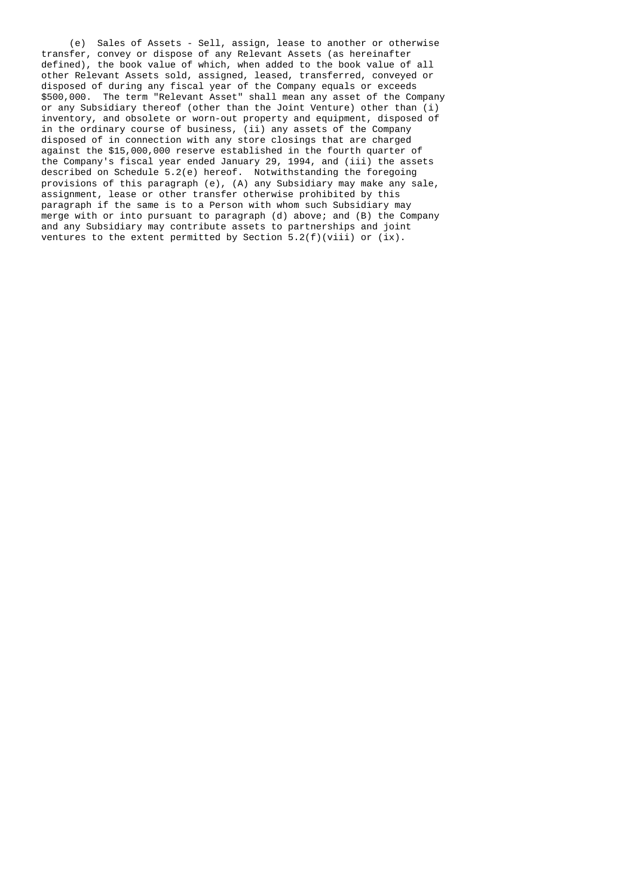(e) Sales of Assets - Sell, assign, lease to another or otherwise transfer, convey or dispose of any Relevant Assets (as hereinafter defined), the book value of which, when added to the book value of all other Relevant Assets sold, assigned, leased, transferred, conveyed or disposed of during any fiscal year of the Company equals or exceeds $500,000. The term "Relevant Asset" shall mean any asset of the Company or any Subsidiary thereof (other than the Joint Venture) other than (i) inventory, and obsolete or worn-out property and equipment, disposed of in the ordinary course of business, (ii) any assets of the Company disposed of in connection with any store closings that are charged against the $15,000,000 reserve established in the fourth quarter of the Company's fiscal year ended January 29, 1994, and (iii) the assets described on Schedule 5.2(e) hereof. Notwithstanding the foregoing provisions of this paragraph (e), (A) any Subsidiary may make any sale, assignment, lease or other transfer otherwise prohibited by this paragraph if the same is to a Person with whom such Subsidiary may merge with or into pursuant to paragraph (d) above; and (B) the Company and any Subsidiary may contribute assets to partnerships and joint ventures to the extent permitted by Section 5.2(f)(viii) or (ix).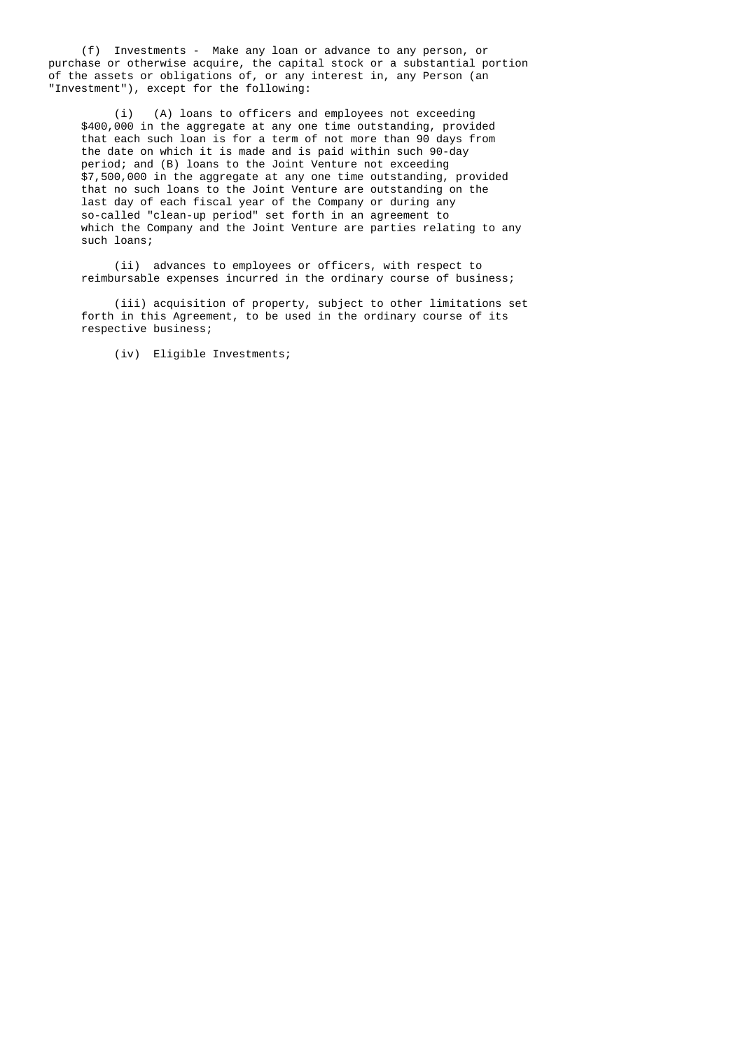(f) Investments - Make any loan or advance to any person, or purchase or otherwise acquire, the capital stock or a substantial portion of the assets or obligations of, or any interest in, any Person (an "Investment"), except for the following:

(i) (A) loans to officers and employees not exceeding $400,000 in the aggregate at any one time outstanding, provided that each such loan is for a term of not more than 90 days from the date on which it is made and is paid within such 90-day period; and (B) loans to the Joint Venture not exceeding $7,500,000 in the aggregate at any one time outstanding, provided that no such loans to the Joint Venture are outstanding on the last day of each fiscal year of the Company or during any so-called "clean-up period" set forth in an agreement to which the Company and the Joint Venture are parties relating to any such loans;

(ii) advances to employees or officers, with respect to reimbursable expenses incurred in the ordinary course of business;

(iii) acquisition of property, subject to other limitations set forth in this Agreement, to be used in the ordinary course of its respective business;

(iv) Eligible Investments;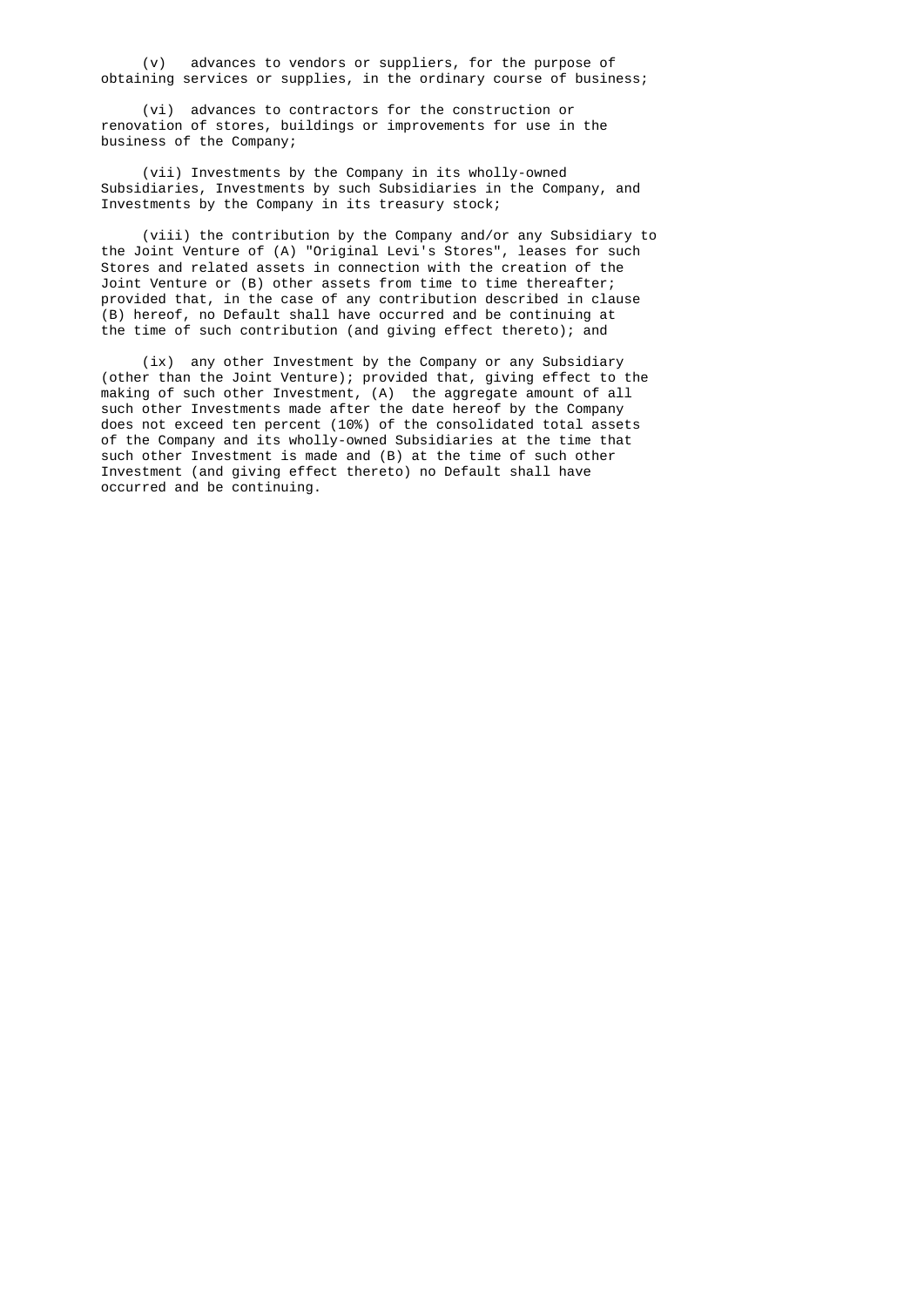(v) advances to vendors or suppliers, for the purpose of obtaining services or supplies, in the ordinary course of business;

(vi) advances to contractors for the construction or renovation of stores, buildings or improvements for use in the business of the Company;

(vii) Investments by the Company in its wholly-owned Subsidiaries, Investments by such Subsidiaries in the Company, and Investments by the Company in its treasury stock;

(viii) the contribution by the Company and/or any Subsidiary to the Joint Venture of (A) "Original Levi's Stores", leases for such Stores and related assets in connection with the creation of the Joint Venture or (B) other assets from time to time thereafter; provided that, in the case of any contribution described in clause (B) hereof, no Default shall have occurred and be continuing at the time of such contribution (and giving effect thereto); and

(ix) any other Investment by the Company or any Subsidiary (other than the Joint Venture); provided that, giving effect to the making of such other Investment, (A) the aggregate amount of all such other Investments made after the date hereof by the Company does not exceed ten percent (10%) of the consolidated total assets of the Company and its wholly-owned Subsidiaries at the time that such other Investment is made and (B) at the time of such other Investment (and giving effect thereto) no Default shall have occurred and be continuing.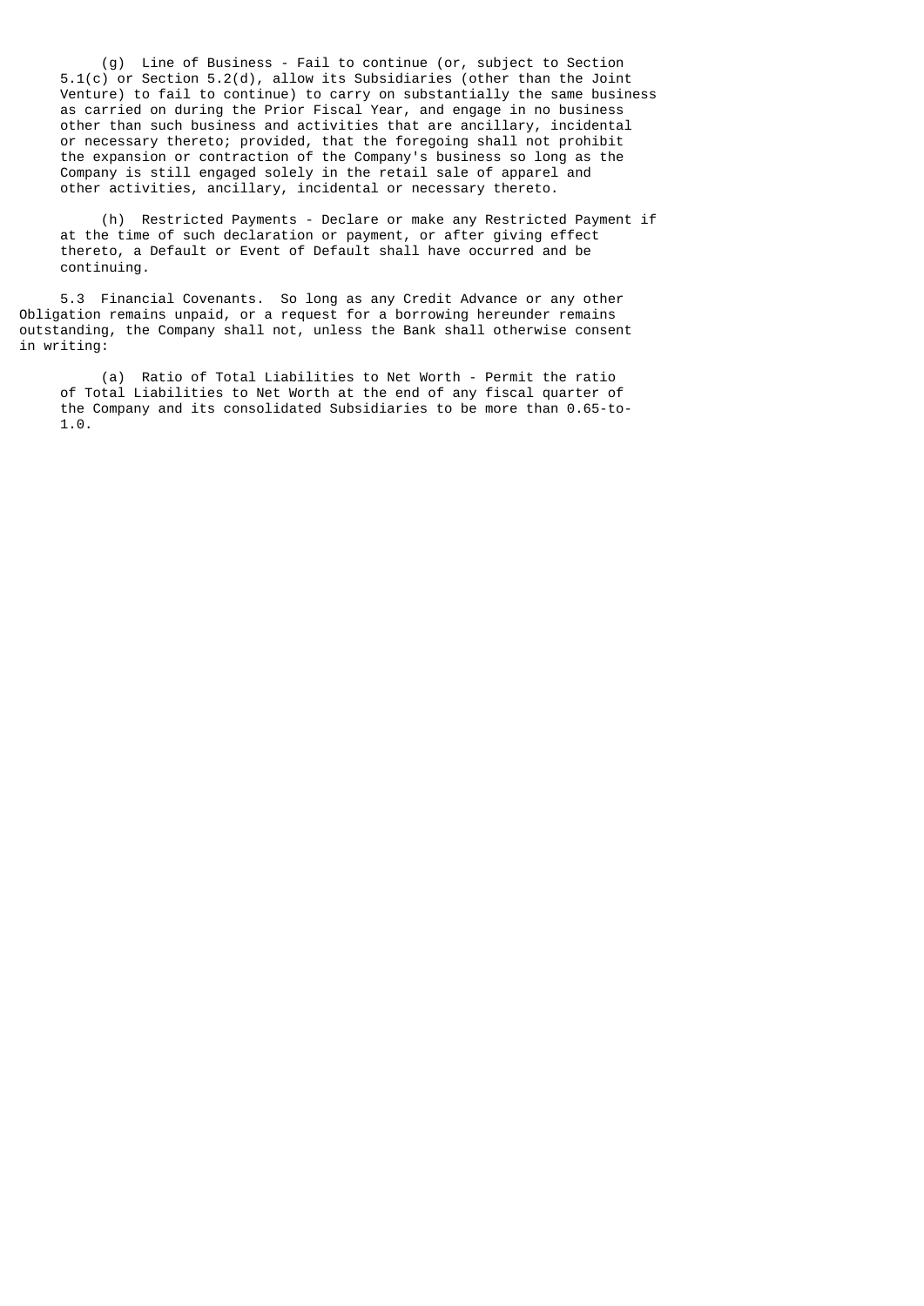(g) Line of Business - Fail to continue (or, subject to Section 5.1(c) or Section 5.2(d), allow its Subsidiaries (other than the Joint Venture) to fail to continue) to carry on substantially the same business as carried on during the Prior Fiscal Year, and engage in no business other than such business and activities that are ancillary, incidental or necessary thereto; provided, that the foregoing shall not prohibit the expansion or contraction of the Company's business so long as the Company is still engaged solely in the retail sale of apparel and other activities, ancillary, incidental or necessary thereto.

(h) Restricted Payments - Declare or make any Restricted Payment if at the time of such declaration or payment, or after giving effect thereto, a Default or Event of Default shall have occurred and be continuing.

5.3 Financial Covenants. So long as any Credit Advance or any other Obligation remains unpaid, or a request for a borrowing hereunder remains outstanding, the Company shall not, unless the Bank shall otherwise consent in writing:

(a) Ratio of Total Liabilities to Net Worth - Permit the ratio of Total Liabilities to Net Worth at the end of any fiscal quarter of the Company and its consolidated Subsidiaries to be more than 0.65-to-1.0.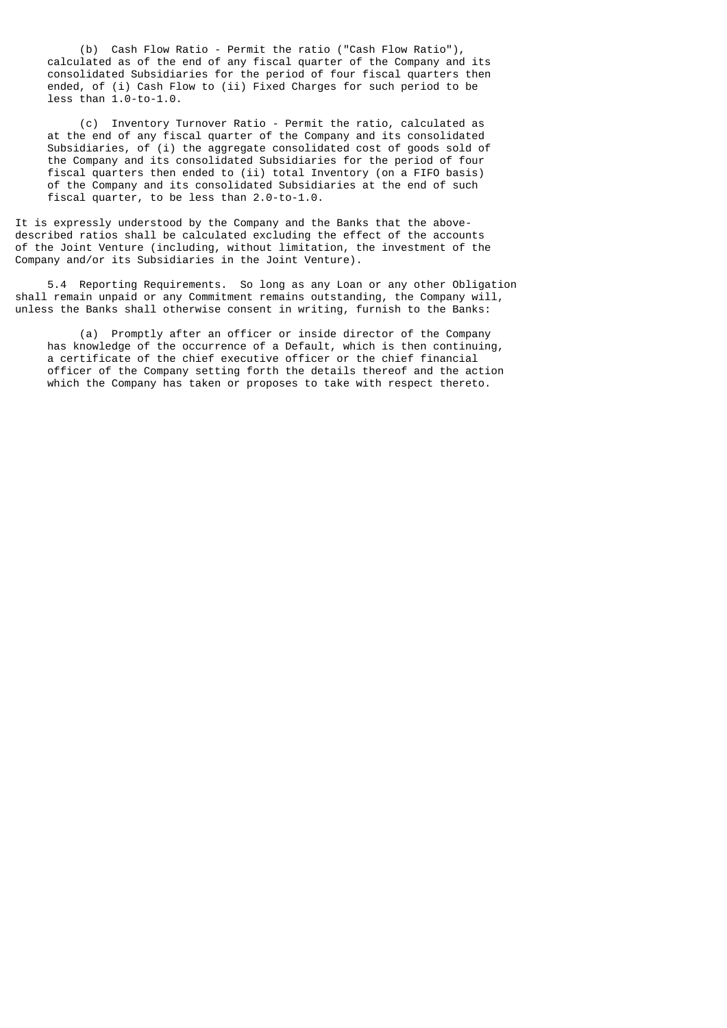(b) Cash Flow Ratio - Permit the ratio ("Cash Flow Ratio"), calculated as of the end of any fiscal quarter of the Company and its consolidated Subsidiaries for the period of four fiscal quarters then ended, of (i) Cash Flow to (ii) Fixed Charges for such period to be less than 1.0-to-1.0.

(c) Inventory Turnover Ratio - Permit the ratio, calculated as at the end of any fiscal quarter of the Company and its consolidated Subsidiaries, of (i) the aggregate consolidated cost of goods sold of the Company and its consolidated Subsidiaries for the period of four fiscal quarters then ended to (ii) total Inventory (on a FIFO basis) of the Company and its consolidated Subsidiaries at the end of such fiscal quarter, to be less than 2.0-to-1.0.

It is expressly understood by the Company and the Banks that the above-described ratios shall be calculated excluding the effect of the accounts of the Joint Venture (including, without limitation, the investment of the Company and/or its Subsidiaries in the Joint Venture).

5.4 Reporting Requirements. So long as any Loan or any other Obligation shall remain unpaid or any Commitment remains outstanding, the Company will, unless the Banks shall otherwise consent in writing, furnish to the Banks:

(a) Promptly after an officer or inside director of the Company has knowledge of the occurrence of a Default, which is then continuing, a certificate of the chief executive officer or the chief financial officer of the Company setting forth the details thereof and the action which the Company has taken or proposes to take with respect thereto.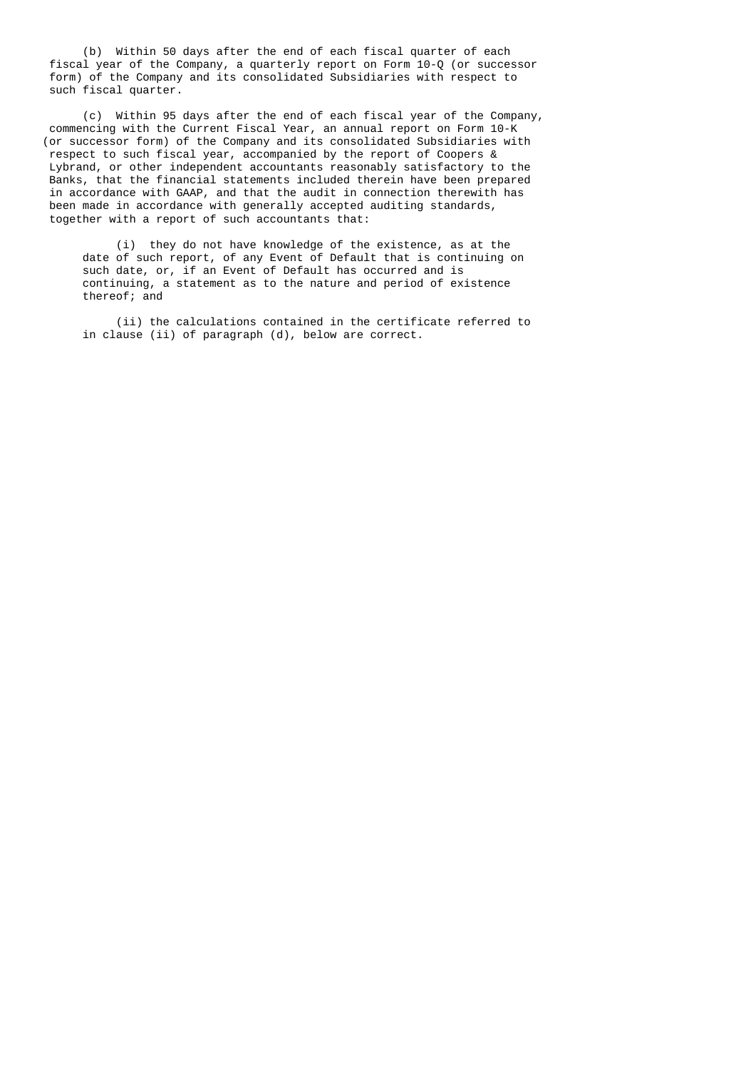(b) Within 50 days after the end of each fiscal quarter of each fiscal year of the Company, a quarterly report on Form 10-Q (or successor form) of the Company and its consolidated Subsidiaries with respect to such fiscal quarter.

(c) Within 95 days after the end of each fiscal year of the Company, commencing with the Current Fiscal Year, an annual report on Form 10-K (or successor form) of the Company and its consolidated Subsidiaries with respect to such fiscal year, accompanied by the report of Coopers & Lybrand, or other independent accountants reasonably satisfactory to the Banks, that the financial statements included therein have been prepared in accordance with GAAP, and that the audit in connection therewith has been made in accordance with generally accepted auditing standards, together with a report of such accountants that:

(i) they do not have knowledge of the existence, as at the date of such report, of any Event of Default that is continuing on such date, or, if an Event of Default has occurred and is continuing, a statement as to the nature and period of existence thereof; and

(ii) the calculations contained in the certificate referred to in clause (ii) of paragraph (d), below are correct.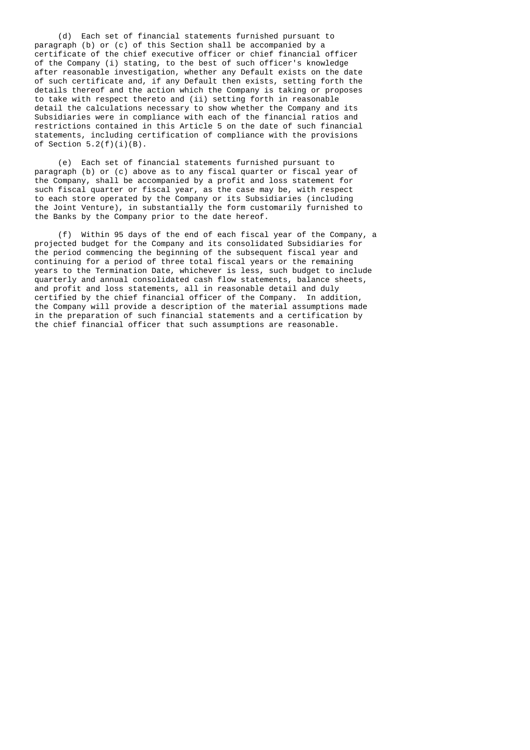(d) Each set of financial statements furnished pursuant to paragraph (b) or (c) of this Section shall be accompanied by a certificate of the chief executive officer or chief financial officer of the Company (i) stating, to the best of such officer's knowledge after reasonable investigation, whether any Default exists on the date of such certificate and, if any Default then exists, setting forth the details thereof and the action which the Company is taking or proposes to take with respect thereto and (ii) setting forth in reasonable detail the calculations necessary to show whether the Company and its Subsidiaries were in compliance with each of the financial ratios and restrictions contained in this Article 5 on the date of such financial statements, including certification of compliance with the provisions of Section 5.2(f)(i)(B).

(e) Each set of financial statements furnished pursuant to paragraph (b) or (c) above as to any fiscal quarter or fiscal year of the Company, shall be accompanied by a profit and loss statement for such fiscal quarter or fiscal year, as the case may be, with respect to each store operated by the Company or its Subsidiaries (including the Joint Venture), in substantially the form customarily furnished to the Banks by the Company prior to the date hereof.

(f) Within 95 days of the end of each fiscal year of the Company, a projected budget for the Company and its consolidated Subsidiaries for the period commencing the beginning of the subsequent fiscal year and continuing for a period of three total fiscal years or the remaining years to the Termination Date, whichever is less, such budget to include quarterly and annual consolidated cash flow statements, balance sheets, and profit and loss statements, all in reasonable detail and duly certified by the chief financial officer of the Company. In addition, the Company will provide a description of the material assumptions made in the preparation of such financial statements and a certification by the chief financial officer that such assumptions are reasonable.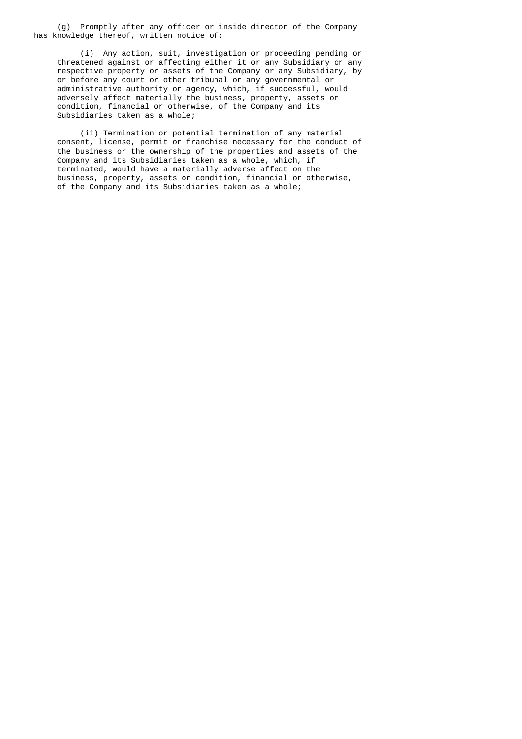(g) Promptly after any officer or inside director of the Company has knowledge thereof, written notice of:

(i) Any action, suit, investigation or proceeding pending or threatened against or affecting either it or any Subsidiary or any respective property or assets of the Company or any Subsidiary, by or before any court or other tribunal or any governmental or administrative authority or agency, which, if successful, would adversely affect materially the business, property, assets or condition, financial or otherwise, of the Company and its Subsidiaries taken as a whole;

(ii) Termination or potential termination of any material consent, license, permit or franchise necessary for the conduct of the business or the ownership of the properties and assets of the Company and its Subsidiaries taken as a whole, which, if terminated, would have a materially adverse affect on the business, property, assets or condition, financial or otherwise, of the Company and its Subsidiaries taken as a whole;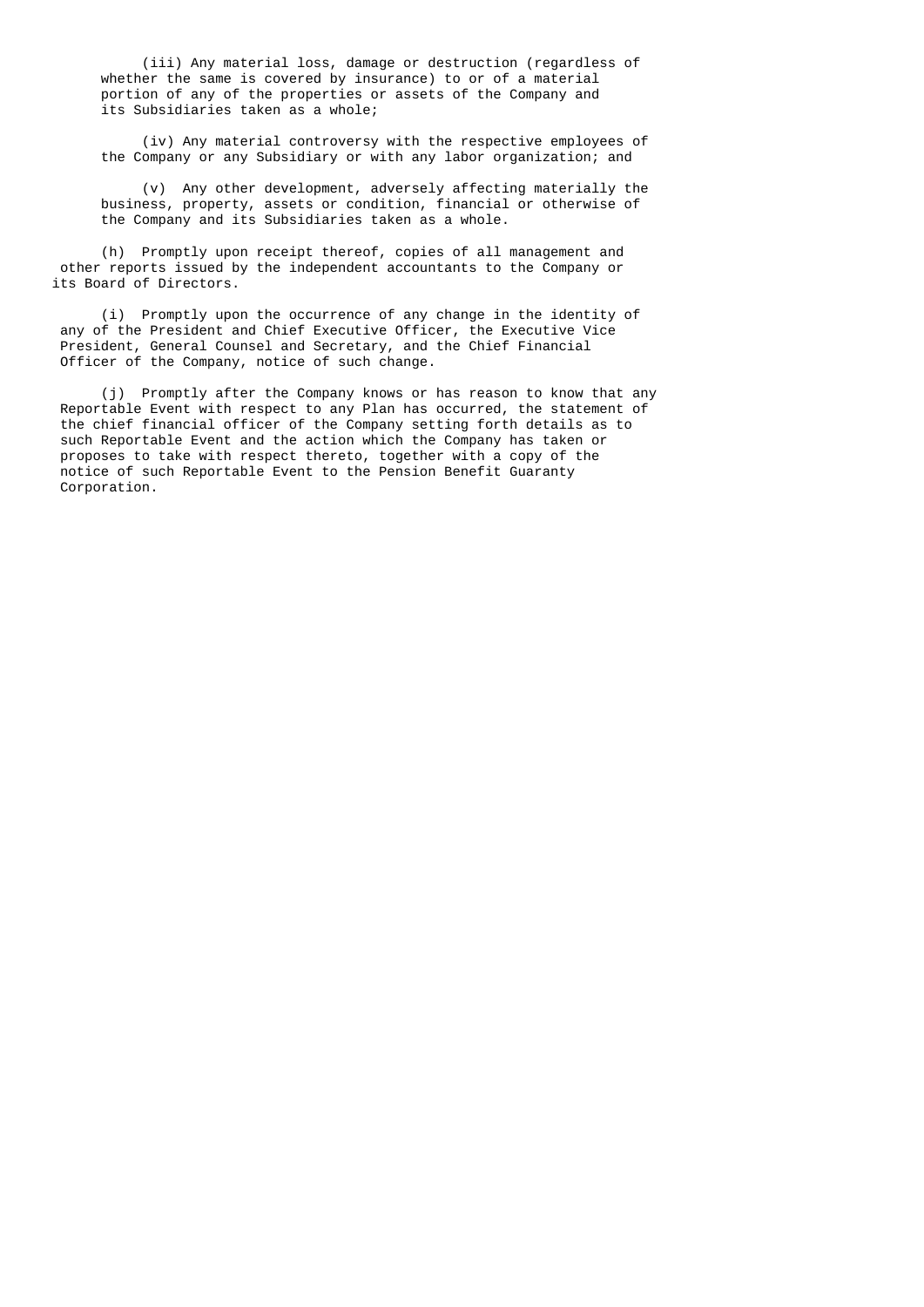(iii) Any material loss, damage or destruction (regardless of whether the same is covered by insurance) to or of a material portion of any of the properties or assets of the Company and its Subsidiaries taken as a whole;

(iv) Any material controversy with the respective employees of the Company or any Subsidiary or with any labor organization; and

(v) Any other development, adversely affecting materially the business, property, assets or condition, financial or otherwise of the Company and its Subsidiaries taken as a whole.

(h) Promptly upon receipt thereof, copies of all management and other reports issued by the independent accountants to the Company or its Board of Directors.

(i) Promptly upon the occurrence of any change in the identity of any of the President and Chief Executive Officer, the Executive Vice President, General Counsel and Secretary, and the Chief Financial Officer of the Company, notice of such change.

(j) Promptly after the Company knows or has reason to know that any Reportable Event with respect to any Plan has occurred, the statement of the chief financial officer of the Company setting forth details as to such Reportable Event and the action which the Company has taken or proposes to take with respect thereto, together with a copy of the notice of such Reportable Event to the Pension Benefit Guaranty Corporation.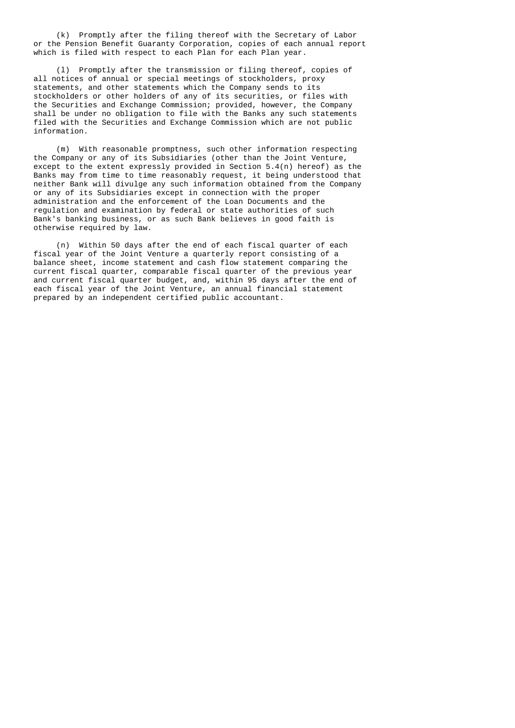(k) Promptly after the filing thereof with the Secretary of Labor or the Pension Benefit Guaranty Corporation, copies of each annual report which is filed with respect to each Plan for each Plan year.

(l) Promptly after the transmission or filing thereof, copies of all notices of annual or special meetings of stockholders, proxy statements, and other statements which the Company sends to its stockholders or other holders of any of its securities, or files with the Securities and Exchange Commission; provided, however, the Company shall be under no obligation to file with the Banks any such statements filed with the Securities and Exchange Commission which are not public information.

(m) With reasonable promptness, such other information respecting the Company or any of its Subsidiaries (other than the Joint Venture, except to the extent expressly provided in Section 5.4(n) hereof) as the Banks may from time to time reasonably request, it being understood that neither Bank will divulge any such information obtained from the Company or any of its Subsidiaries except in connection with the proper administration and the enforcement of the Loan Documents and the regulation and examination by federal or state authorities of such Bank's banking business, or as such Bank believes in good faith is otherwise required by law.

(n) Within 50 days after the end of each fiscal quarter of each fiscal year of the Joint Venture a quarterly report consisting of a balance sheet, income statement and cash flow statement comparing the current fiscal quarter, comparable fiscal quarter of the previous year and current fiscal quarter budget, and, within 95 days after the end of each fiscal year of the Joint Venture, an annual financial statement prepared by an independent certified public accountant.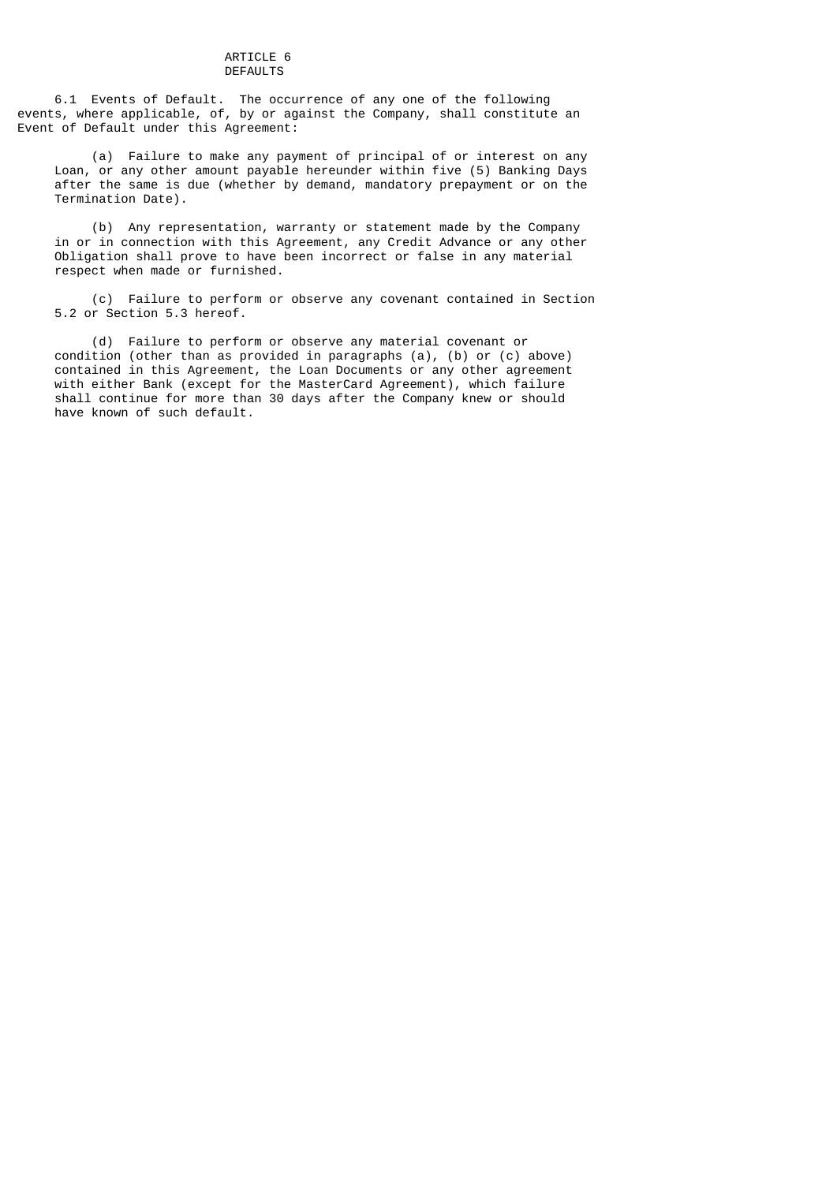# ARTICLE 6
# DEFAULTS

6.1 Events of Default. The occurrence of any one of the following events, where applicable, of, by or against the Company, shall constitute an Event of Default under this Agreement:

(a) Failure to make any payment of principal of or interest on any Loan, or any other amount payable hereunder within five (5) Banking Days after the same is due (whether by demand, mandatory prepayment or on the Termination Date).

(b) Any representation, warranty or statement made by the Company in or in connection with this Agreement, any Credit Advance or any other Obligation shall prove to have been incorrect or false in any material respect when made or furnished.

(c) Failure to perform or observe any covenant contained in Section 5.2 or Section 5.3 hereof.

(d) Failure to perform or observe any material covenant or condition (other than as provided in paragraphs (a), (b) or (c) above) contained in this Agreement, the Loan Documents or any other agreement with either Bank (except for the MasterCard Agreement), which failure shall continue for more than 30 days after the Company knew or should have known of such default.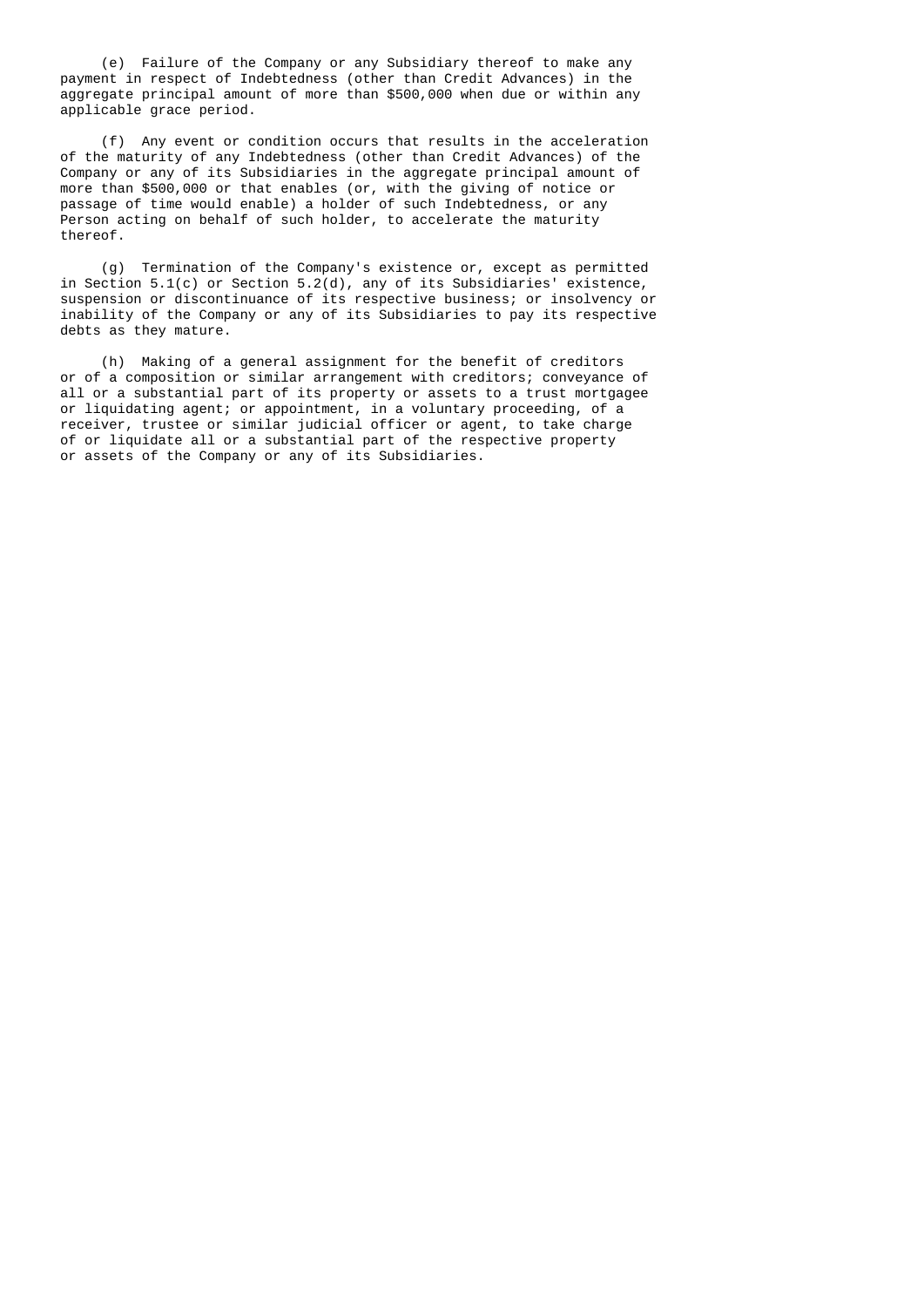(e) Failure of the Company or any Subsidiary thereof to make any payment in respect of Indebtedness (other than Credit Advances) in the aggregate principal amount of more than $500,000 when due or within any applicable grace period.

(f) Any event or condition occurs that results in the acceleration of the maturity of any Indebtedness (other than Credit Advances) of the Company or any of its Subsidiaries in the aggregate principal amount of more than $500,000 or that enables (or, with the giving of notice or passage of time would enable) a holder of such Indebtedness, or any Person acting on behalf of such holder, to accelerate the maturity thereof.

(g) Termination of the Company's existence or, except as permitted in Section 5.1(c) or Section 5.2(d), any of its Subsidiaries' existence, suspension or discontinuance of its respective business; or insolvency or inability of the Company or any of its Subsidiaries to pay its respective debts as they mature.

(h) Making of a general assignment for the benefit of creditors or of a composition or similar arrangement with creditors; conveyance of all or a substantial part of its property or assets to a trust mortgagee or liquidating agent; or appointment, in a voluntary proceeding, of a receiver, trustee or similar judicial officer or agent, to take charge of or liquidate all or a substantial part of the respective property or assets of the Company or any of its Subsidiaries.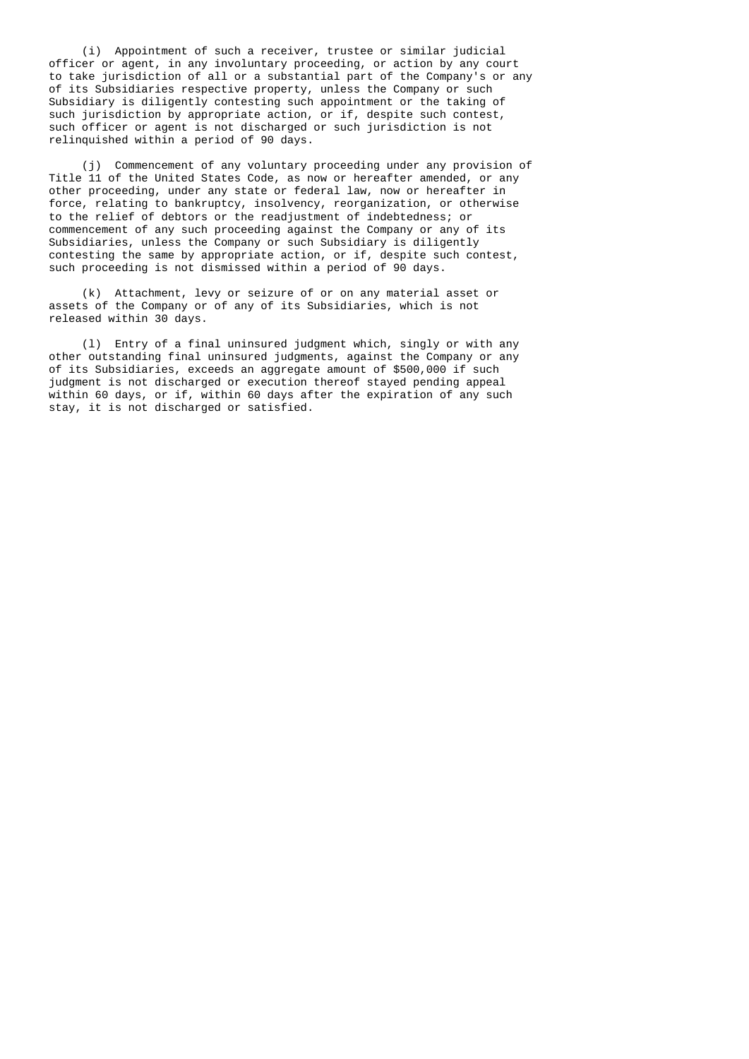(i) Appointment of such a receiver, trustee or similar judicial officer or agent, in any involuntary proceeding, or action by any court to take jurisdiction of all or a substantial part of the Company's or any of its Subsidiaries respective property, unless the Company or such Subsidiary is diligently contesting such appointment or the taking of such jurisdiction by appropriate action, or if, despite such contest, such officer or agent is not discharged or such jurisdiction is not relinquished within a period of 90 days.

(j) Commencement of any voluntary proceeding under any provision of Title 11 of the United States Code, as now or hereafter amended, or any other proceeding, under any state or federal law, now or hereafter in force, relating to bankruptcy, insolvency, reorganization, or otherwise to the relief of debtors or the readjustment of indebtedness; or commencement of any such proceeding against the Company or any of its Subsidiaries, unless the Company or such Subsidiary is diligently contesting the same by appropriate action, or if, despite such contest, such proceeding is not dismissed within a period of 90 days.

(k) Attachment, levy or seizure of or on any material asset or assets of the Company or of any of its Subsidiaries, which is not released within 30 days.

(l) Entry of a final uninsured judgment which, singly or with any other outstanding final uninsured judgments, against the Company or any of its Subsidiaries, exceeds an aggregate amount of $500,000 if such judgment is not discharged or execution thereof stayed pending appeal within 60 days, or if, within 60 days after the expiration of any such stay, it is not discharged or satisfied.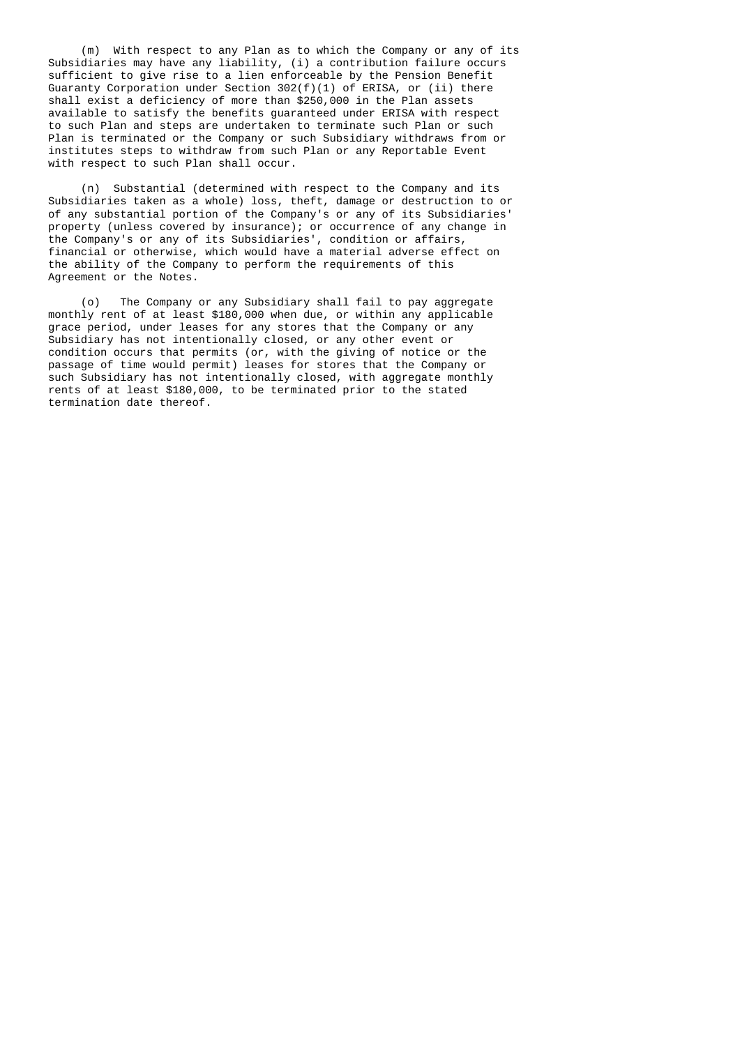(m) With respect to any Plan as to which the Company or any of its Subsidiaries may have any liability, (i) a contribution failure occurs sufficient to give rise to a lien enforceable by the Pension Benefit Guaranty Corporation under Section 302(f)(1) of ERISA, or (ii) there shall exist a deficiency of more than $250,000 in the Plan assets available to satisfy the benefits guaranteed under ERISA with respect to such Plan and steps are undertaken to terminate such Plan or such Plan is terminated or the Company or such Subsidiary withdraws from or institutes steps to withdraw from such Plan or any Reportable Event with respect to such Plan shall occur.

(n) Substantial (determined with respect to the Company and its Subsidiaries taken as a whole) loss, theft, damage or destruction to or of any substantial portion of the Company's or any of its Subsidiaries' property (unless covered by insurance); or occurrence of any change in the Company's or any of its Subsidiaries', condition or affairs, financial or otherwise, which would have a material adverse effect on the ability of the Company to perform the requirements of this Agreement or the Notes.

(o) The Company or any Subsidiary shall fail to pay aggregate monthly rent of at least $180,000 when due, or within any applicable grace period, under leases for any stores that the Company or any Subsidiary has not intentionally closed, or any other event or condition occurs that permits (or, with the giving of notice or the passage of time would permit) leases for stores that the Company or such Subsidiary has not intentionally closed, with aggregate monthly rents of at least $180,000, to be terminated prior to the stated termination date thereof.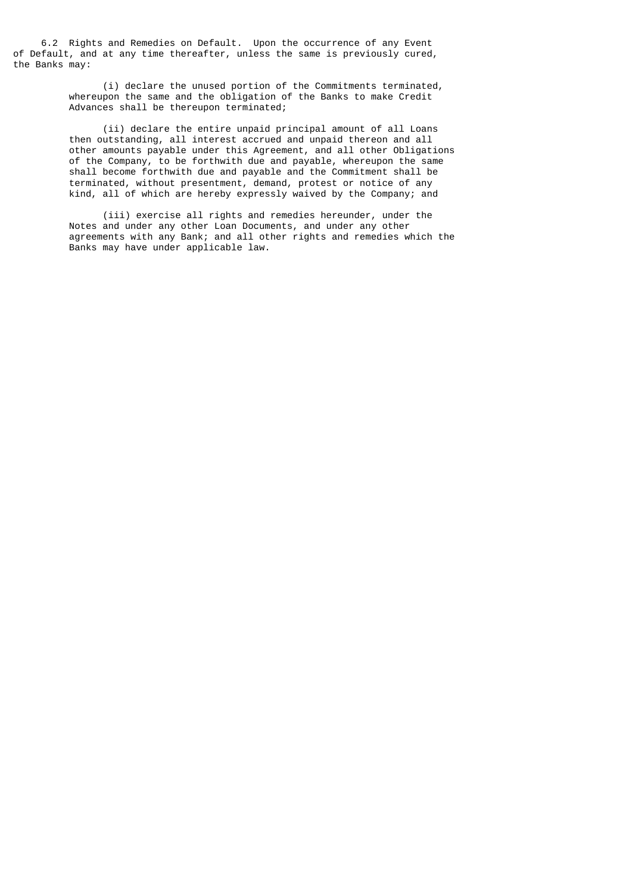6.2 Rights and Remedies on Default. Upon the occurrence of any Event of Default, and at any time thereafter, unless the same is previously cured, the Banks may:

(i) declare the unused portion of the Commitments terminated, whereupon the same and the obligation of the Banks to make Credit Advances shall be thereupon terminated;

(ii) declare the entire unpaid principal amount of all Loans then outstanding, all interest accrued and unpaid thereon and all other amounts payable under this Agreement, and all other Obligations of the Company, to be forthwith due and payable, whereupon the same shall become forthwith due and payable and the Commitment shall be terminated, without presentment, demand, protest or notice of any kind, all of which are hereby expressly waived by the Company; and

(iii) exercise all rights and remedies hereunder, under the Notes and under any other Loan Documents, and under any other agreements with any Bank; and all other rights and remedies which the Banks may have under applicable law.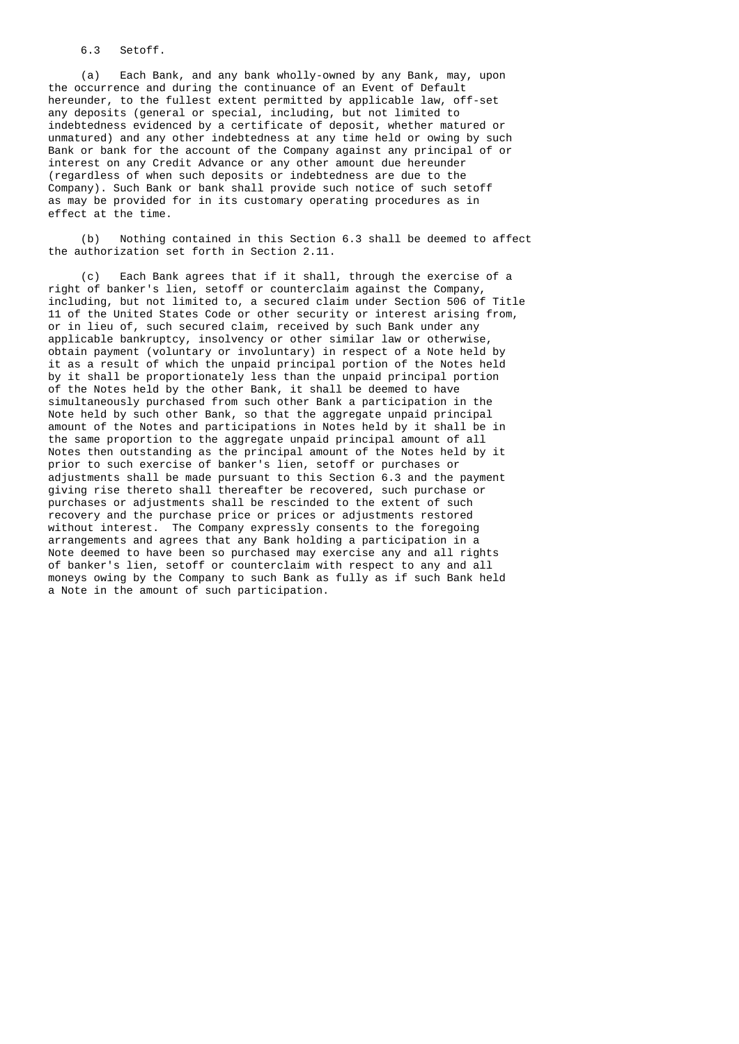6.3 Setoff.

(a) Each Bank, and any bank wholly-owned by any Bank, may, upon the occurrence and during the continuance of an Event of Default hereunder, to the fullest extent permitted by applicable law, off-set any deposits (general or special, including, but not limited to indebtedness evidenced by a certificate of deposit, whether matured or unmatured) and any other indebtedness at any time held or owing by such Bank or bank for the account of the Company against any principal of or interest on any Credit Advance or any other amount due hereunder (regardless of when such deposits or indebtedness are due to the Company). Such Bank or bank shall provide such notice of such setoff as may be provided for in its customary operating procedures as in effect at the time.

(b) Nothing contained in this Section 6.3 shall be deemed to affect the authorization set forth in Section 2.11.

(c) Each Bank agrees that if it shall, through the exercise of a right of banker's lien, setoff or counterclaim against the Company, including, but not limited to, a secured claim under Section 506 of Title 11 of the United States Code or other security or interest arising from, or in lieu of, such secured claim, received by such Bank under any applicable bankruptcy, insolvency or other similar law or otherwise, obtain payment (voluntary or involuntary) in respect of a Note held by it as a result of which the unpaid principal portion of the Notes held by it shall be proportionately less than the unpaid principal portion of the Notes held by the other Bank, it shall be deemed to have simultaneously purchased from such other Bank a participation in the Note held by such other Bank, so that the aggregate unpaid principal amount of the Notes and participations in Notes held by it shall be in the same proportion to the aggregate unpaid principal amount of all Notes then outstanding as the principal amount of the Notes held by it prior to such exercise of banker's lien, setoff or purchases or adjustments shall be made pursuant to this Section 6.3 and the payment giving rise thereto shall thereafter be recovered, such purchase or purchases or adjustments shall be rescinded to the extent of such recovery and the purchase price or prices or adjustments restored without interest. The Company expressly consents to the foregoing arrangements and agrees that any Bank holding a participation in a Note deemed to have been so purchased may exercise any and all rights of banker's lien, setoff or counterclaim with respect to any and all moneys owing by the Company to such Bank as fully as if such Bank held a Note in the amount of such participation.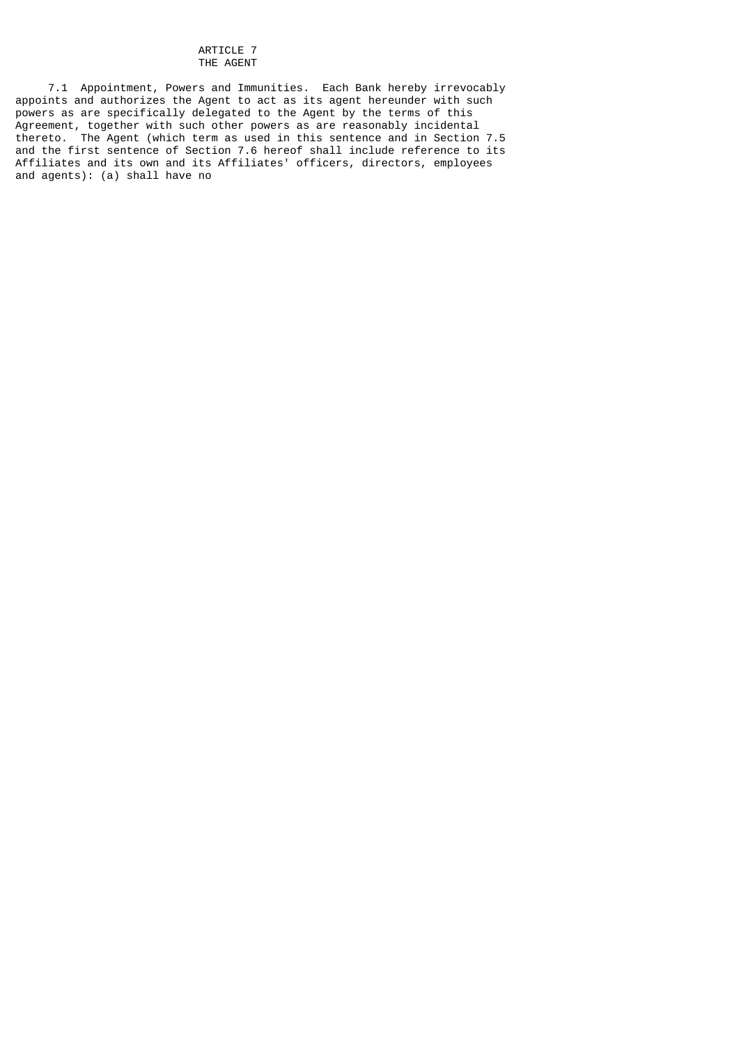# ARTICLE 7
# THE AGENT

7.1 Appointment, Powers and Immunities. Each Bank hereby irrevocably appoints and authorizes the Agent to act as its agent hereunder with such powers as are specifically delegated to the Agent by the terms of this Agreement, together with such other powers as are reasonably incidental thereto. The Agent (which term as used in this sentence and in Section 7.5 and the first sentence of Section 7.6 hereof shall include reference to its Affiliates and its own and its Affiliates' officers, directors, employees and agents): (a) shall have no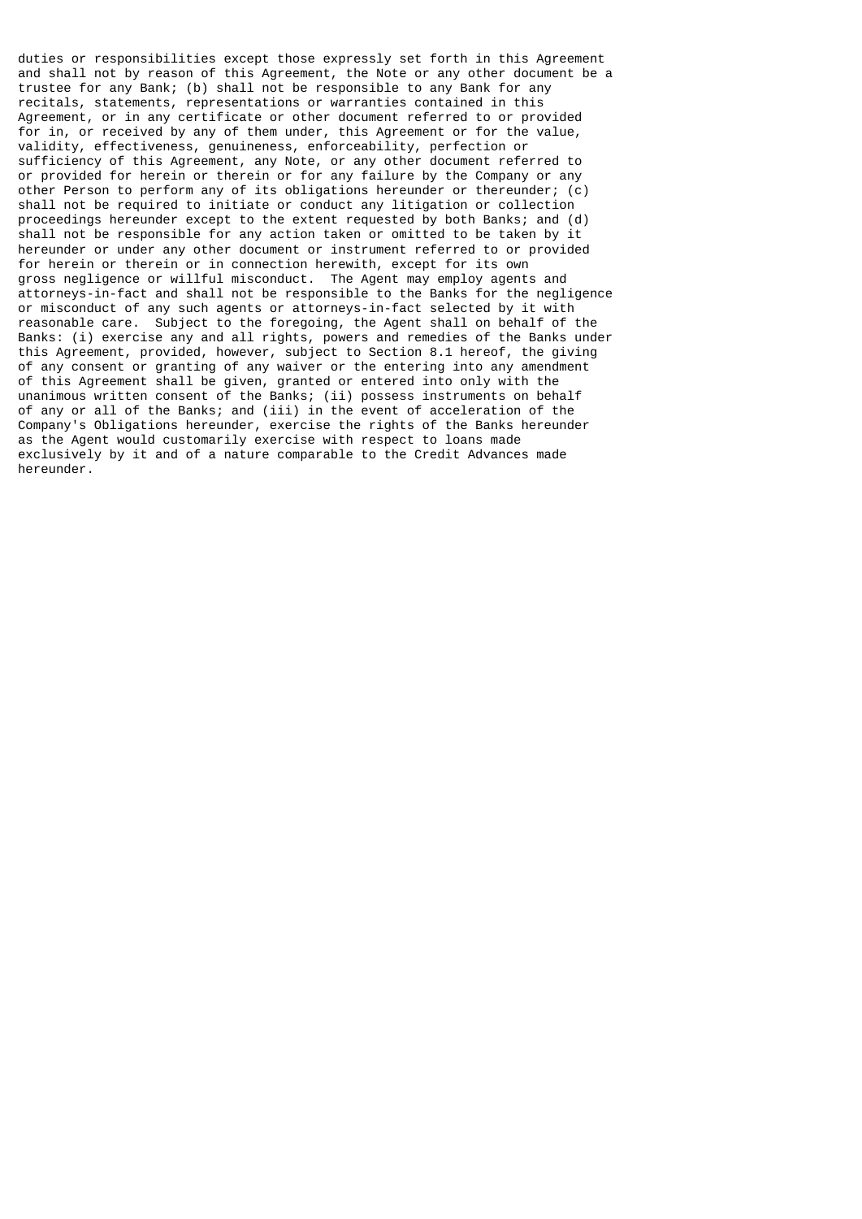duties or responsibilities except those expressly set forth in this Agreement and shall not by reason of this Agreement, the Note or any other document be a trustee for any Bank; (b) shall not be responsible to any Bank for any recitals, statements, representations or warranties contained in this Agreement, or in any certificate or other document referred to or provided for in, or received by any of them under, this Agreement or for the value, validity, effectiveness, genuineness, enforceability, perfection or sufficiency of this Agreement, any Note, or any other document referred to or provided for herein or therein or for any failure by the Company or any other Person to perform any of its obligations hereunder or thereunder; (c) shall not be required to initiate or conduct any litigation or collection proceedings hereunder except to the extent requested by both Banks; and (d) shall not be responsible for any action taken or omitted to be taken by it hereunder or under any other document or instrument referred to or provided for herein or therein or in connection herewith, except for its own gross negligence or willful misconduct. The Agent may employ agents and attorneys-in-fact and shall not be responsible to the Banks for the negligence or misconduct of any such agents or attorneys-in-fact selected by it with reasonable care. Subject to the foregoing, the Agent shall on behalf of the Banks: (i) exercise any and all rights, powers and remedies of the Banks under this Agreement, provided, however, subject to Section 8.1 hereof, the giving of any consent or granting of any waiver or the entering into any amendment of this Agreement shall be given, granted or entered into only with the unanimous written consent of the Banks; (ii) possess instruments on behalf of any or all of the Banks; and (iii) in the event of acceleration of the Company's Obligations hereunder, exercise the rights of the Banks hereunder as the Agent would customarily exercise with respect to loans made exclusively by it and of a nature comparable to the Credit Advances made hereunder.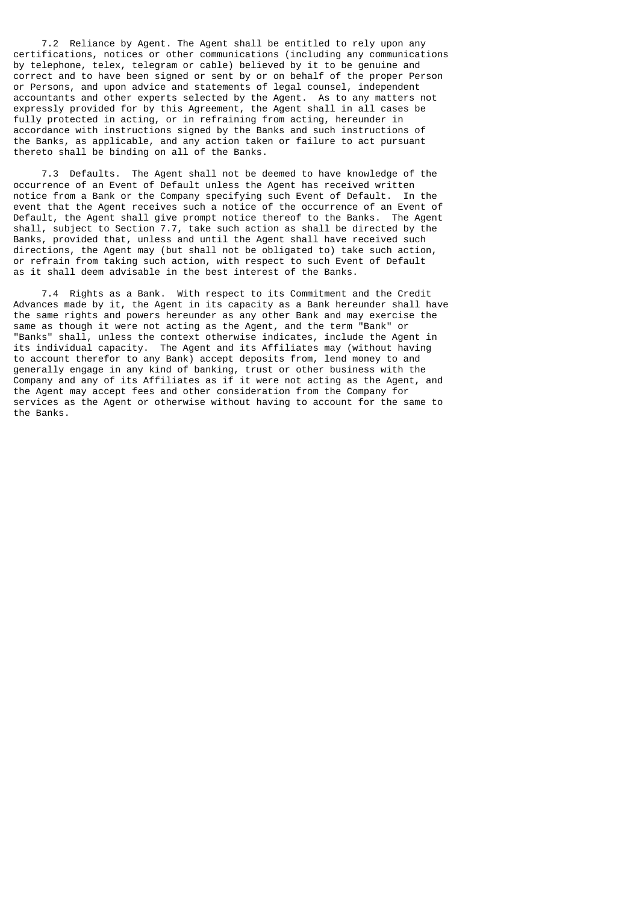7.2 Reliance by Agent. The Agent shall be entitled to rely upon any certifications, notices or other communications (including any communications by telephone, telex, telegram or cable) believed by it to be genuine and correct and to have been signed or sent by or on behalf of the proper Person or Persons, and upon advice and statements of legal counsel, independent accountants and other experts selected by the Agent. As to any matters not expressly provided for by this Agreement, the Agent shall in all cases be fully protected in acting, or in refraining from acting, hereunder in accordance with instructions signed by the Banks and such instructions of the Banks, as applicable, and any action taken or failure to act pursuant thereto shall be binding on all of the Banks.

7.3 Defaults. The Agent shall not be deemed to have knowledge of the occurrence of an Event of Default unless the Agent has received written notice from a Bank or the Company specifying such Event of Default. In the event that the Agent receives such a notice of the occurrence of an Event of Default, the Agent shall give prompt notice thereof to the Banks. The Agent shall, subject to Section 7.7, take such action as shall be directed by the Banks, provided that, unless and until the Agent shall have received such directions, the Agent may (but shall not be obligated to) take such action, or refrain from taking such action, with respect to such Event of Default as it shall deem advisable in the best interest of the Banks.

7.4 Rights as a Bank. With respect to its Commitment and the Credit Advances made by it, the Agent in its capacity as a Bank hereunder shall have the same rights and powers hereunder as any other Bank and may exercise the same as though it were not acting as the Agent, and the term "Bank" or "Banks" shall, unless the context otherwise indicates, include the Agent in its individual capacity. The Agent and its Affiliates may (without having to account therefor to any Bank) accept deposits from, lend money to and generally engage in any kind of banking, trust or other business with the Company and any of its Affiliates as if it were not acting as the Agent, and the Agent may accept fees and other consideration from the Company for services as the Agent or otherwise without having to account for the same to the Banks.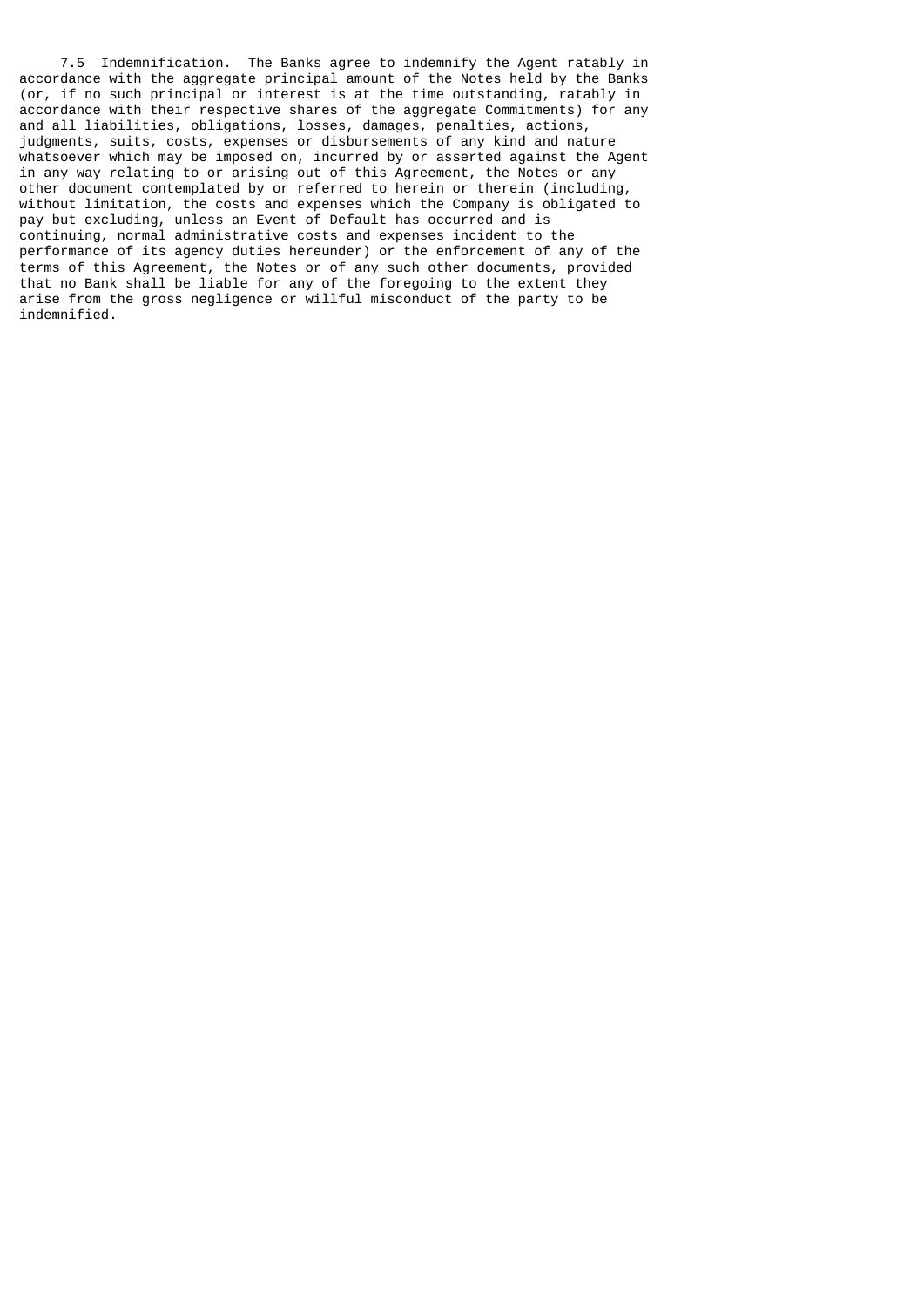7.5 Indemnification. The Banks agree to indemnify the Agent ratably in accordance with the aggregate principal amount of the Notes held by the Banks (or, if no such principal or interest is at the time outstanding, ratably in accordance with their respective shares of the aggregate Commitments) for any and all liabilities, obligations, losses, damages, penalties, actions, judgments, suits, costs, expenses or disbursements of any kind and nature whatsoever which may be imposed on, incurred by or asserted against the Agent in any way relating to or arising out of this Agreement, the Notes or any other document contemplated by or referred to herein or therein (including, without limitation, the costs and expenses which the Company is obligated to pay but excluding, unless an Event of Default has occurred and is continuing, normal administrative costs and expenses incident to the performance of its agency duties hereunder) or the enforcement of any of the terms of this Agreement, the Notes or of any such other documents, provided that no Bank shall be liable for any of the foregoing to the extent they arise from the gross negligence or willful misconduct of the party to be indemnified.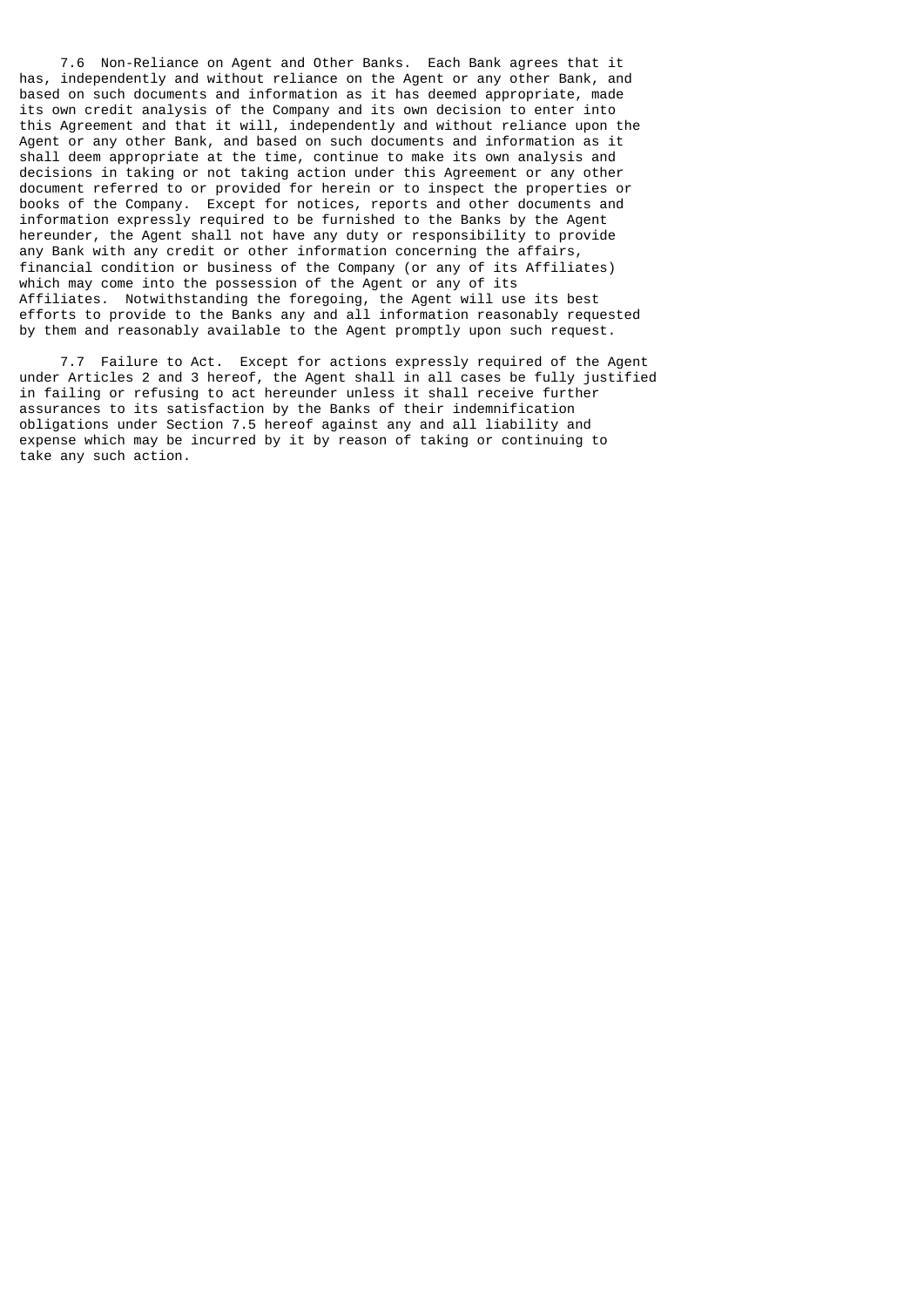7.6 Non-Reliance on Agent and Other Banks. Each Bank agrees that it has, independently and without reliance on the Agent or any other Bank, and based on such documents and information as it has deemed appropriate, made its own credit analysis of the Company and its own decision to enter into this Agreement and that it will, independently and without reliance upon the Agent or any other Bank, and based on such documents and information as it shall deem appropriate at the time, continue to make its own analysis and decisions in taking or not taking action under this Agreement or any other document referred to or provided for herein or to inspect the properties or books of the Company. Except for notices, reports and other documents and information expressly required to be furnished to the Banks by the Agent hereunder, the Agent shall not have any duty or responsibility to provide any Bank with any credit or other information concerning the affairs, financial condition or business of the Company (or any of its Affiliates) which may come into the possession of the Agent or any of its Affiliates. Notwithstanding the foregoing, the Agent will use its best efforts to provide to the Banks any and all information reasonably requested by them and reasonably available to the Agent promptly upon such request.

7.7 Failure to Act. Except for actions expressly required of the Agent under Articles 2 and 3 hereof, the Agent shall in all cases be fully justified in failing or refusing to act hereunder unless it shall receive further assurances to its satisfaction by the Banks of their indemnification obligations under Section 7.5 hereof against any and all liability and expense which may be incurred by it by reason of taking or continuing to take any such action.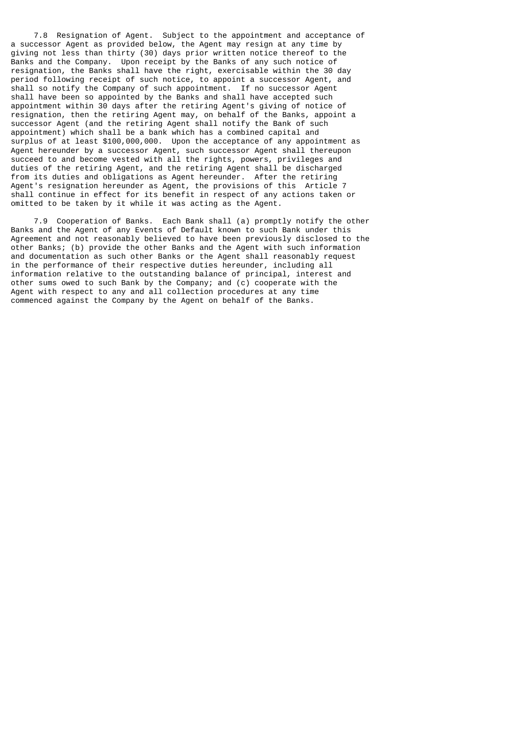7.8 Resignation of Agent. Subject to the appointment and acceptance of a successor Agent as provided below, the Agent may resign at any time by giving not less than thirty (30) days prior written notice thereof to the Banks and the Company. Upon receipt by the Banks of any such notice of resignation, the Banks shall have the right, exercisable within the 30 day period following receipt of such notice, to appoint a successor Agent, and shall so notify the Company of such appointment. If no successor Agent shall have been so appointed by the Banks and shall have accepted such appointment within 30 days after the retiring Agent's giving of notice of resignation, then the retiring Agent may, on behalf of the Banks, appoint a successor Agent (and the retiring Agent shall notify the Bank of such appointment) which shall be a bank which has a combined capital and surplus of at least $100,000,000. Upon the acceptance of any appointment as Agent hereunder by a successor Agent, such successor Agent shall thereupon succeed to and become vested with all the rights, powers, privileges and duties of the retiring Agent, and the retiring Agent shall be discharged from its duties and obligations as Agent hereunder. After the retiring Agent's resignation hereunder as Agent, the provisions of this Article 7 shall continue in effect for its benefit in respect of any actions taken or omitted to be taken by it while it was acting as the Agent.

7.9 Cooperation of Banks. Each Bank shall (a) promptly notify the other Banks and the Agent of any Events of Default known to such Bank under this Agreement and not reasonably believed to have been previously disclosed to the other Banks; (b) provide the other Banks and the Agent with such information and documentation as such other Banks or the Agent shall reasonably request in the performance of their respective duties hereunder, including all information relative to the outstanding balance of principal, interest and other sums owed to such Bank by the Company; and (c) cooperate with the Agent with respect to any and all collection procedures at any time commenced against the Company by the Agent on behalf of the Banks.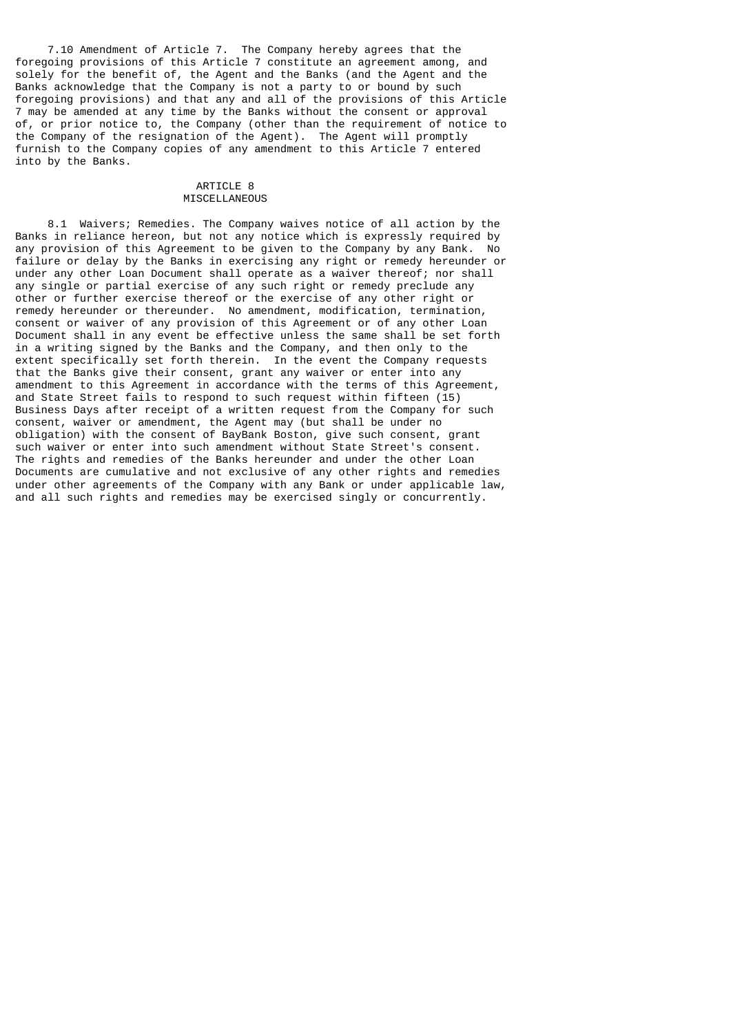7.10 Amendment of Article 7. The Company hereby agrees that the foregoing provisions of this Article 7 constitute an agreement among, and solely for the benefit of, the Agent and the Banks (and the Agent and the Banks acknowledge that the Company is not a party to or bound by such foregoing provisions) and that any and all of the provisions of this Article 7 may be amended at any time by the Banks without the consent or approval of, or prior notice to, the Company (other than the requirement of notice to the Company of the resignation of the Agent). The Agent will promptly furnish to the Company copies of any amendment to this Article 7 entered into by the Banks.

## ARTICLE 8
## MISCELLANEOUS

8.1 Waivers; Remedies. The Company waives notice of all action by the Banks in reliance hereon, but not any notice which is expressly required by any provision of this Agreement to be given to the Company by any Bank. No failure or delay by the Banks in exercising any right or remedy hereunder or under any other Loan Document shall operate as a waiver thereof; nor shall any single or partial exercise of any such right or remedy preclude any other or further exercise thereof or the exercise of any other right or remedy hereunder or thereunder. No amendment, modification, termination, consent or waiver of any provision of this Agreement or of any other Loan Document shall in any event be effective unless the same shall be set forth in a writing signed by the Banks and the Company, and then only to the extent specifically set forth therein. In the event the Company requests that the Banks give their consent, grant any waiver or enter into any amendment to this Agreement in accordance with the terms of this Agreement, and State Street fails to respond to such request within fifteen (15) Business Days after receipt of a written request from the Company for such consent, waiver or amendment, the Agent may (but shall be under no obligation) with the consent of BayBank Boston, give such consent, grant such waiver or enter into such amendment without State Street's consent. The rights and remedies of the Banks hereunder and under the other Loan Documents are cumulative and not exclusive of any other rights and remedies under other agreements of the Company with any Bank or under applicable law, and all such rights and remedies may be exercised singly or concurrently.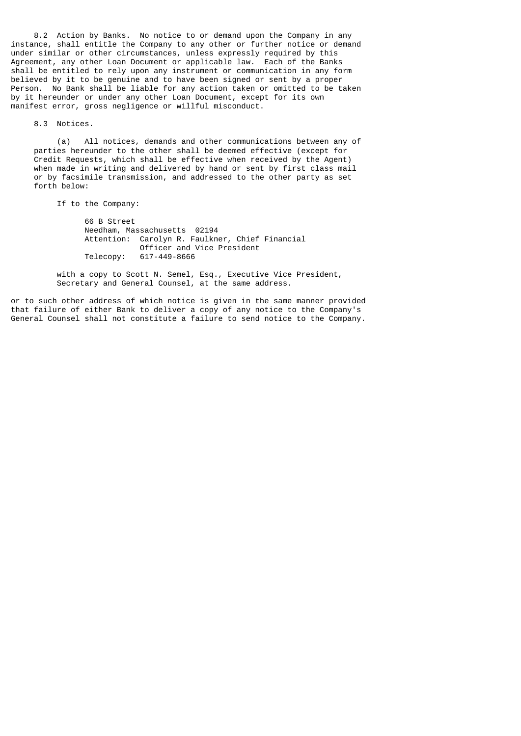8.2 Action by Banks. No notice to or demand upon the Company in any instance, shall entitle the Company to any other or further notice or demand under similar or other circumstances, unless expressly required by this Agreement, any other Loan Document or applicable law. Each of the Banks shall be entitled to rely upon any instrument or communication in any form believed by it to be genuine and to have been signed or sent by a proper Person. No Bank shall be liable for any action taken or omitted to be taken by it hereunder or under any other Loan Document, except for its own manifest error, gross negligence or willful misconduct.

8.3 Notices.

(a) All notices, demands and other communications between any of parties hereunder to the other shall be deemed effective (except for Credit Requests, which shall be effective when received by the Agent) when made in writing and delivered by hand or sent by first class mail or by facsimile transmission, and addressed to the other party as set forth below:

If to the Company:

66 B Street
Needham, Massachusetts 02194
Attention: Carolyn R. Faulkner, Chief Financial Officer and Vice President
Telecopy: 617-449-8666

with a copy to Scott N. Semel, Esq., Executive Vice President, Secretary and General Counsel, at the same address.

or to such other address of which notice is given in the same manner provided that failure of either Bank to deliver a copy of any notice to the Company's General Counsel shall not constitute a failure to send notice to the Company.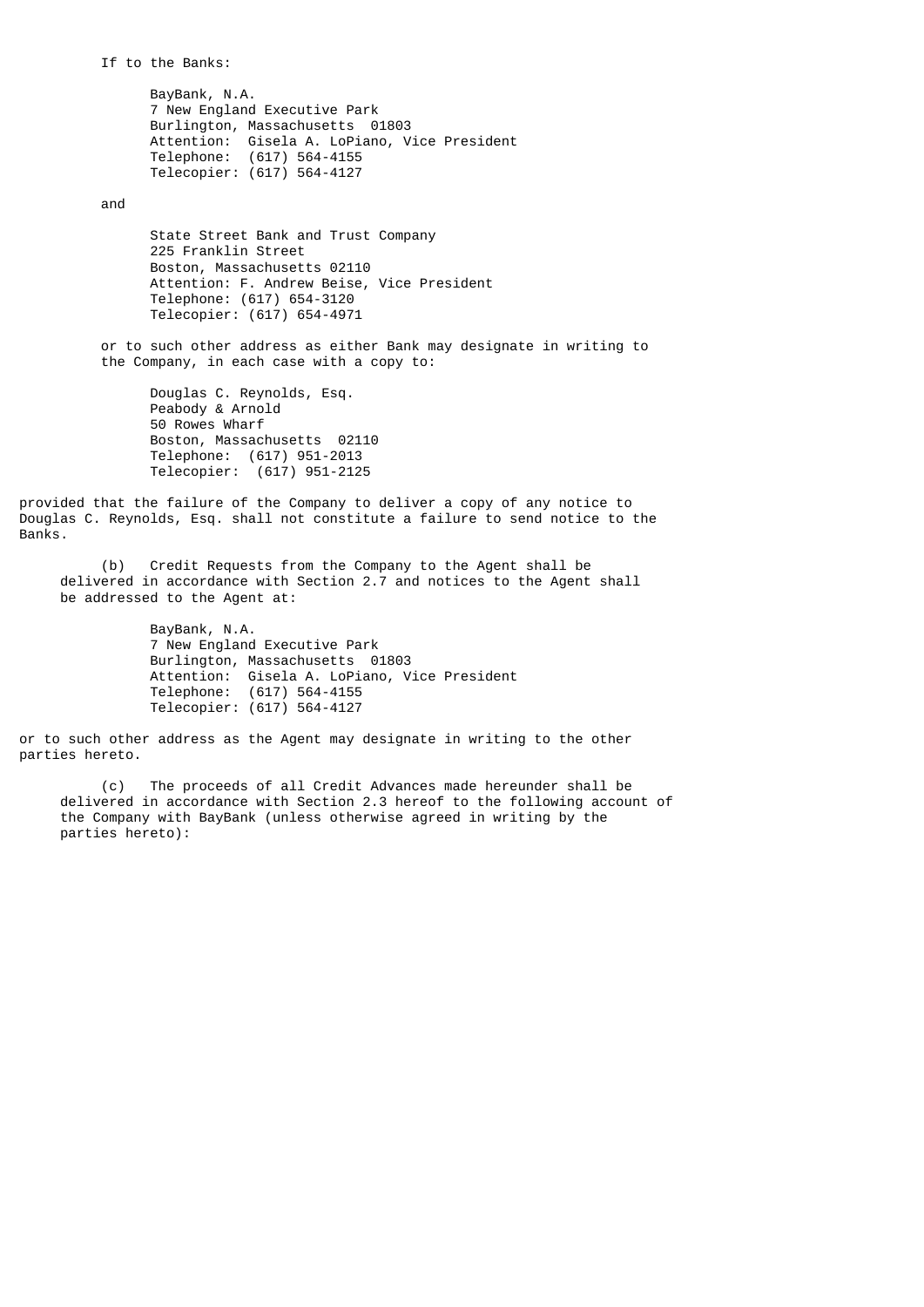If to the Banks:

BayBank, N.A.
7 New England Executive Park
Burlington, Massachusetts 01803
Attention: Gisela A. LoPiano, Vice President
Telephone: (617) 564-4155
Telecopier: (617) 564-4127

and

State Street Bank and Trust Company
225 Franklin Street
Boston, Massachusetts 02110
Attention: F. Andrew Beise, Vice President
Telephone: (617) 654-3120
Telecopier: (617) 654-4971

or to such other address as either Bank may designate in writing to the Company, in each case with a copy to:

Douglas C. Reynolds, Esq.
Peabody & Arnold
50 Rowes Wharf
Boston, Massachusetts 02110
Telephone: (617) 951-2013
Telecopier: (617) 951-2125

provided that the failure of the Company to deliver a copy of any notice to Douglas C. Reynolds, Esq. shall not constitute a failure to send notice to the Banks.

(b) Credit Requests from the Company to the Agent shall be delivered in accordance with Section 2.7 and notices to the Agent shall be addressed to the Agent at:

BayBank, N.A.
7 New England Executive Park
Burlington, Massachusetts 01803
Attention: Gisela A. LoPiano, Vice President
Telephone: (617) 564-4155
Telecopier: (617) 564-4127

or to such other address as the Agent may designate in writing to the other parties hereto.

(c) The proceeds of all Credit Advances made hereunder shall be delivered in accordance with Section 2.3 hereof to the following account of the Company with BayBank (unless otherwise agreed in writing by the parties hereto):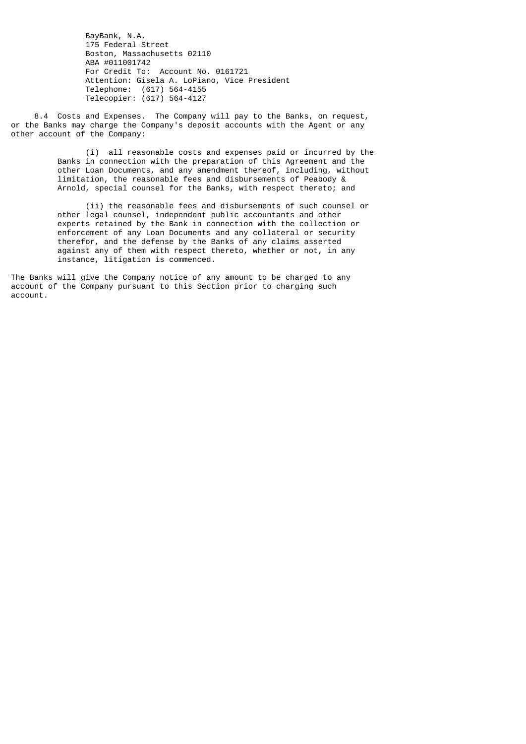BayBank, N.A.
175 Federal Street
Boston, Massachusetts 02110
ABA #011001742
For Credit To: Account No. 0161721
Attention: Gisela A. LoPiano, Vice President
Telephone: (617) 564-4155
Telecopier: (617) 564-4127

8.4 Costs and Expenses. The Company will pay to the Banks, on request, or the Banks may charge the Company's deposit accounts with the Agent or any other account of the Company:

(i) all reasonable costs and expenses paid or incurred by the Banks in connection with the preparation of this Agreement and the other Loan Documents, and any amendment thereof, including, without limitation, the reasonable fees and disbursements of Peabody & Arnold, special counsel for the Banks, with respect thereto; and

(ii) the reasonable fees and disbursements of such counsel or other legal counsel, independent public accountants and other experts retained by the Bank in connection with the collection or enforcement of any Loan Documents and any collateral or security therefor, and the defense by the Banks of any claims asserted against any of them with respect thereto, whether or not, in any instance, litigation is commenced.

The Banks will give the Company notice of any amount to be charged to any account of the Company pursuant to this Section prior to charging such account.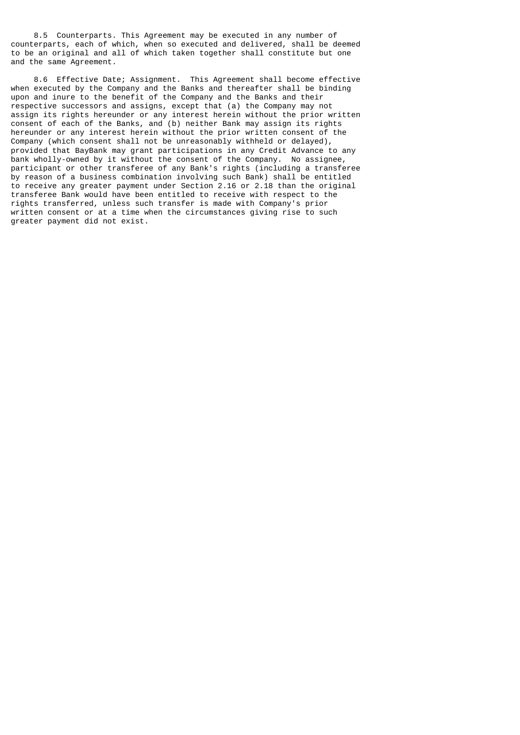8.5 Counterparts. This Agreement may be executed in any number of counterparts, each of which, when so executed and delivered, shall be deemed to be an original and all of which taken together shall constitute but one and the same Agreement.

8.6 Effective Date; Assignment. This Agreement shall become effective when executed by the Company and the Banks and thereafter shall be binding upon and inure to the benefit of the Company and the Banks and their respective successors and assigns, except that (a) the Company may not assign its rights hereunder or any interest herein without the prior written consent of each of the Banks, and (b) neither Bank may assign its rights hereunder or any interest herein without the prior written consent of the Company (which consent shall not be unreasonably withheld or delayed), provided that BayBank may grant participations in any Credit Advance to any bank wholly-owned by it without the consent of the Company. No assignee, participant or other transferee of any Bank's rights (including a transferee by reason of a business combination involving such Bank) shall be entitled to receive any greater payment under Section 2.16 or 2.18 than the original transferee Bank would have been entitled to receive with respect to the rights transferred, unless such transfer is made with Company's prior written consent or at a time when the circumstances giving rise to such greater payment did not exist.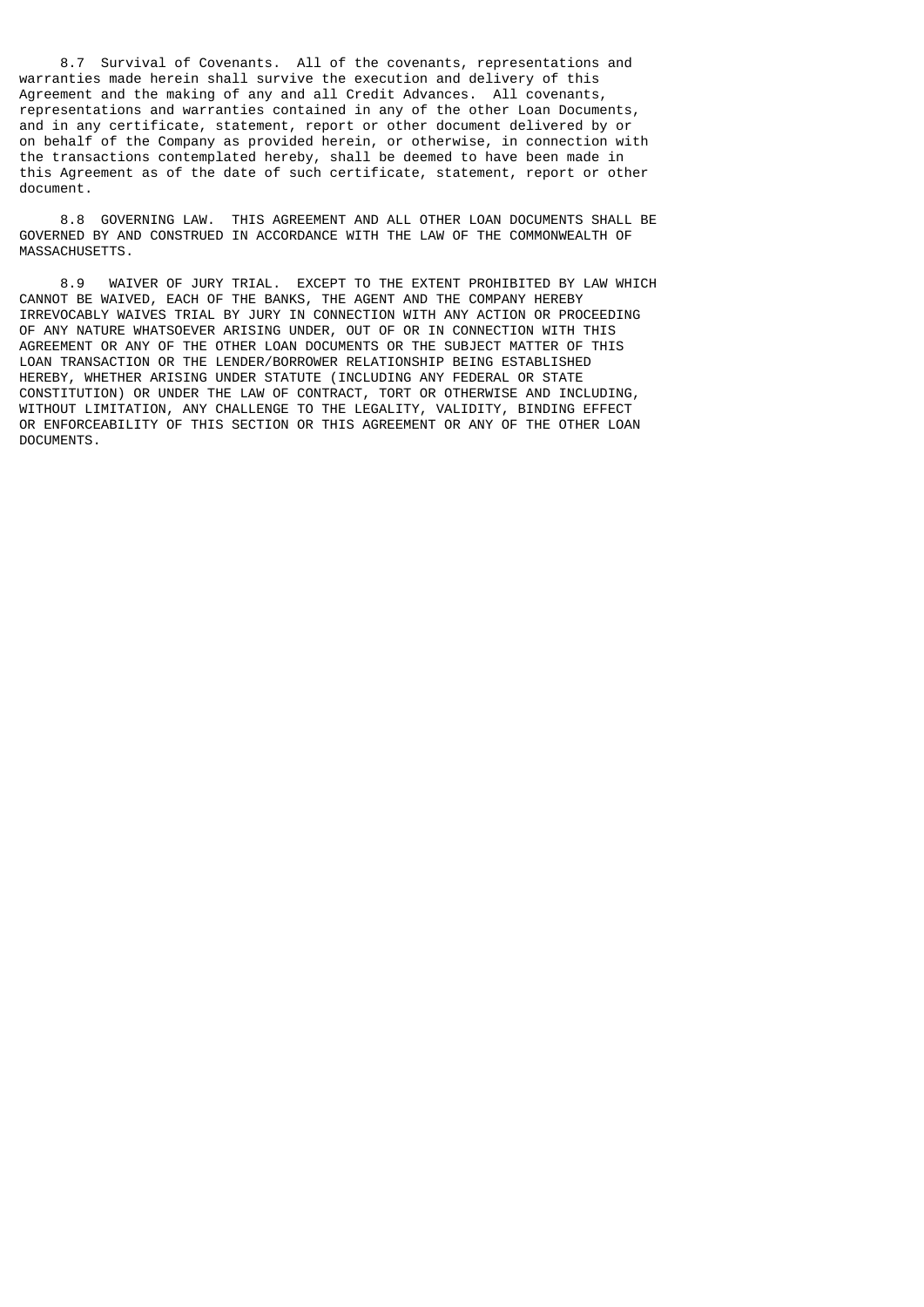8.7 Survival of Covenants. All of the covenants, representations and warranties made herein shall survive the execution and delivery of this Agreement and the making of any and all Credit Advances. All covenants, representations and warranties contained in any of the other Loan Documents, and in any certificate, statement, report or other document delivered by or on behalf of the Company as provided herein, or otherwise, in connection with the transactions contemplated hereby, shall be deemed to have been made in this Agreement as of the date of such certificate, statement, report or other document.

8.8 GOVERNING LAW. THIS AGREEMENT AND ALL OTHER LOAN DOCUMENTS SHALL BE GOVERNED BY AND CONSTRUED IN ACCORDANCE WITH THE LAW OF THE COMMONWEALTH OF MASSACHUSETTS.

8.9 WAIVER OF JURY TRIAL. EXCEPT TO THE EXTENT PROHIBITED BY LAW WHICH CANNOT BE WAIVED, EACH OF THE BANKS, THE AGENT AND THE COMPANY HEREBY IRREVOCABLY WAIVES TRIAL BY JURY IN CONNECTION WITH ANY ACTION OR PROCEEDING OF ANY NATURE WHATSOEVER ARISING UNDER, OUT OF OR IN CONNECTION WITH THIS AGREEMENT OR ANY OF THE OTHER LOAN DOCUMENTS OR THE SUBJECT MATTER OF THIS LOAN TRANSACTION OR THE LENDER/BORROWER RELATIONSHIP BEING ESTABLISHED HEREBY, WHETHER ARISING UNDER STATUTE (INCLUDING ANY FEDERAL OR STATE CONSTITUTION) OR UNDER THE LAW OF CONTRACT, TORT OR OTHERWISE AND INCLUDING, WITHOUT LIMITATION, ANY CHALLENGE TO THE LEGALITY, VALIDITY, BINDING EFFECT OR ENFORCEABILITY OF THIS SECTION OR THIS AGREEMENT OR ANY OF THE OTHER LOAN DOCUMENTS.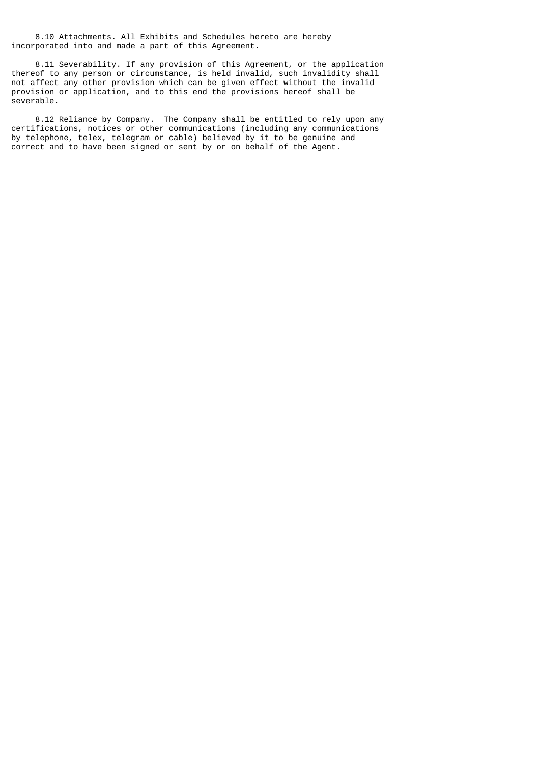8.10 Attachments. All Exhibits and Schedules hereto are hereby incorporated into and made a part of this Agreement.

8.11 Severability. If any provision of this Agreement, or the application thereof to any person or circumstance, is held invalid, such invalidity shall not affect any other provision which can be given effect without the invalid provision or application, and to this end the provisions hereof shall be severable.

8.12 Reliance by Company. The Company shall be entitled to rely upon any certifications, notices or other communications (including any communications by telephone, telex, telegram or cable) believed by it to be genuine and correct and to have been signed or sent by or on behalf of the Agent.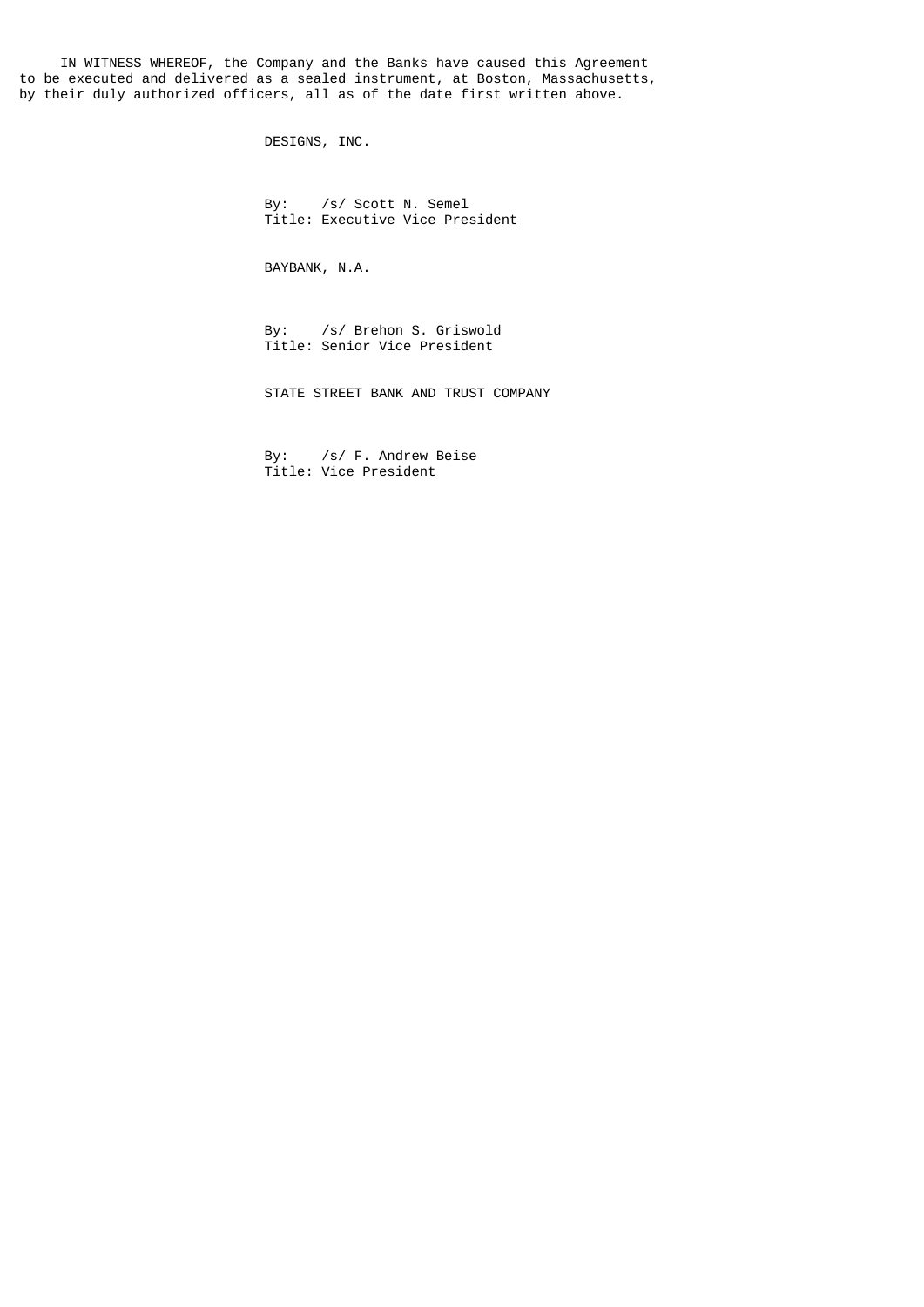IN WITNESS WHEREOF, the Company and the Banks have caused this Agreement to be executed and delivered as a sealed instrument, at Boston, Massachusetts, by their duly authorized officers, all as of the date first written above.

DESIGNS, INC.

By: /s/ Scott N. Semel
Title: Executive Vice President

BAYBANK, N.A.

By: /s/ Brehon S. Griswold
Title: Senior Vice President

STATE STREET BANK AND TRUST COMPANY

By: /s/ F. Andrew Beise
Title: Vice President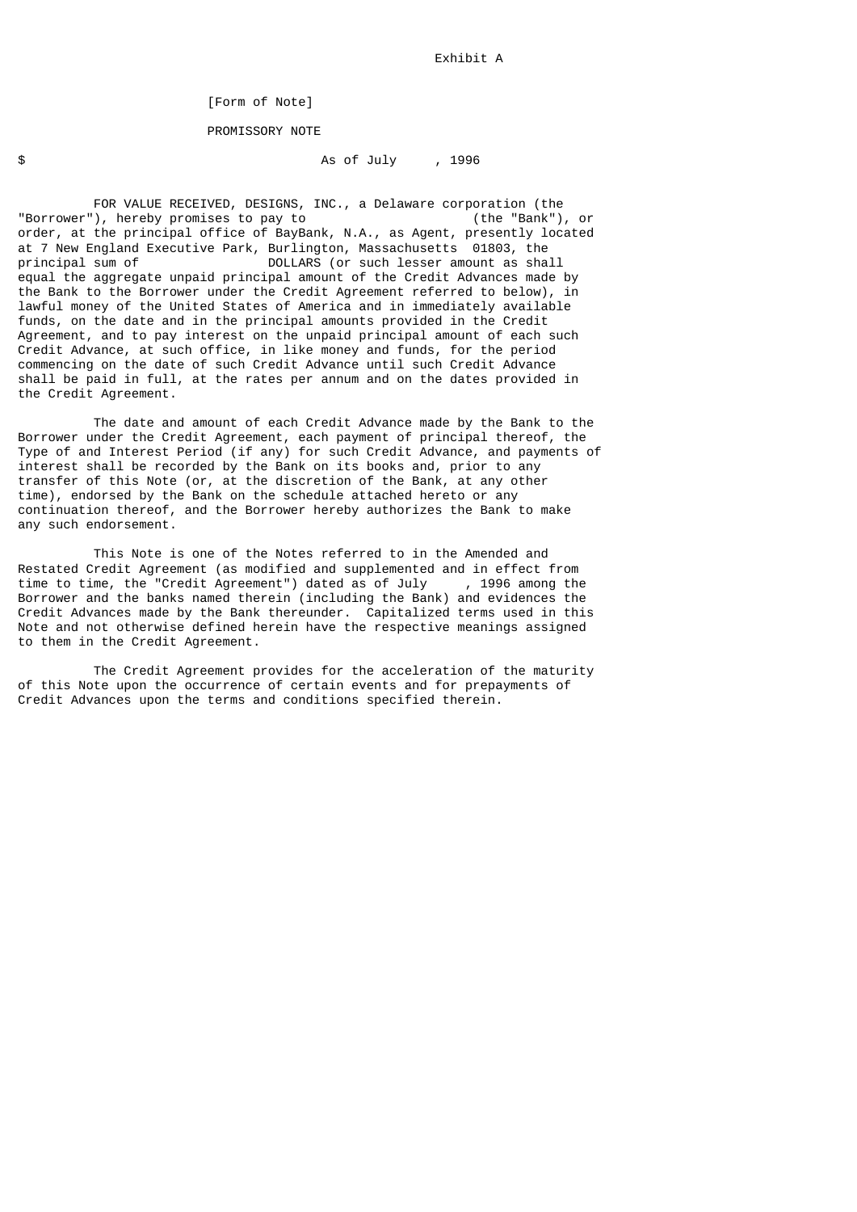Exhibit A

[Form of Note]

PROMISSORY NOTE

$ As of July , 1996

FOR VALUE RECEIVED, DESIGNS, INC., a Delaware corporation (the "Borrower"), hereby promises to pay to (the "Bank"), or order, at the principal office of BayBank, N.A., as Agent, presently located at 7 New England Executive Park, Burlington, Massachusetts 01803, the principal sum of DOLLARS (or such lesser amount as shall equal the aggregate unpaid principal amount of the Credit Advances made by the Bank to the Borrower under the Credit Agreement referred to below), in lawful money of the United States of America and in immediately available funds, on the date and in the principal amounts provided in the Credit Agreement, and to pay interest on the unpaid principal amount of each such Credit Advance, at such office, in like money and funds, for the period commencing on the date of such Credit Advance until such Credit Advance shall be paid in full, at the rates per annum and on the dates provided in the Credit Agreement.

The date and amount of each Credit Advance made by the Bank to the Borrower under the Credit Agreement, each payment of principal thereof, the Type of and Interest Period (if any) for such Credit Advance, and payments of interest shall be recorded by the Bank on its books and, prior to any transfer of this Note (or, at the discretion of the Bank, at any other time), endorsed by the Bank on the schedule attached hereto or any continuation thereof, and the Borrower hereby authorizes the Bank to make any such endorsement.

This Note is one of the Notes referred to in the Amended and Restated Credit Agreement (as modified and supplemented and in effect from time to time, the "Credit Agreement") dated as of July , 1996 among the Borrower and the banks named therein (including the Bank) and evidences the Credit Advances made by the Bank thereunder. Capitalized terms used in this Note and not otherwise defined herein have the respective meanings assigned to them in the Credit Agreement.

The Credit Agreement provides for the acceleration of the maturity of this Note upon the occurrence of certain events and for prepayments of Credit Advances upon the terms and conditions specified therein.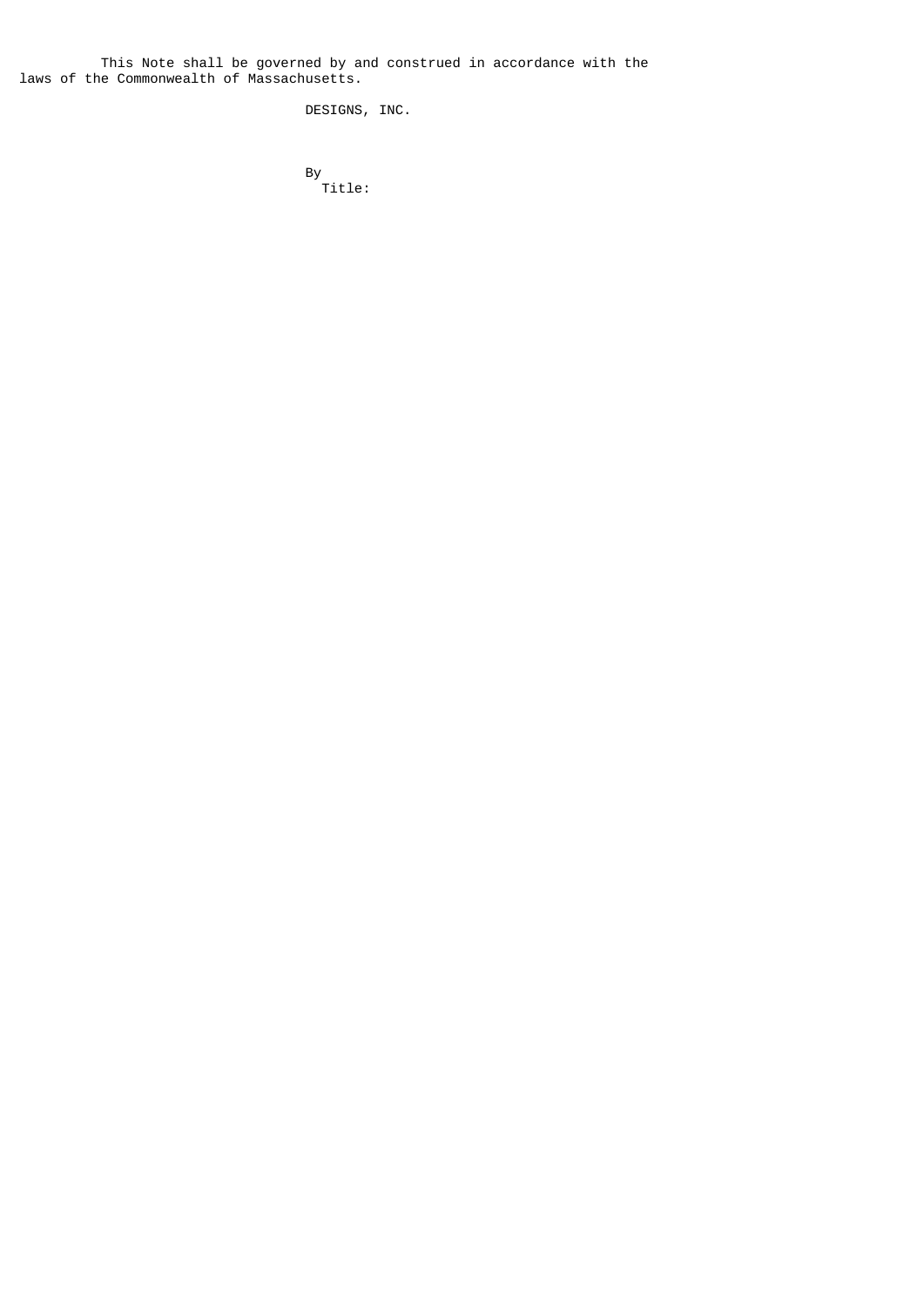This Note shall be governed by and construed in accordance with the laws of the Commonwealth of Massachusetts.

DESIGNS, INC.

By

Title: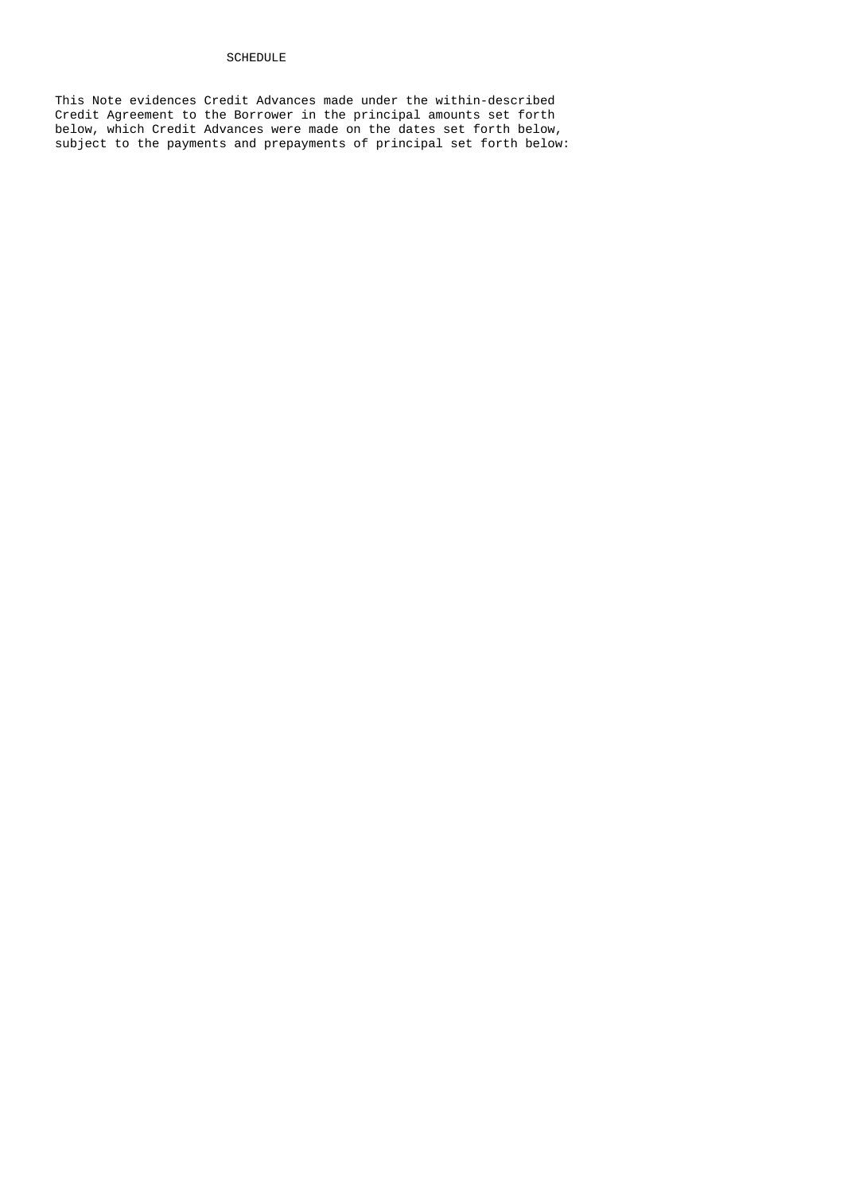SCHEDULE

This Note evidences Credit Advances made under the within-described Credit Agreement to the Borrower in the principal amounts set forth below, which Credit Advances were made on the dates set forth below, subject to the payments and prepayments of principal set forth below: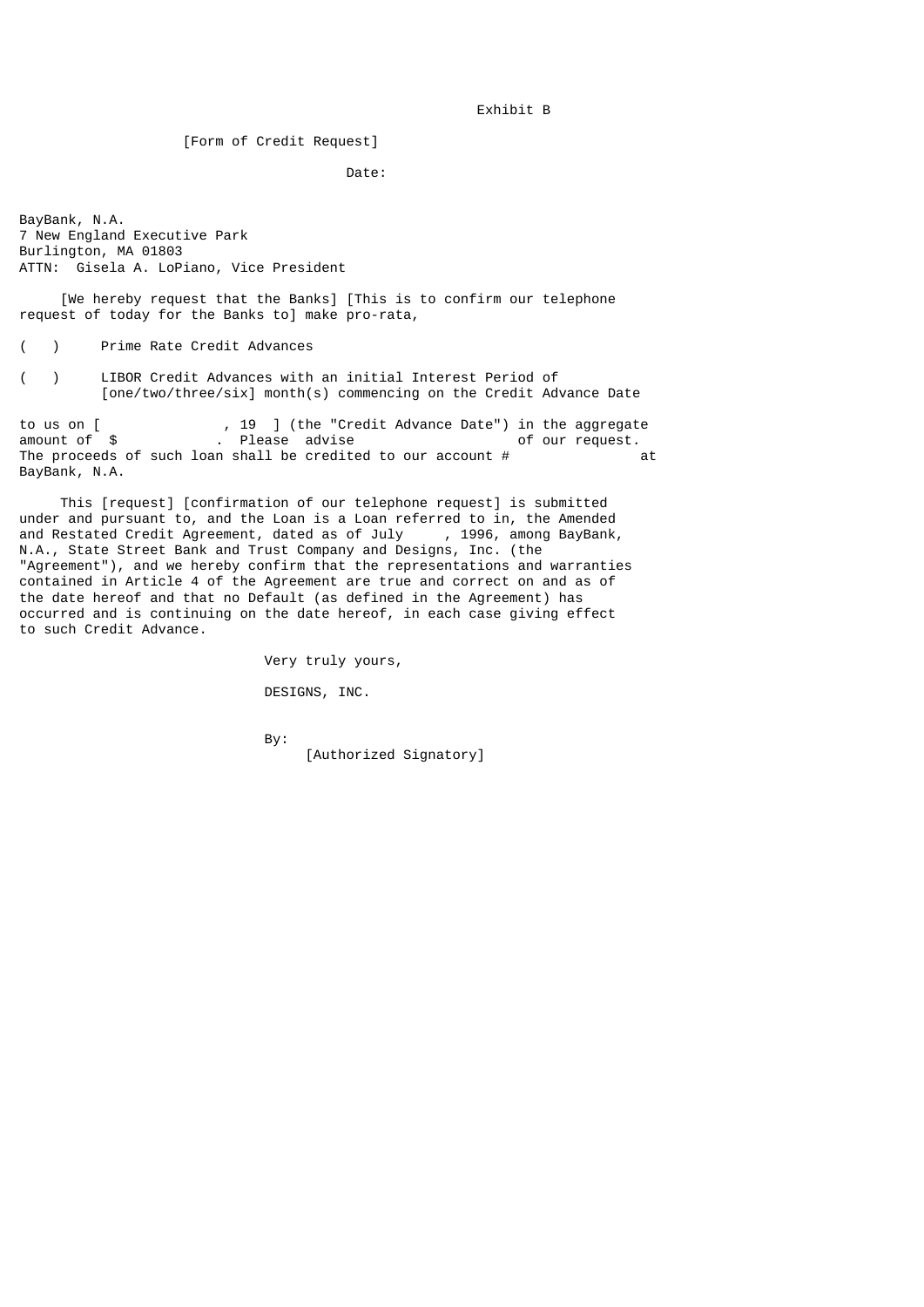Exhibit B

[Form of Credit Request]

Date:

BayBank, N.A.
7 New England Executive Park
Burlington, MA 01803
ATTN: Gisela A. LoPiano, Vice President

[We hereby request that the Banks] [This is to confirm our telephone request of today for the Banks to] make pro-rata,

( ) Prime Rate Credit Advances

( ) LIBOR Credit Advances with an initial Interest Period of [one/two/three/six] month(s) commencing on the Credit Advance Date

to us on [ , 19 ] (the "Credit Advance Date") in the aggregate amount of $ . Please advise of our request. The proceeds of such loan shall be credited to our account # at BayBank, N.A.

This [request] [confirmation of our telephone request] is submitted under and pursuant to, and the Loan is a Loan referred to in, the Amended and Restated Credit Agreement, dated as of July , 1996, among BayBank, N.A., State Street Bank and Trust Company and Designs, Inc. (the "Agreement"), and we hereby confirm that the representations and warranties contained in Article 4 of the Agreement are true and correct on and as of the date hereof and that no Default (as defined in the Agreement) has occurred and is continuing on the date hereof, in each case giving effect to such Credit Advance.

Very truly yours,

DESIGNS, INC.

By:
[Authorized Signatory]